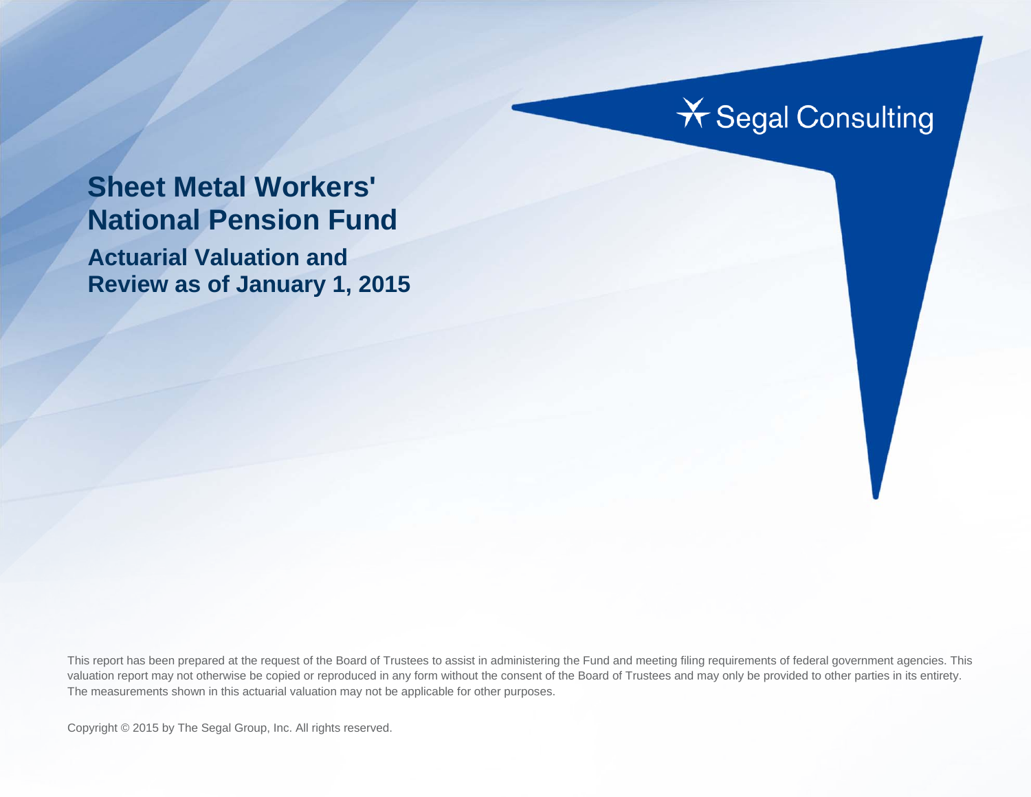Segal Consulting

# Sheet Metal Workers' National Pension Fund

## Actuarial Valuation and Review as of January 1, 2015

This report has been prepared at the request of the Board of Trustees to assist in administering the Fund and meeting filing requirements of federal government agencies. This valuation report may not otherwise be copied or reproduced in any form without the consent of the Board of Trustees and may only be provided to other parties in its entirety. The measurements shown in this actuarial valuation may not be applicable for other purposes.

Copyright © 2015 by The Segal Group, Inc. All rights reserved.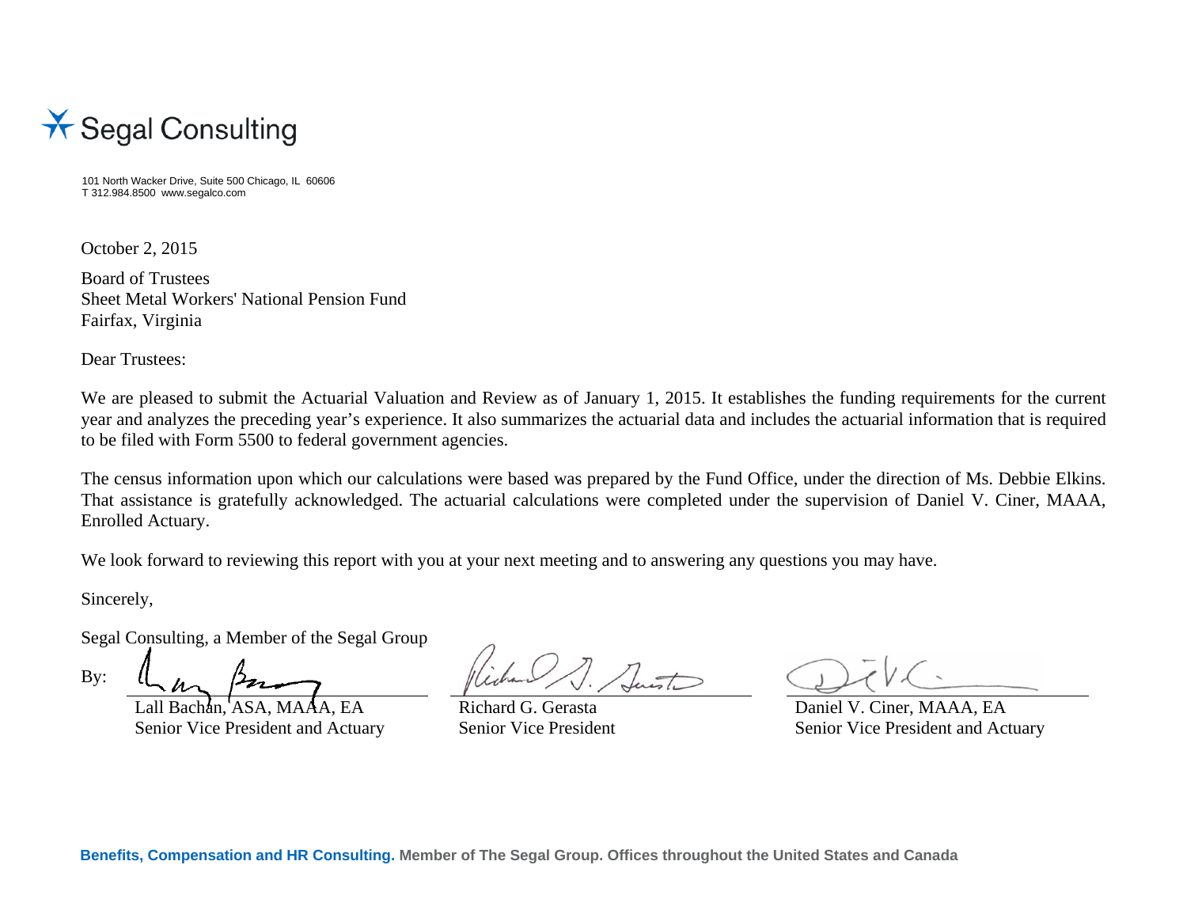Segal Consulting

101 North Wacker Drive, Suite 500 Chicago, IL 60606
T 312.984.8500 www.segalco.com

October 2, 2015

Board of Trustees
Sheet Metal Workers' National Pension Fund
Fairfax, Virginia

Dear Trustees:

We are pleased to submit the Actuarial Valuation and Review as of January 1, 2015. It establishes the funding requirements for the current year and analyzes the preceding year's experience. It also summarizes the actuarial data and includes the actuarial information that is required to be filed with Form 5500 to federal government agencies.

The census information upon which our calculations were based was prepared by the Fund Office, under the direction of Ms. Debbie Elkins. That assistance is gratefully acknowledged. The actuarial calculations were completed under the supervision of Daniel V. Ciner, MAAA, Enrolled Actuary.

We look forward to reviewing this report with you at your next meeting and to answering any questions you may have.

Sincerely,

Segal Consulting, a Member of the Segal Group

By:

| Lall Bachan, ASA, MAAA, EA | Richard G. Gerasta | Daniel V. Ciner, MAAA, EA |
|---|---|---|
| Senior Vice President and Actuary | Senior Vice President | Senior Vice President and Actuary |

**Benefits, Compensation and HR Consulting.** Member of The Segal Group. Offices throughout the United States and Canada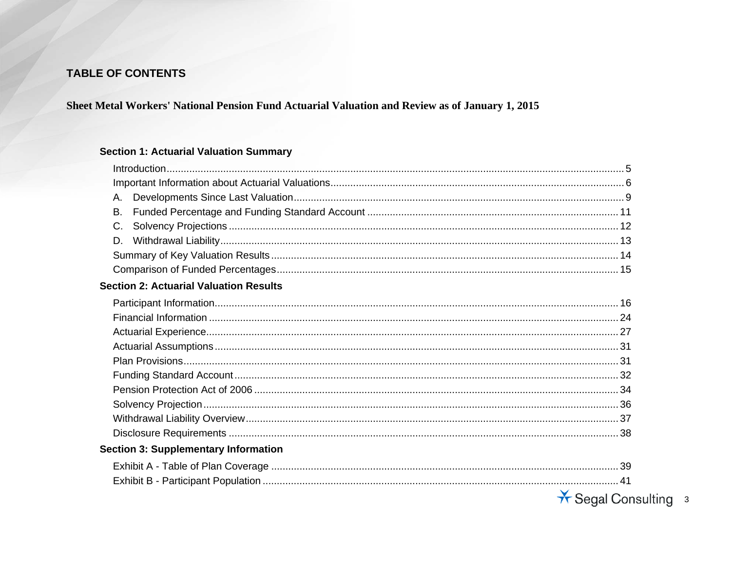# TABLE OF CONTENTS

**Sheet Metal Workers' National Pension Fund Actuarial Valuation and Review as of January 1, 2015**

### Section 1: Actuarial Valuation Summary

- Introduction ... 5
- Important Information about Actuarial Valuations ... 6
- A. Developments Since Last Valuation ... 9
- B. Funded Percentage and Funding Standard Account ... 11
- C. Solvency Projections ... 12
- D. Withdrawal Liability ... 13
- Summary of Key Valuation Results ... 14
- Comparison of Funded Percentages ... 15

### Section 2: Actuarial Valuation Results

- Participant Information ... 16
- Financial Information ... 24
- Actuarial Experience ... 27
- Actuarial Assumptions ... 31
- Plan Provisions ... 31
- Funding Standard Account ... 32
- Pension Protection Act of 2006 ... 34
- Solvency Projection ... 36
- Withdrawal Liability Overview ... 37
- Disclosure Requirements ... 38

### Section 3: Supplementary Information

- Exhibit A - Table of Plan Coverage ... 39
- Exhibit B - Participant Population ... 41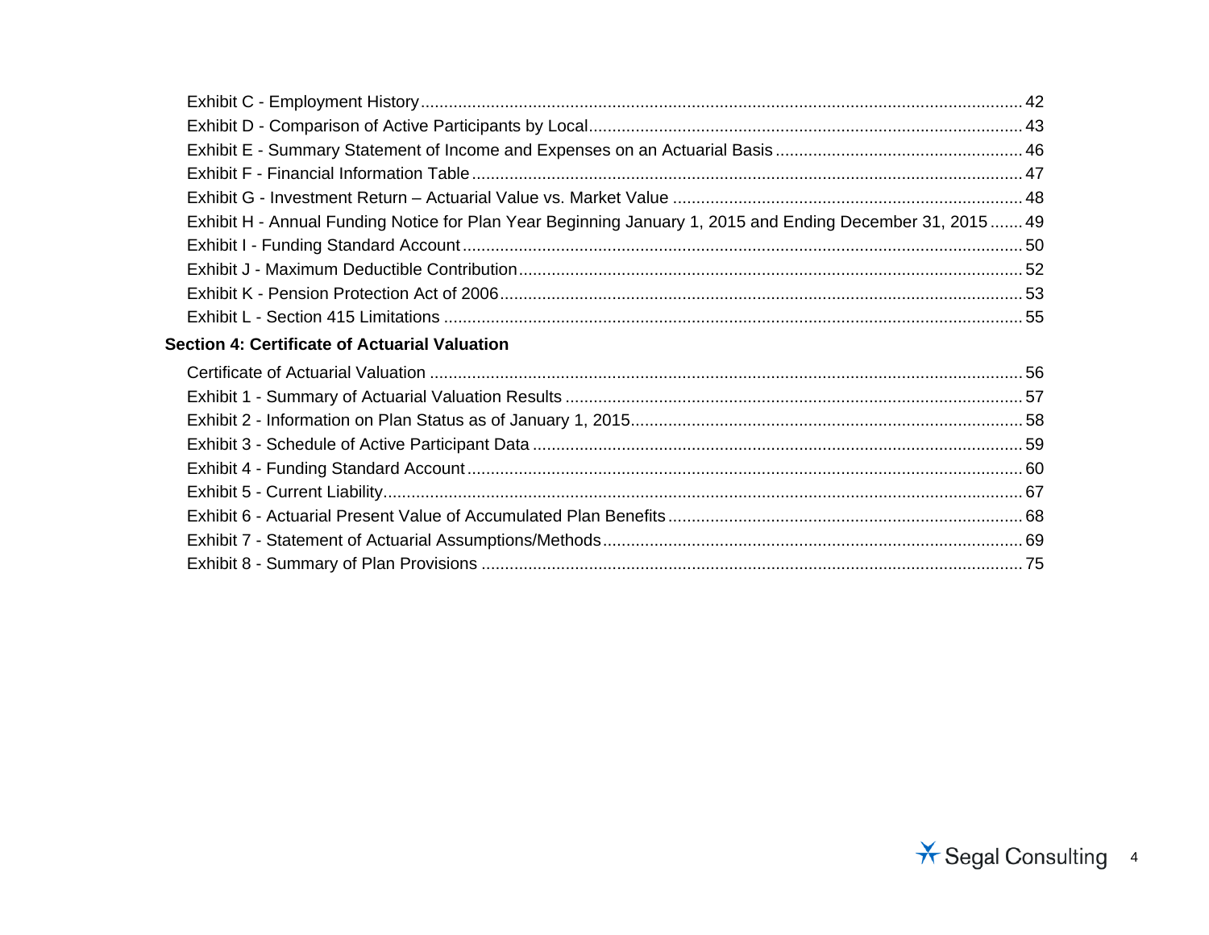Exhibit C - Employment History ........ 42

Exhibit D - Comparison of Active Participants by Local ........ 43

Exhibit E - Summary Statement of Income and Expenses on an Actuarial Basis ........ 46

Exhibit F - Financial Information Table ........ 47

Exhibit G - Investment Return – Actuarial Value vs. Market Value ........ 48

Exhibit H - Annual Funding Notice for Plan Year Beginning January 1, 2015 and Ending December 31, 2015 ........ 49

Exhibit I - Funding Standard Account ........ 50

Exhibit J - Maximum Deductible Contribution ........ 52

Exhibit K - Pension Protection Act of 2006 ........ 53

Exhibit L - Section 415 Limitations ........ 55

**Section 4: Certificate of Actuarial Valuation**

Certificate of Actuarial Valuation ........ 56

Exhibit 1 - Summary of Actuarial Valuation Results ........ 57

Exhibit 2 - Information on Plan Status as of January 1, 2015 ........ 58

Exhibit 3 - Schedule of Active Participant Data ........ 59

Exhibit 4 - Funding Standard Account ........ 60

Exhibit 5 - Current Liability ........ 67

Exhibit 6 - Actuarial Present Value of Accumulated Plan Benefits ........ 68

Exhibit 7 - Statement of Actuarial Assumptions/Methods ........ 69

Exhibit 8 - Summary of Plan Provisions ........ 75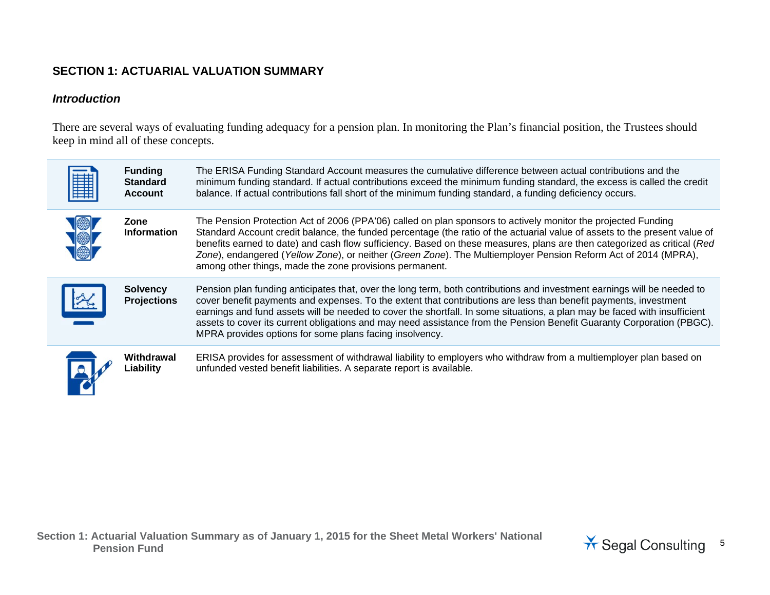## SECTION 1: ACTUARIAL VALUATION SUMMARY

### *Introduction*

There are several ways of evaluating funding adequacy for a pension plan. In monitoring the Plan's financial position, the Trustees should keep in mind all of these concepts.

| | |
|---|---|
| **Funding Standard Account** | The ERISA Funding Standard Account measures the cumulative difference between actual contributions and the minimum funding standard. If actual contributions exceed the minimum funding standard, the excess is called the credit balance. If actual contributions fall short of the minimum funding standard, a funding deficiency occurs. |
| **Zone Information** | The Pension Protection Act of 2006 (PPA'06) called on plan sponsors to actively monitor the projected Funding Standard Account credit balance, the funded percentage (the ratio of the actuarial value of assets to the present value of benefits earned to date) and cash flow sufficiency. Based on these measures, plans are then categorized as critical (*Red Zone*), endangered (*Yellow Zone*), or neither (*Green Zone*). The Multiemployer Pension Reform Act of 2014 (MPRA), among other things, made the zone provisions permanent. |
| **Solvency Projections** | Pension plan funding anticipates that, over the long term, both contributions and investment earnings will be needed to cover benefit payments and expenses. To the extent that contributions are less than benefit payments, investment earnings and fund assets will be needed to cover the shortfall. In some situations, a plan may be faced with insufficient assets to cover its current obligations and may need assistance from the Pension Benefit Guaranty Corporation (PBGC). MPRA provides options for some plans facing insolvency. |
| **Withdrawal Liability** | ERISA provides for assessment of withdrawal liability to employers who withdraw from a multiemployer plan based on unfunded vested benefit liabilities. A separate report is available. |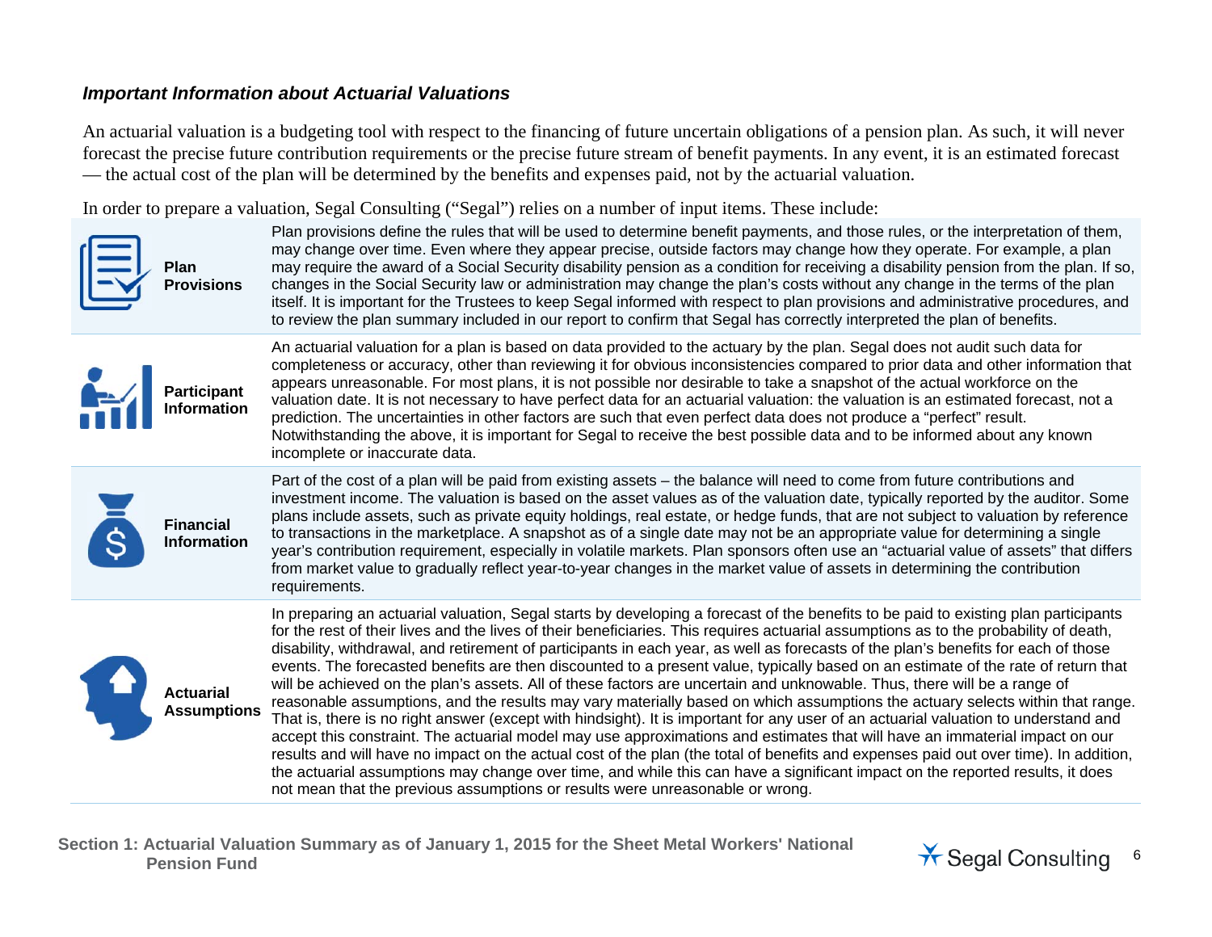### *Important Information about Actuarial Valuations*

An actuarial valuation is a budgeting tool with respect to the financing of future uncertain obligations of a pension plan. As such, it will never forecast the precise future contribution requirements or the precise future stream of benefit payments. In any event, it is an estimated forecast — the actual cost of the plan will be determined by the benefits and expenses paid, not by the actuarial valuation.

In order to prepare a valuation, Segal Consulting ("Segal") relies on a number of input items. These include:

| | |
|---|---|
| **Plan Provisions** | Plan provisions define the rules that will be used to determine benefit payments, and those rules, or the interpretation of them, may change over time. Even where they appear precise, outside factors may change how they operate. For example, a plan may require the award of a Social Security disability pension as a condition for receiving a disability pension from the plan. If so, changes in the Social Security law or administration may change the plan's costs without any change in the terms of the plan itself. It is important for the Trustees to keep Segal informed with respect to plan provisions and administrative procedures, and to review the plan summary included in our report to confirm that Segal has correctly interpreted the plan of benefits. |
| **Participant Information** | An actuarial valuation for a plan is based on data provided to the actuary by the plan. Segal does not audit such data for completeness or accuracy, other than reviewing it for obvious inconsistencies compared to prior data and other information that appears unreasonable. For most plans, it is not possible nor desirable to take a snapshot of the actual workforce on the valuation date. It is not necessary to have perfect data for an actuarial valuation: the valuation is an estimated forecast, not a prediction. The uncertainties in other factors are such that even perfect data does not produce a "perfect" result. Notwithstanding the above, it is important for Segal to receive the best possible data and to be informed about any known incomplete or inaccurate data. |
| **Financial Information** | Part of the cost of a plan will be paid from existing assets – the balance will need to come from future contributions and investment income. The valuation is based on the asset values as of the valuation date, typically reported by the auditor. Some plans include assets, such as private equity holdings, real estate, or hedge funds, that are not subject to valuation by reference to transactions in the marketplace. A snapshot as of a single date may not be an appropriate value for determining a single year's contribution requirement, especially in volatile markets. Plan sponsors often use an "actuarial value of assets" that differs from market value to gradually reflect year-to-year changes in the market value of assets in determining the contribution requirements. |
| **Actuarial Assumptions** | In preparing an actuarial valuation, Segal starts by developing a forecast of the benefits to be paid to existing plan participants for the rest of their lives and the lives of their beneficiaries. This requires actuarial assumptions as to the probability of death, disability, withdrawal, and retirement of participants in each year, as well as forecasts of the plan's benefits for each of those events. The forecasted benefits are then discounted to a present value, typically based on an estimate of the rate of return that will be achieved on the plan's assets. All of these factors are uncertain and unknowable. Thus, there will be a range of reasonable assumptions, and the results may vary materially based on which assumptions the actuary selects within that range. That is, there is no right answer (except with hindsight). It is important for any user of an actuarial valuation to understand and accept this constraint. The actuarial model may use approximations and estimates that will have an immaterial impact on our results and will have no impact on the actual cost of the plan (the total of benefits and expenses paid out over time). In addition, the actuarial assumptions may change over time, and while this can have a significant impact on the reported results, it does not mean that the previous assumptions or results were unreasonable or wrong. |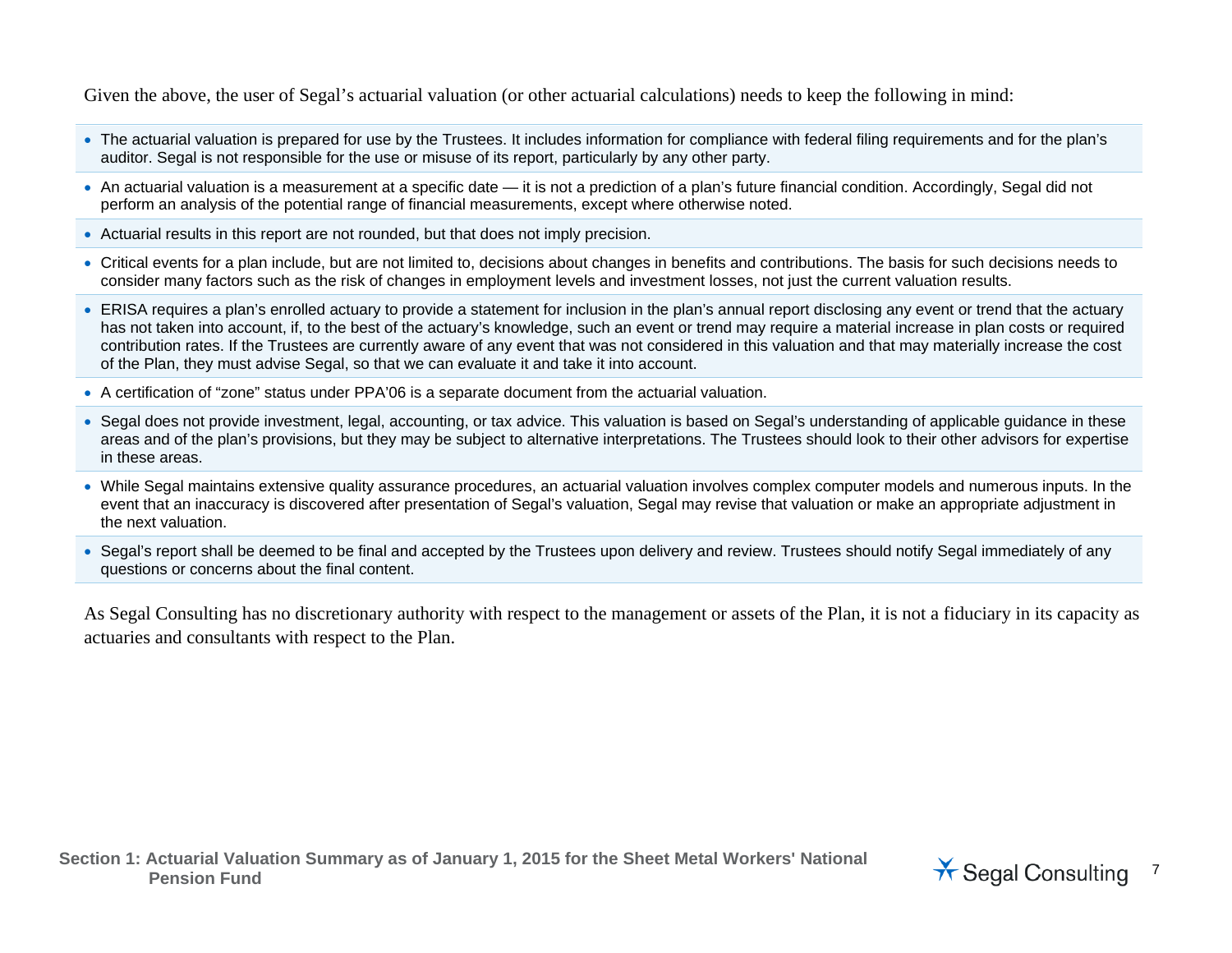Given the above, the user of Segal's actuarial valuation (or other actuarial calculations) needs to keep the following in mind:

- The actuarial valuation is prepared for use by the Trustees. It includes information for compliance with federal filing requirements and for the plan's auditor. Segal is not responsible for the use or misuse of its report, particularly by any other party.
- An actuarial valuation is a measurement at a specific date — it is not a prediction of a plan's future financial condition. Accordingly, Segal did not perform an analysis of the potential range of financial measurements, except where otherwise noted.
- Actuarial results in this report are not rounded, but that does not imply precision.
- Critical events for a plan include, but are not limited to, decisions about changes in benefits and contributions. The basis for such decisions needs to consider many factors such as the risk of changes in employment levels and investment losses, not just the current valuation results.
- ERISA requires a plan's enrolled actuary to provide a statement for inclusion in the plan's annual report disclosing any event or trend that the actuary has not taken into account, if, to the best of the actuary's knowledge, such an event or trend may require a material increase in plan costs or required contribution rates. If the Trustees are currently aware of any event that was not considered in this valuation and that may materially increase the cost of the Plan, they must advise Segal, so that we can evaluate it and take it into account.
- A certification of "zone" status under PPA'06 is a separate document from the actuarial valuation.
- Segal does not provide investment, legal, accounting, or tax advice. This valuation is based on Segal's understanding of applicable guidance in these areas and of the plan's provisions, but they may be subject to alternative interpretations. The Trustees should look to their other advisors for expertise in these areas.
- While Segal maintains extensive quality assurance procedures, an actuarial valuation involves complex computer models and numerous inputs. In the event that an inaccuracy is discovered after presentation of Segal's valuation, Segal may revise that valuation or make an appropriate adjustment in the next valuation.
- Segal's report shall be deemed to be final and accepted by the Trustees upon delivery and review. Trustees should notify Segal immediately of any questions or concerns about the final content.

As Segal Consulting has no discretionary authority with respect to the management or assets of the Plan, it is not a fiduciary in its capacity as actuaries and consultants with respect to the Plan.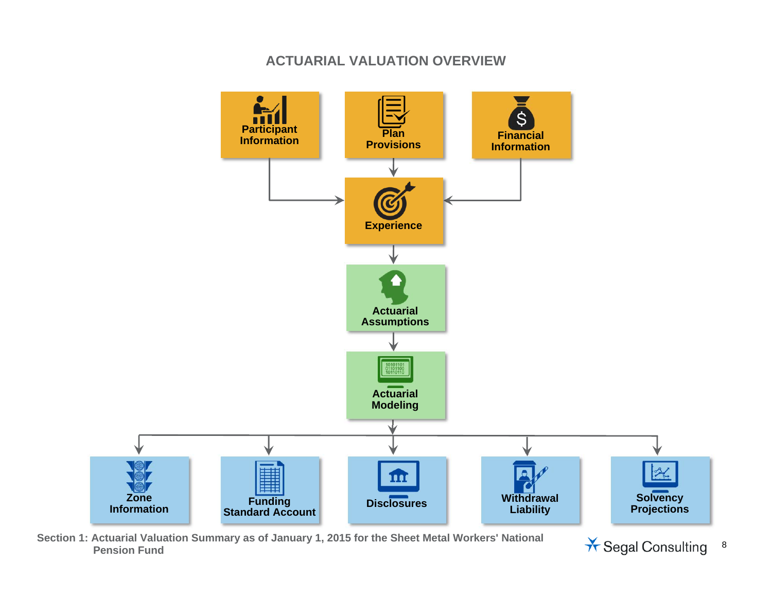# ACTUARIAL VALUATION OVERVIEW

Participant Information

Plan Provisions

Financial Information

Experience

Actuarial Assumptions

Actuarial Modeling

Zone Information

Funding Standard Account

Disclosures

Withdrawal Liability

Solvency Projections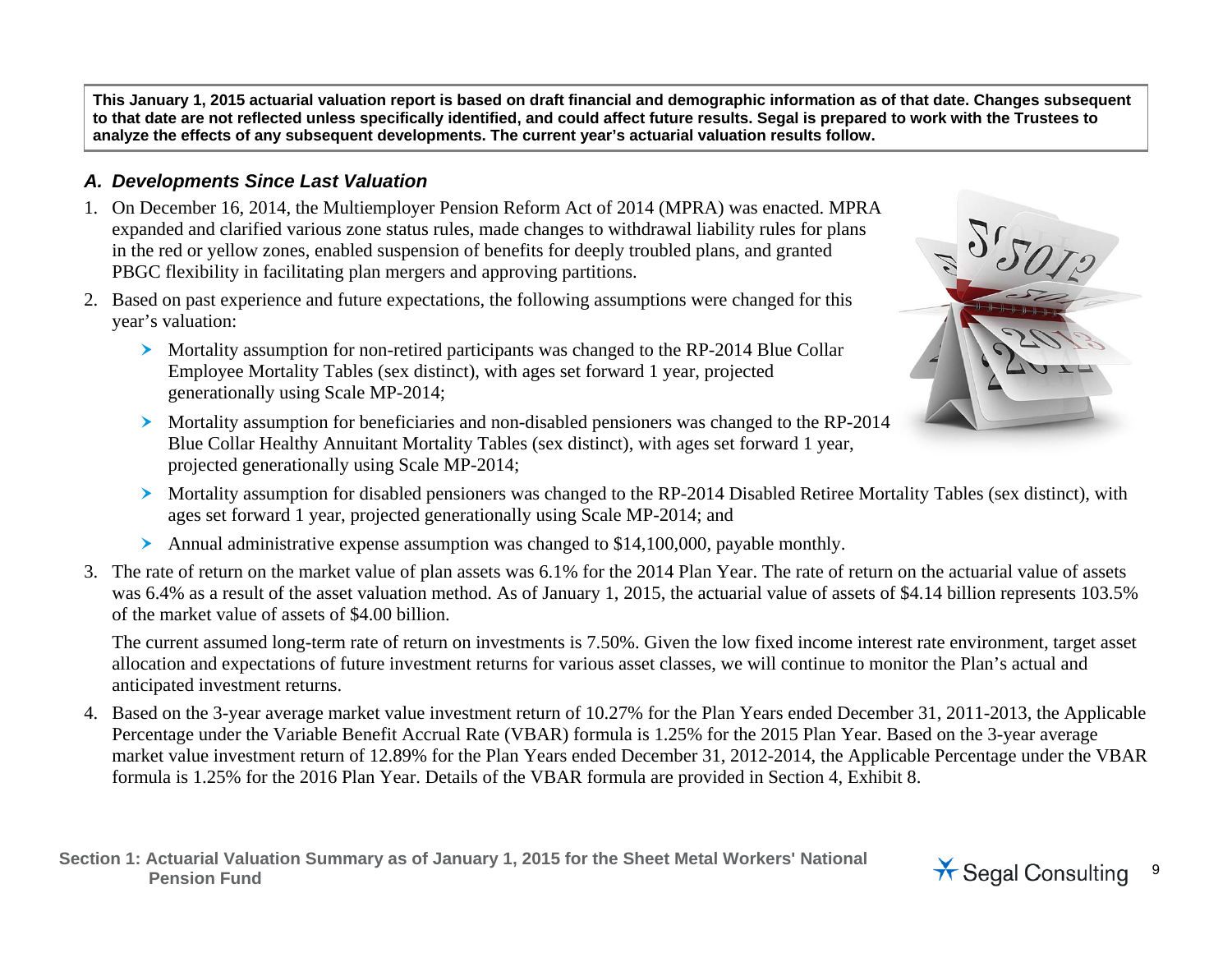**This January 1, 2015 actuarial valuation report is based on draft financial and demographic information as of that date. Changes subsequent to that date are not reflected unless specifically identified, and could affect future results. Segal is prepared to work with the Trustees to analyze the effects of any subsequent developments. The current year's actuarial valuation results follow.**

### *A. Developments Since Last Valuation*

1. On December 16, 2014, the Multiemployer Pension Reform Act of 2014 (MPRA) was enacted. MPRA expanded and clarified various zone status rules, made changes to withdrawal liability rules for plans in the red or yellow zones, enabled suspension of benefits for deeply troubled plans, and granted PBGC flexibility in facilitating plan mergers and approving partitions.

2. Based on past experience and future expectations, the following assumptions were changed for this year's valuation:
   - Mortality assumption for non-retired participants was changed to the RP-2014 Blue Collar Employee Mortality Tables (sex distinct), with ages set forward 1 year, projected generationally using Scale MP-2014;
   - Mortality assumption for beneficiaries and non-disabled pensioners was changed to the RP-2014 Blue Collar Healthy Annuitant Mortality Tables (sex distinct), with ages set forward 1 year, projected generationally using Scale MP-2014;
   - Mortality assumption for disabled pensioners was changed to the RP-2014 Disabled Retiree Mortality Tables (sex distinct), with ages set forward 1 year, projected generationally using Scale MP-2014; and
   - Annual administrative expense assumption was changed to $14,100,000, payable monthly.

3. The rate of return on the market value of plan assets was 6.1% for the 2014 Plan Year. The rate of return on the actuarial value of assets was 6.4% as a result of the asset valuation method. As of January 1, 2015, the actuarial value of assets of $4.14 billion represents 103.5% of the market value of assets of $4.00 billion.

   The current assumed long-term rate of return on investments is 7.50%. Given the low fixed income interest rate environment, target asset allocation and expectations of future investment returns for various asset classes, we will continue to monitor the Plan's actual and anticipated investment returns.

4. Based on the 3-year average market value investment return of 10.27% for the Plan Years ended December 31, 2011-2013, the Applicable Percentage under the Variable Benefit Accrual Rate (VBAR) formula is 1.25% for the 2015 Plan Year. Based on the 3-year average market value investment return of 12.89% for the Plan Years ended December 31, 2012-2014, the Applicable Percentage under the VBAR formula is 1.25% for the 2016 Plan Year. Details of the VBAR formula are provided in Section 4, Exhibit 8.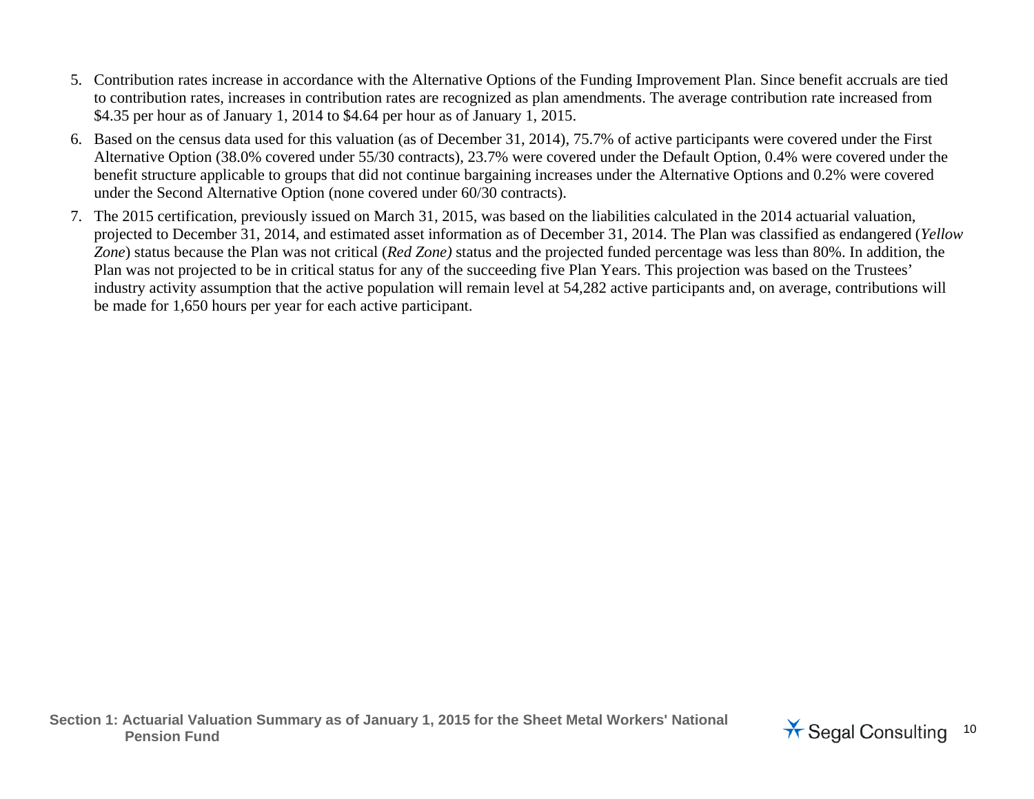5. Contribution rates increase in accordance with the Alternative Options of the Funding Improvement Plan. Since benefit accruals are tied to contribution rates, increases in contribution rates are recognized as plan amendments. The average contribution rate increased from $4.35 per hour as of January 1, 2014 to $4.64 per hour as of January 1, 2015.

6. Based on the census data used for this valuation (as of December 31, 2014), 75.7% of active participants were covered under the First Alternative Option (38.0% covered under 55/30 contracts), 23.7% were covered under the Default Option, 0.4% were covered under the benefit structure applicable to groups that did not continue bargaining increases under the Alternative Options and 0.2% were covered under the Second Alternative Option (none covered under 60/30 contracts).

7. The 2015 certification, previously issued on March 31, 2015, was based on the liabilities calculated in the 2014 actuarial valuation, projected to December 31, 2014, and estimated asset information as of December 31, 2014. The Plan was classified as endangered (*Yellow Zone*) status because the Plan was not critical (*Red Zone)* status and the projected funded percentage was less than 80%. In addition, the Plan was not projected to be in critical status for any of the succeeding five Plan Years. This projection was based on the Trustees' industry activity assumption that the active population will remain level at 54,282 active participants and, on average, contributions will be made for 1,650 hours per year for each active participant.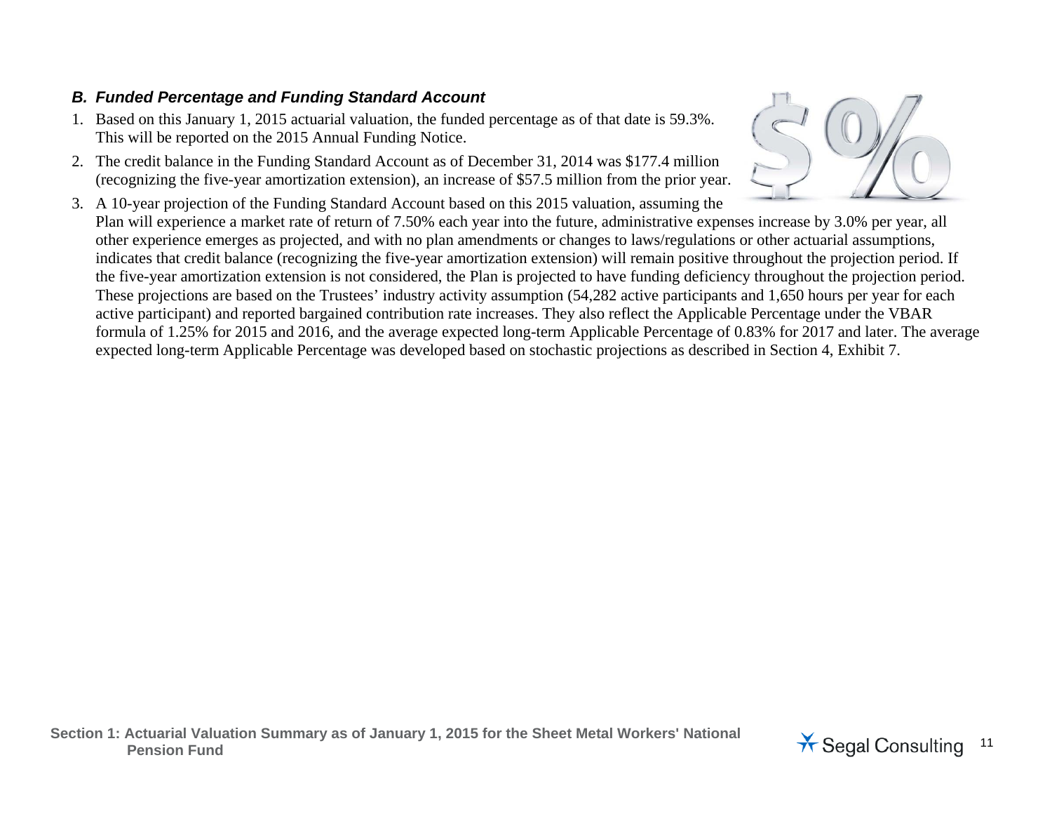### *B. Funded Percentage and Funding Standard Account*

1. Based on this January 1, 2015 actuarial valuation, the funded percentage as of that date is 59.3%. This will be reported on the 2015 Annual Funding Notice.
2. The credit balance in the Funding Standard Account as of December 31, 2014 was $177.4 million (recognizing the five-year amortization extension), an increase of $57.5 million from the prior year.
3. A 10-year projection of the Funding Standard Account based on this 2015 valuation, assuming the Plan will experience a market rate of return of 7.50% each year into the future, administrative expenses increase by 3.0% per year, all other experience emerges as projected, and with no plan amendments or changes to laws/regulations or other actuarial assumptions, indicates that credit balance (recognizing the five-year amortization extension) will remain positive throughout the projection period. If the five-year amortization extension is not considered, the Plan is projected to have funding deficiency throughout the projection period. These projections are based on the Trustees' industry activity assumption (54,282 active participants and 1,650 hours per year for each active participant) and reported bargained contribution rate increases. They also reflect the Applicable Percentage under the VBAR formula of 1.25% for 2015 and 2016, and the average expected long-term Applicable Percentage of 0.83% for 2017 and later. The average expected long-term Applicable Percentage was developed based on stochastic projections as described in Section 4, Exhibit 7.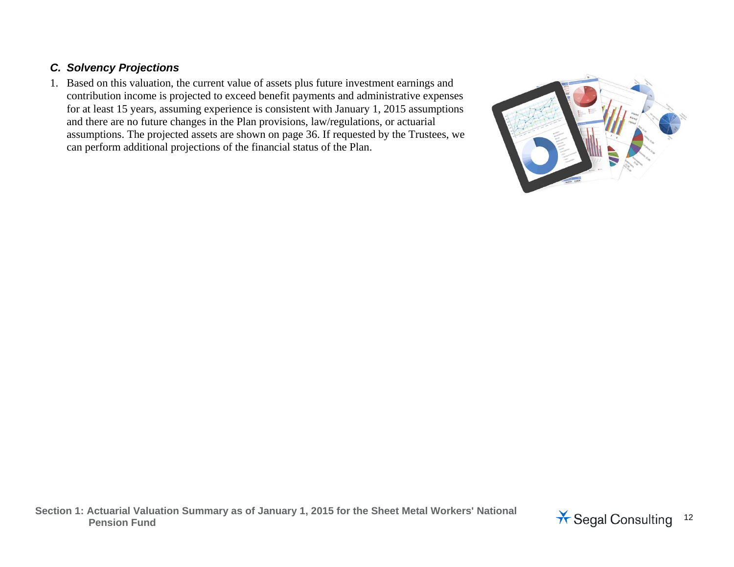### C. *Solvency Projections*

1. Based on this valuation, the current value of assets plus future investment earnings and contribution income is projected to exceed benefit payments and administrative expenses for at least 15 years, assuming experience is consistent with January 1, 2015 assumptions and there are no future changes in the Plan provisions, law/regulations, or actuarial assumptions. The projected assets are shown on page 36. If requested by the Trustees, we can perform additional projections of the financial status of the Plan.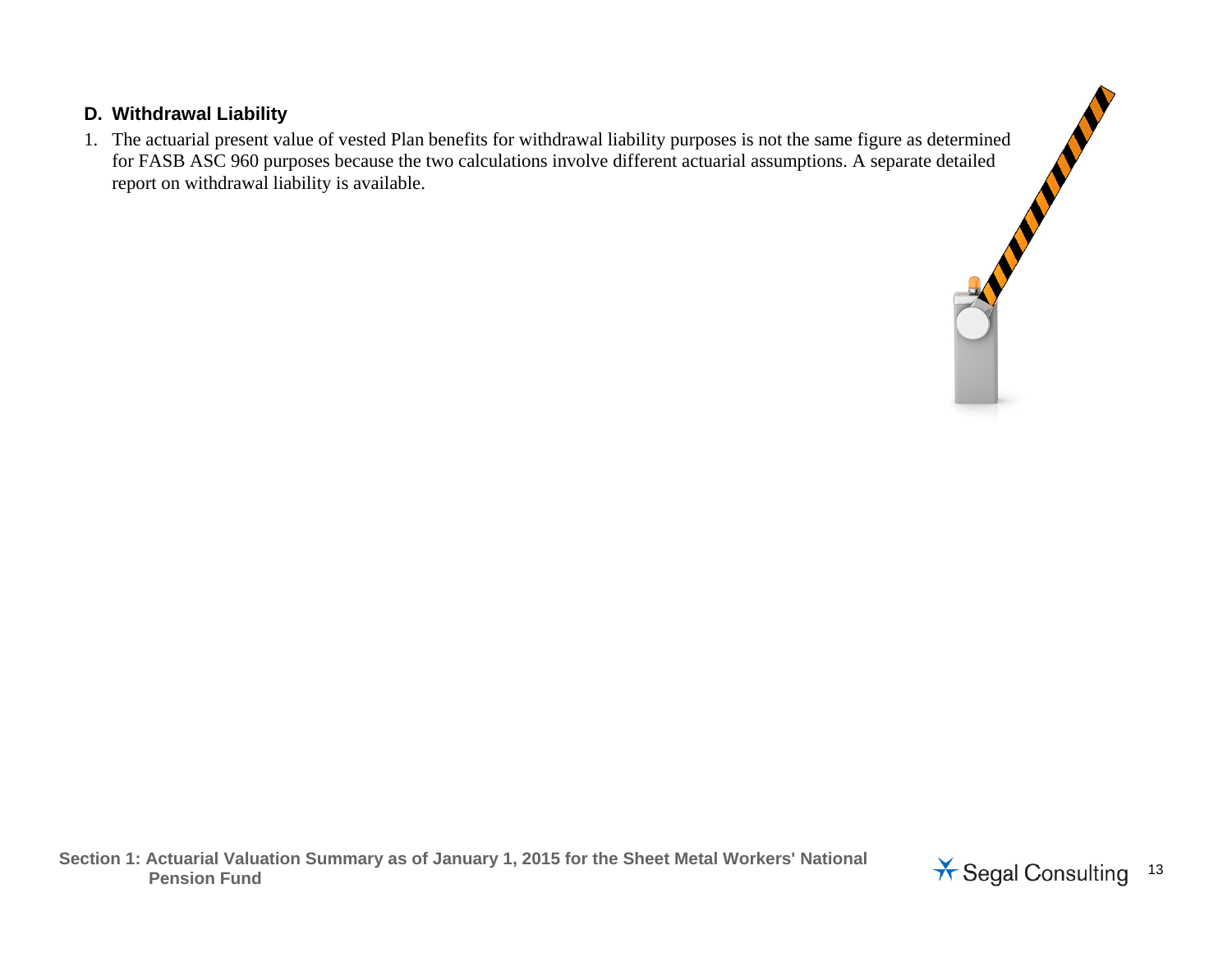### D. Withdrawal Liability

1. The actuarial present value of vested Plan benefits for withdrawal liability purposes is not the same figure as determined for FASB ASC 960 purposes because the two calculations involve different actuarial assumptions. A separate detailed report on withdrawal liability is available.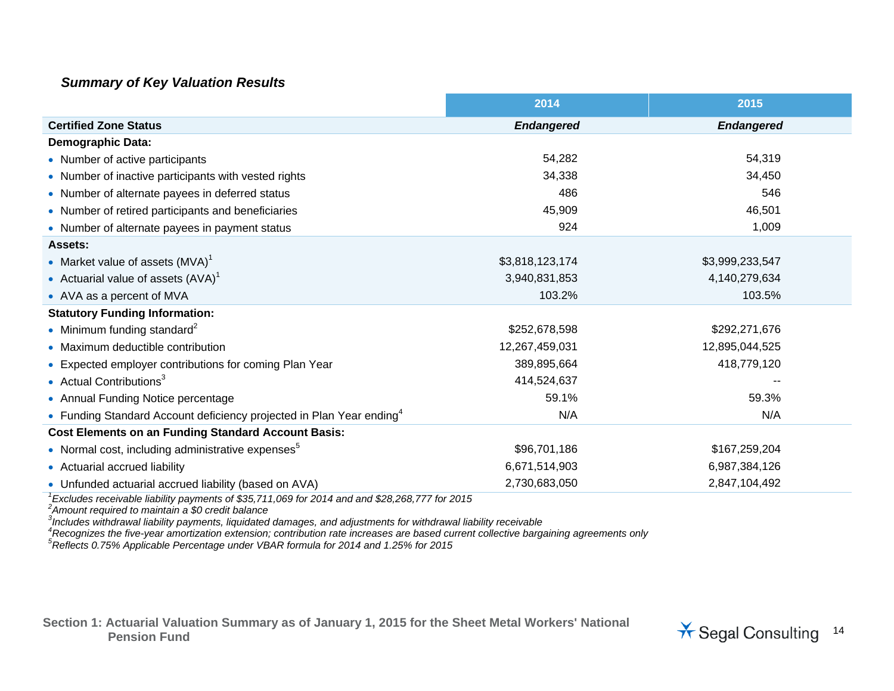### *Summary of Key Valuation Results*

| | 2014 | 2015 |
|---|---|---|
| **Certified Zone Status** | ***Endangered*** | ***Endangered*** |
| **Demographic Data:** | | |
| • Number of active participants | 54,282 | 54,319 |
| • Number of inactive participants with vested rights | 34,338 | 34,450 |
| • Number of alternate payees in deferred status | 486 | 546 |
| • Number of retired participants and beneficiaries | 45,909 | 46,501 |
| • Number of alternate payees in payment status | 924 | 1,009 |
| **Assets:** | | |
| • Market value of assets (MVA)[1] | $3,818,123,174 | $3,999,233,547 |
| • Actuarial value of assets (AVA)[1] | 3,940,831,853 | 4,140,279,634 |
| • AVA as a percent of MVA | 103.2% | 103.5% |
| **Statutory Funding Information:** | | |
| • Minimum funding standard[2] | $252,678,598 | $292,271,676 |
| • Maximum deductible contribution | 12,267,459,031 | 12,895,044,525 |
| • Expected employer contributions for coming Plan Year | 389,895,664 | 418,779,120 |
| • Actual Contributions[3] | 414,524,637 | -- |
| • Annual Funding Notice percentage | 59.1% | 59.3% |
| • Funding Standard Account deficiency projected in Plan Year ending[4] | N/A | N/A |
| **Cost Elements on an Funding Standard Account Basis:** | | |
| • Normal cost, including administrative expenses[5] | $96,701,186 | $167,259,204 |
| • Actuarial accrued liability | 6,671,514,903 | 6,987,384,126 |
| • Unfunded actuarial accrued liability (based on AVA) | 2,730,683,050 | 2,847,104,492 |

[1] *Excludes receivable liability payments of $35,711,069 for 2014 and and $28,268,777 for 2015*
[2] *Amount required to maintain a $0 credit balance*
[3] *Includes withdrawal liability payments, liquidated damages, and adjustments for withdrawal liability receivable*
[4] *Recognizes the five-year amortization extension; contribution rate increases are based current collective bargaining agreements only*
[5] *Reflects 0.75% Applicable Percentage under VBAR formula for 2014 and 1.25% for 2015*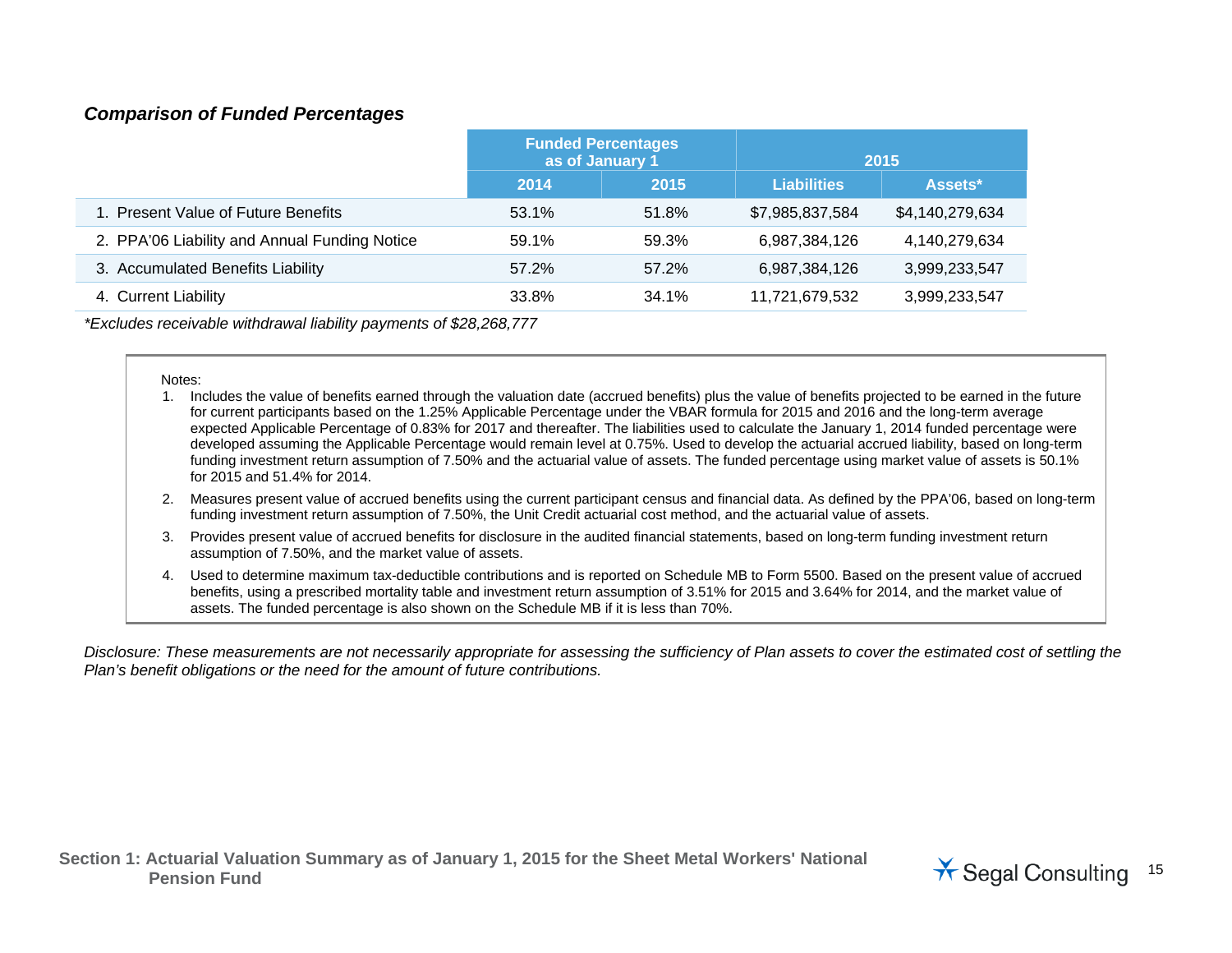### *Comparison of Funded Percentages*

| | Funded Percentages as of January 1 | | 2015 | |
|---|---|---|---|---|
| | 2014 | 2015 | Liabilities | Assets* |
| 1. Present Value of Future Benefits | 53.1% | 51.8% | $7,985,837,584 | $4,140,279,634 |
| 2. PPA'06 Liability and Annual Funding Notice | 59.1% | 59.3% | 6,987,384,126 | 4,140,279,634 |
| 3. Accumulated Benefits Liability | 57.2% | 57.2% | 6,987,384,126 | 3,999,233,547 |
| 4. Current Liability | 33.8% | 34.1% | 11,721,679,532 | 3,999,233,547 |

*\*Excludes receivable withdrawal liability payments of $28,268,777*

Notes:

1. Includes the value of benefits earned through the valuation date (accrued benefits) plus the value of benefits projected to be earned in the future for current participants based on the 1.25% Applicable Percentage under the VBAR formula for 2015 and 2016 and the long-term average expected Applicable Percentage of 0.83% for 2017 and thereafter. The liabilities used to calculate the January 1, 2014 funded percentage were developed assuming the Applicable Percentage would remain level at 0.75%. Used to develop the actuarial accrued liability, based on long-term funding investment return assumption of 7.50% and the actuarial value of assets. The funded percentage using market value of assets is 50.1% for 2015 and 51.4% for 2014.
2. Measures present value of accrued benefits using the current participant census and financial data. As defined by the PPA'06, based on long-term funding investment return assumption of 7.50%, the Unit Credit actuarial cost method, and the actuarial value of assets.
3. Provides present value of accrued benefits for disclosure in the audited financial statements, based on long-term funding investment return assumption of 7.50%, and the market value of assets.
4. Used to determine maximum tax-deductible contributions and is reported on Schedule MB to Form 5500. Based on the present value of accrued benefits, using a prescribed mortality table and investment return assumption of 3.51% for 2015 and 3.64% for 2014, and the market value of assets. The funded percentage is also shown on the Schedule MB if it is less than 70%.

*Disclosure: These measurements are not necessarily appropriate for assessing the sufficiency of Plan assets to cover the estimated cost of settling the Plan's benefit obligations or the need for the amount of future contributions.*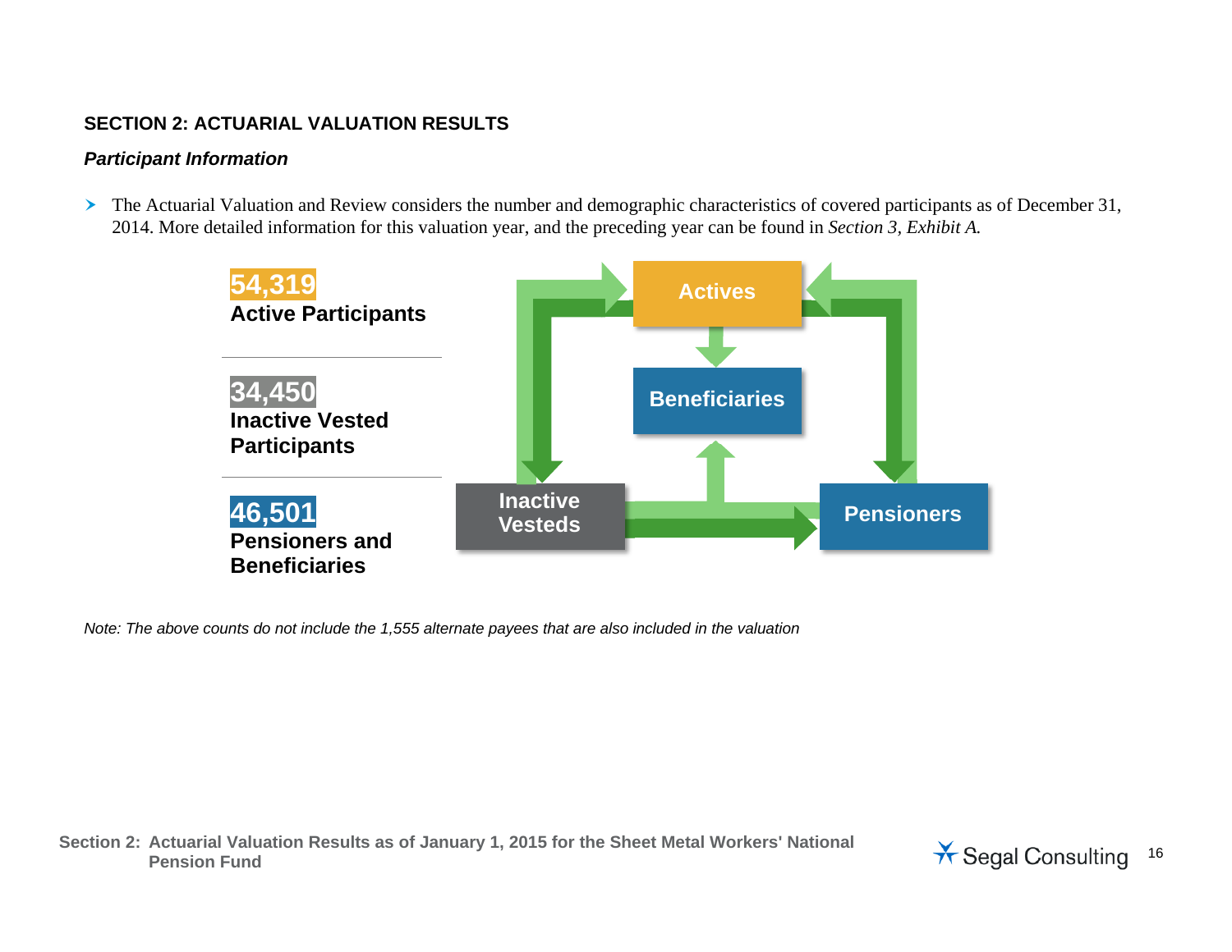## SECTION 2: ACTUARIAL VALUATION RESULTS

### *Participant Information*

- The Actuarial Valuation and Review considers the number and demographic characteristics of covered participants as of December 31, 2014. More detailed information for this valuation year, and the preceding year can be found in *Section 3, Exhibit A.*

**54,319**
**Active Participants**

**34,450**
**Inactive Vested Participants**

**46,501**
**Pensioners and Beneficiaries**

Actives
Beneficiaries
Inactive Vesteds
Pensioners

*Note: The above counts do not include the 1,555 alternate payees that are also included in the valuation*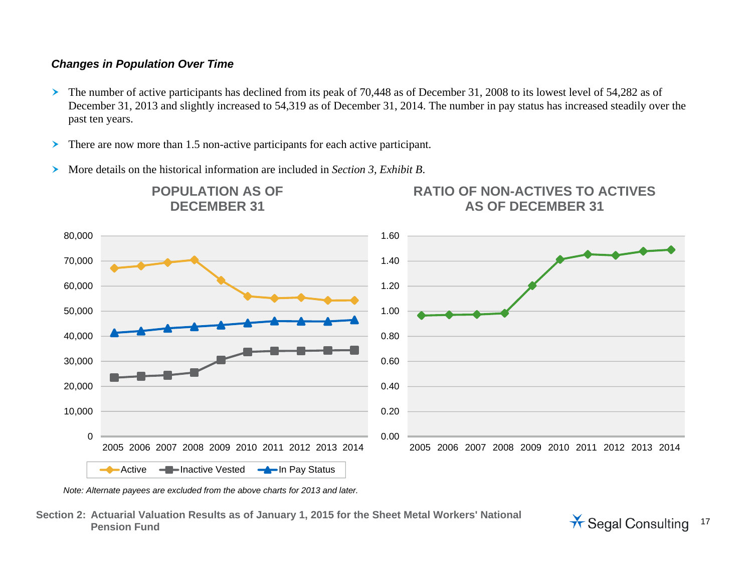***Changes in Population Over Time***

- The number of active participants has declined from its peak of 70,448 as of December 31, 2008 to its lowest level of 54,282 as of December 31, 2013 and slightly increased to 54,319 as of December 31, 2014. The number in pay status has increased steadily over the past ten years.
- There are now more than 1.5 non-active participants for each active participant.
- More details on the historical information are included in *Section 3, Exhibit B.*

**POPULATION AS OF DECEMBER 31**

**RATIO OF NON-ACTIVES TO ACTIVES AS OF DECEMBER 31**

*Note: Alternate payees are excluded from the above charts for 2013 and later.*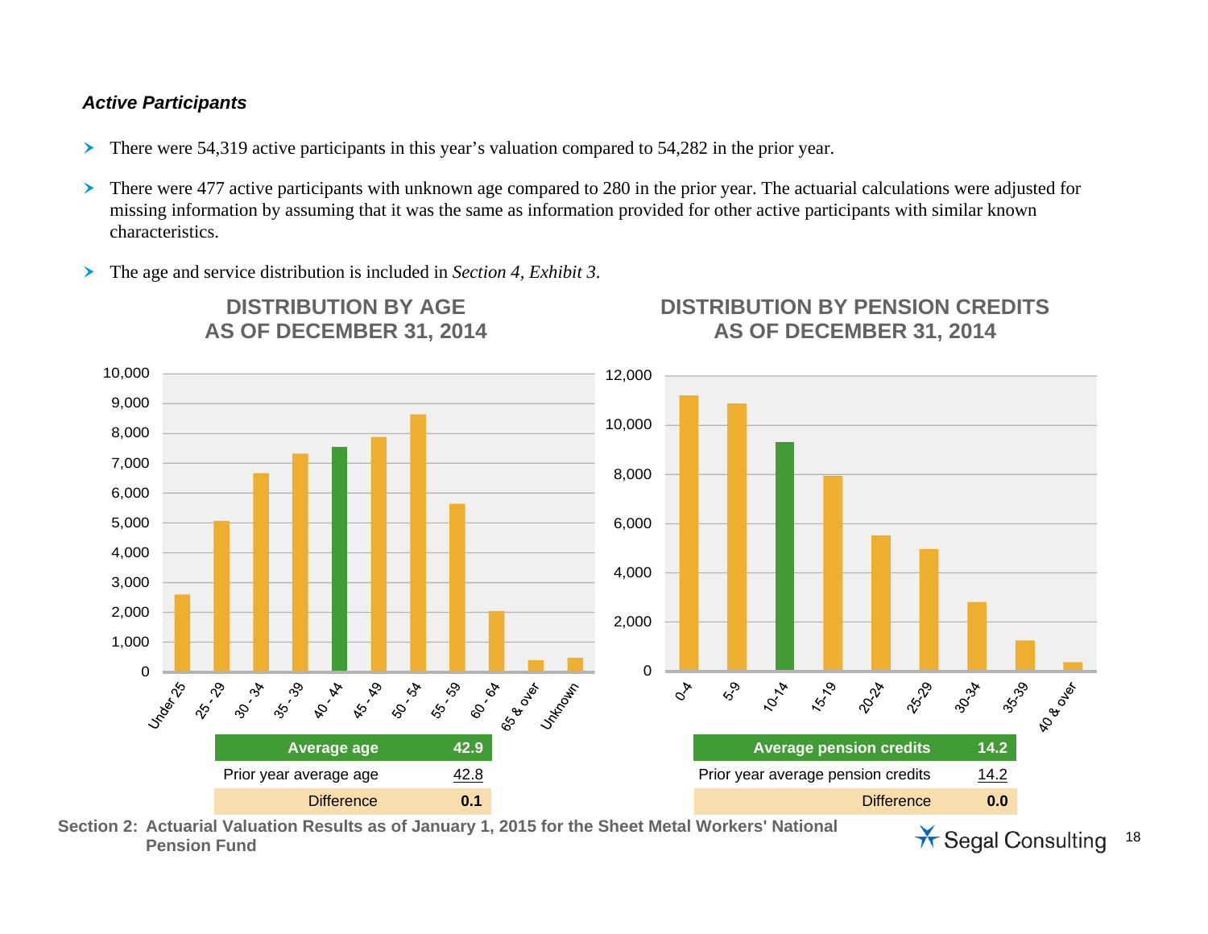### *Active Participants*

- There were 54,319 active participants in this year's valuation compared to 54,282 in the prior year.
- There were 477 active participants with unknown age compared to 280 in the prior year. The actuarial calculations were adjusted for missing information by assuming that it was the same as information provided for other active participants with similar known characteristics.
- The age and service distribution is included in *Section 4, Exhibit 3*.

**DISTRIBUTION BY AGE AS OF DECEMBER 31, 2014**

| Average age | 42.9 |
|---|---|
| Prior year average age | 42.8 |
| Difference | 0.1 |

**DISTRIBUTION BY PENSION CREDITS AS OF DECEMBER 31, 2014**

| Average pension credits | 14.2 |
|---|---|
| Prior year average pension credits | 14.2 |
| Difference | 0.0 |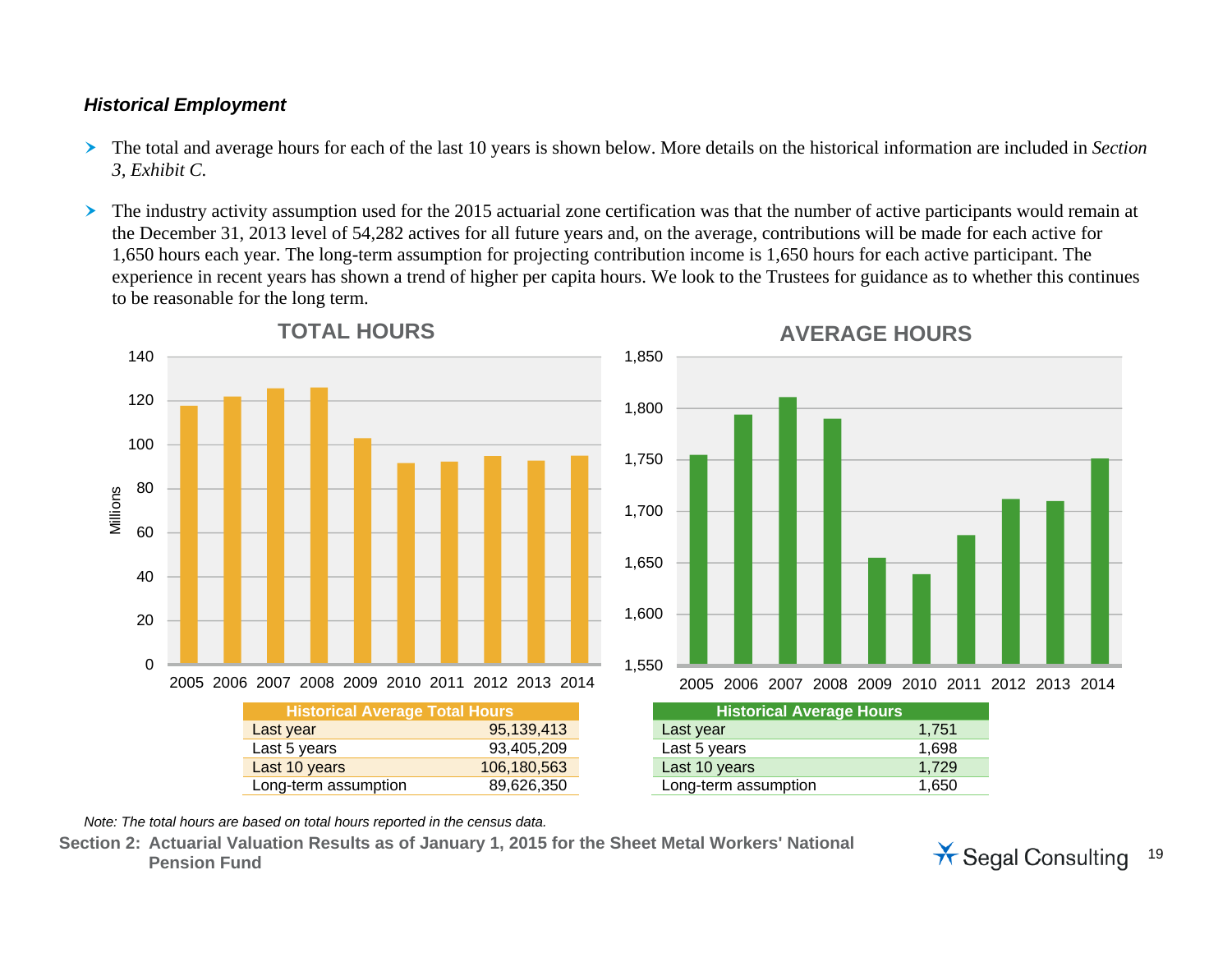### *Historical Employment*

- The total and average hours for each of the last 10 years is shown below. More details on the historical information are included in *Section 3, Exhibit C.*

- The industry activity assumption used for the 2015 actuarial zone certification was that the number of active participants would remain at the December 31, 2013 level of 54,282 actives for all future years and, on the average, contributions will be made for each active for 1,650 hours each year. The long-term assumption for projecting contribution income is 1,650 hours for each active participant. The experience in recent years has shown a trend of higher per capita hours. We look to the Trustees for guidance as to whether this continues to be reasonable for the long term.

**TOTAL HOURS**

| Historical Average Total Hours | |
|---|---|
| Last year | 95,139,413 |
| Last 5 years | 93,405,209 |
| Last 10 years | 106,180,563 |
| Long-term assumption | 89,626,350 |

**AVERAGE HOURS**

| Historical Average Hours | |
|---|---|
| Last year | 1,751 |
| Last 5 years | 1,698 |
| Last 10 years | 1,729 |
| Long-term assumption | 1,650 |

*Note: The total hours are based on total hours reported in the census data.*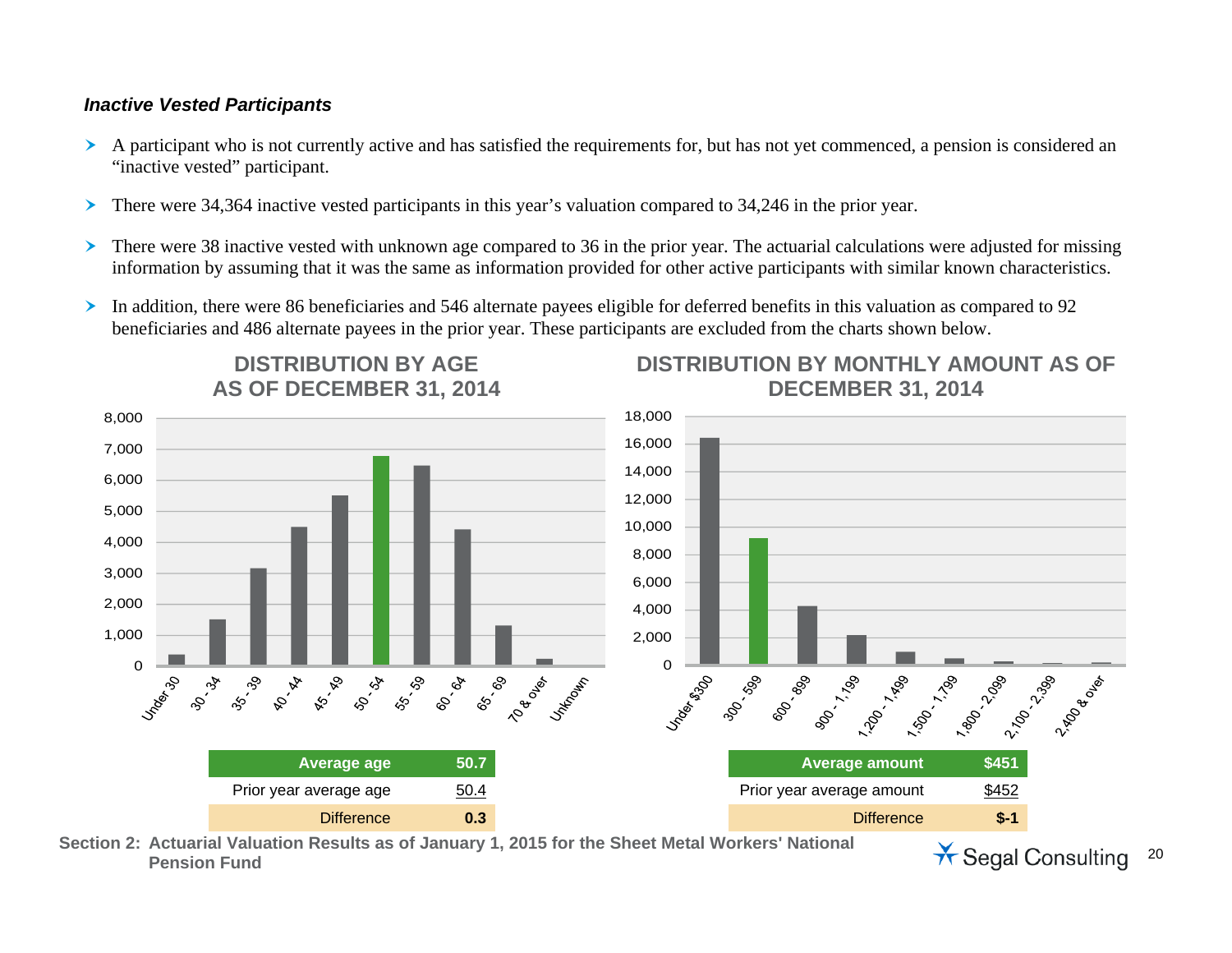### *Inactive Vested Participants*

- A participant who is not currently active and has satisfied the requirements for, but has not yet commenced, a pension is considered an "inactive vested" participant.
- There were 34,364 inactive vested participants in this year's valuation compared to 34,246 in the prior year.
- There were 38 inactive vested with unknown age compared to 36 in the prior year. The actuarial calculations were adjusted for missing information by assuming that it was the same as information provided for other active participants with similar known characteristics.
- In addition, there were 86 beneficiaries and 546 alternate payees eligible for deferred benefits in this valuation as compared to 92 beneficiaries and 486 alternate payees in the prior year. These participants are excluded from the charts shown below.

**DISTRIBUTION BY AGE AS OF DECEMBER 31, 2014**

| Average age | 50.7 |
|---|---|
| Prior year average age | 50.4 |
| Difference | 0.3 |

**DISTRIBUTION BY MONTHLY AMOUNT AS OF DECEMBER 31, 2014**

| Average amount | $451 |
|---|---|
| Prior year average amount | $452 |
| Difference | $-1 |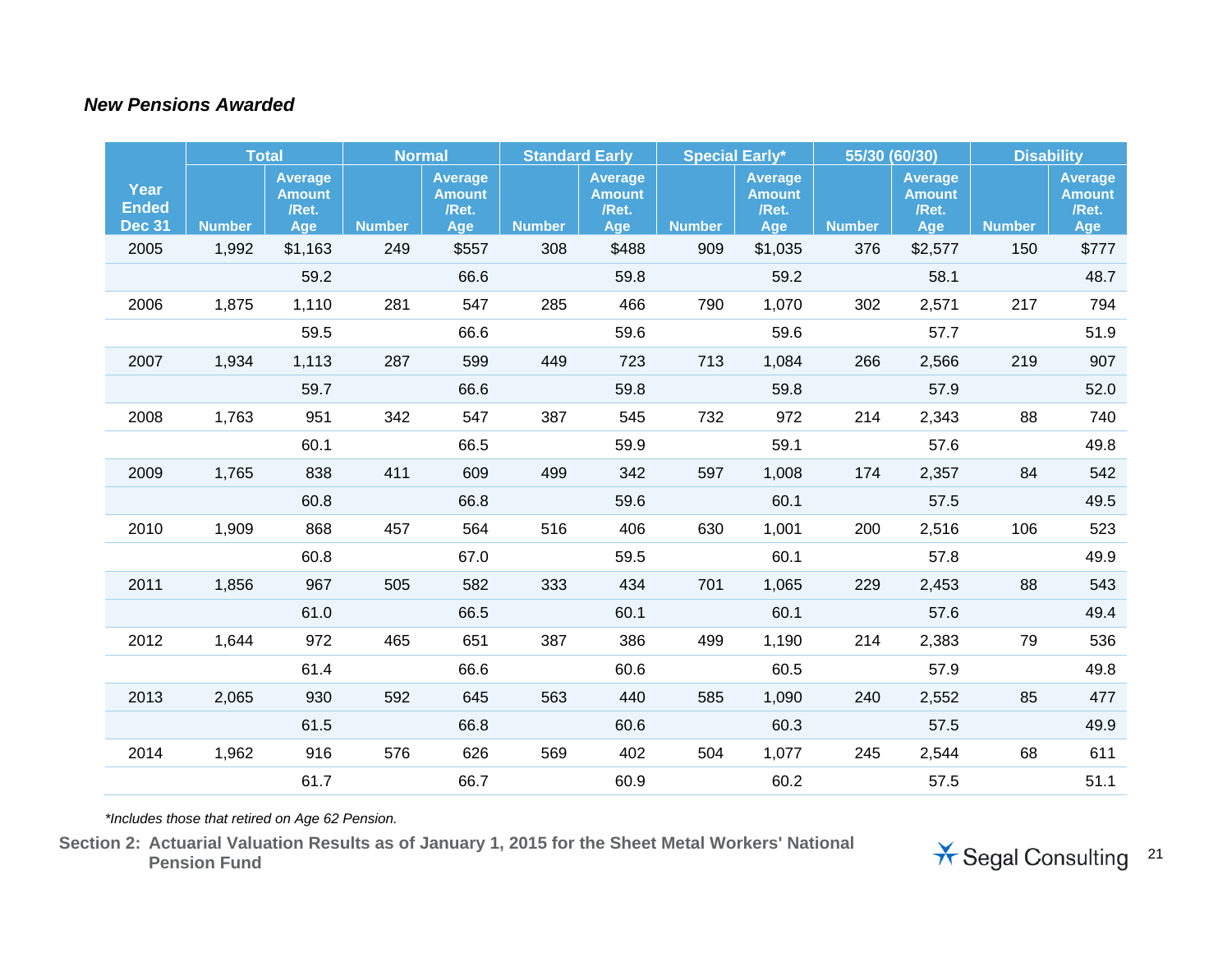### *New Pensions Awarded*

| Year Ended Dec 31 | Total | | Normal | | Standard Early | | Special Early* | | 55/30 (60/30) | | Disability | |
|---|---|---|---|---|---|---|---|---|---|---|---|---|
| | Number | Average Amount /Ret. Age | Number | Average Amount /Ret. Age | Number | Average Amount /Ret. Age | Number | Average Amount /Ret. Age | Number | Average Amount /Ret. Age | Number | Average Amount /Ret. Age |
| 2005 | 1,992 | $1,163 | 249 | $557 | 308 | $488 | 909 | $1,035 | 376 | $2,577 | 150 | $777 |
| | | 59.2 | | 66.6 | | 59.8 | | 59.2 | | 58.1 | | 48.7 |
| 2006 | 1,875 | 1,110 | 281 | 547 | 285 | 466 | 790 | 1,070 | 302 | 2,571 | 217 | 794 |
| | | 59.5 | | 66.6 | | 59.6 | | 59.6 | | 57.7 | | 51.9 |
| 2007 | 1,934 | 1,113 | 287 | 599 | 449 | 723 | 713 | 1,084 | 266 | 2,566 | 219 | 907 |
| | | 59.7 | | 66.6 | | 59.8 | | 59.8 | | 57.9 | | 52.0 |
| 2008 | 1,763 | 951 | 342 | 547 | 387 | 545 | 732 | 972 | 214 | 2,343 | 88 | 740 |
| | | 60.1 | | 66.5 | | 59.9 | | 59.1 | | 57.6 | | 49.8 |
| 2009 | 1,765 | 838 | 411 | 609 | 499 | 342 | 597 | 1,008 | 174 | 2,357 | 84 | 542 |
| | | 60.8 | | 66.8 | | 59.6 | | 60.1 | | 57.5 | | 49.5 |
| 2010 | 1,909 | 868 | 457 | 564 | 516 | 406 | 630 | 1,001 | 200 | 2,516 | 106 | 523 |
| | | 60.8 | | 67.0 | | 59.5 | | 60.1 | | 57.8 | | 49.9 |
| 2011 | 1,856 | 967 | 505 | 582 | 333 | 434 | 701 | 1,065 | 229 | 2,453 | 88 | 543 |
| | | 61.0 | | 66.5 | | 60.1 | | 60.1 | | 57.6 | | 49.4 |
| 2012 | 1,644 | 972 | 465 | 651 | 387 | 386 | 499 | 1,190 | 214 | 2,383 | 79 | 536 |
| | | 61.4 | | 66.6 | | 60.6 | | 60.5 | | 57.9 | | 49.8 |
| 2013 | 2,065 | 930 | 592 | 645 | 563 | 440 | 585 | 1,090 | 240 | 2,552 | 85 | 477 |
| | | 61.5 | | 66.8 | | 60.6 | | 60.3 | | 57.5 | | 49.9 |
| 2014 | 1,962 | 916 | 576 | 626 | 569 | 402 | 504 | 1,077 | 245 | 2,544 | 68 | 611 |
| | | 61.7 | | 66.7 | | 60.9 | | 60.2 | | 57.5 | | 51.1 |

*\*Includes those that retired on Age 62 Pension.*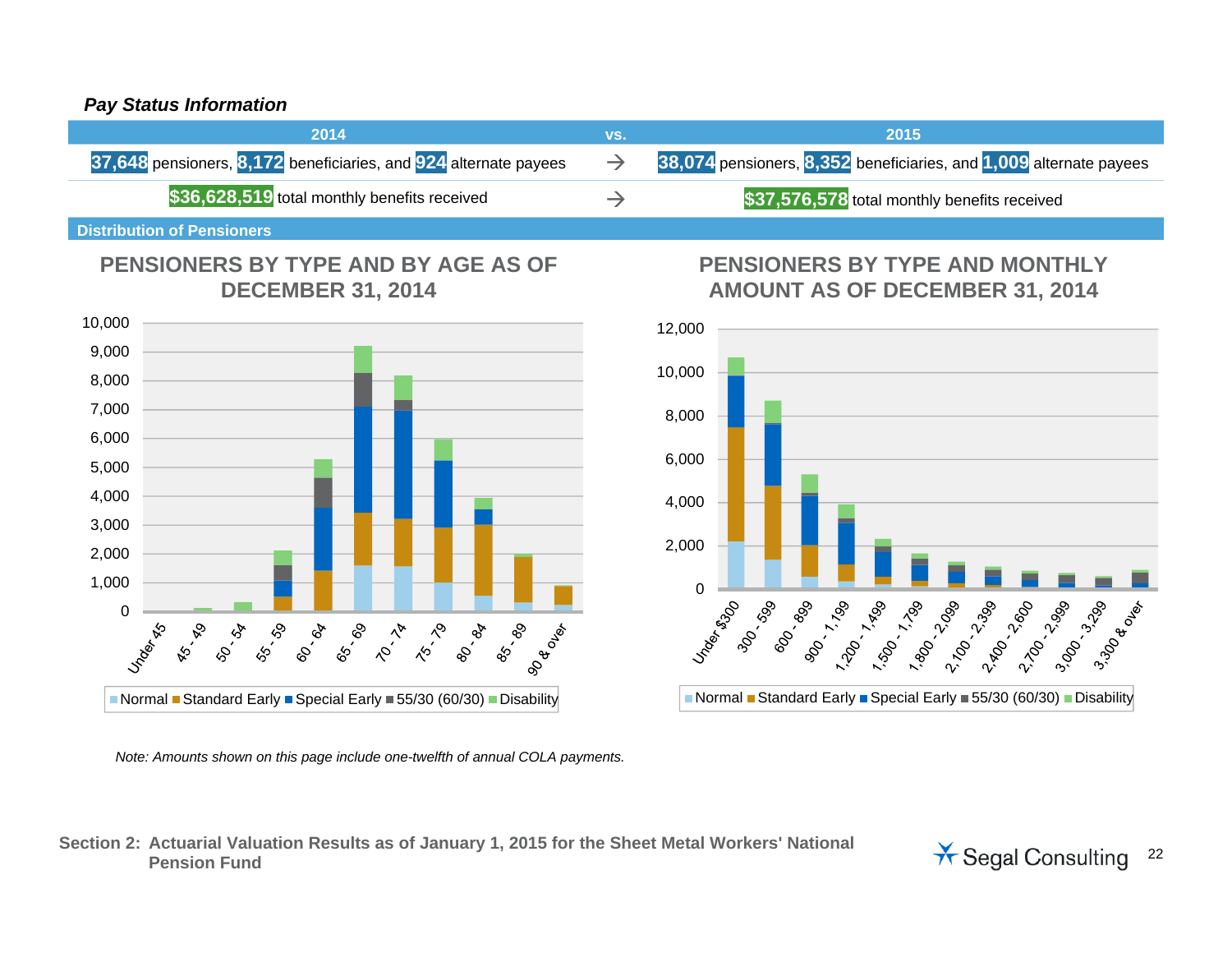### *Pay Status Information*

| 2014 | vs. | 2015 |
|---|---|---|
| **37,648** pensioners, **8,172** beneficiaries, and **924** alternate payees | → | **38,074** pensioners, **8,352** beneficiaries, and **1,009** alternate payees |
| **$36,628,519** total monthly benefits received | → | **$37,576,578** total monthly benefits received |

**Distribution of Pensioners**

**PENSIONERS BY TYPE AND BY AGE AS OF DECEMBER 31, 2014**

Legend: Normal, Standard Early, Special Early, 55/30 (60/30), Disability

Age groups: Under 45, 45 - 49, 50 - 54, 55 - 59, 60 - 64, 65 - 69, 70 - 74, 75 - 79, 80 - 84, 85 - 89, 90 & over

**PENSIONERS BY TYPE AND MONTHLY AMOUNT AS OF DECEMBER 31, 2014**

Legend: Normal, Standard Early, Special Early, 55/30 (60/30), Disability

Monthly amounts: Under $300, 300 - 599, 600 - 899, 900 - 1,199, 1,200 - 1,499, 1,500 - 1,799, 1,800 - 2,099, 2,100 - 2,399, 2,400 - 2,600, 2,700 - 2,999, 3,000 - 3,299, 3,300 & over

*Note: Amounts shown on this page include one-twelfth of annual COLA payments.*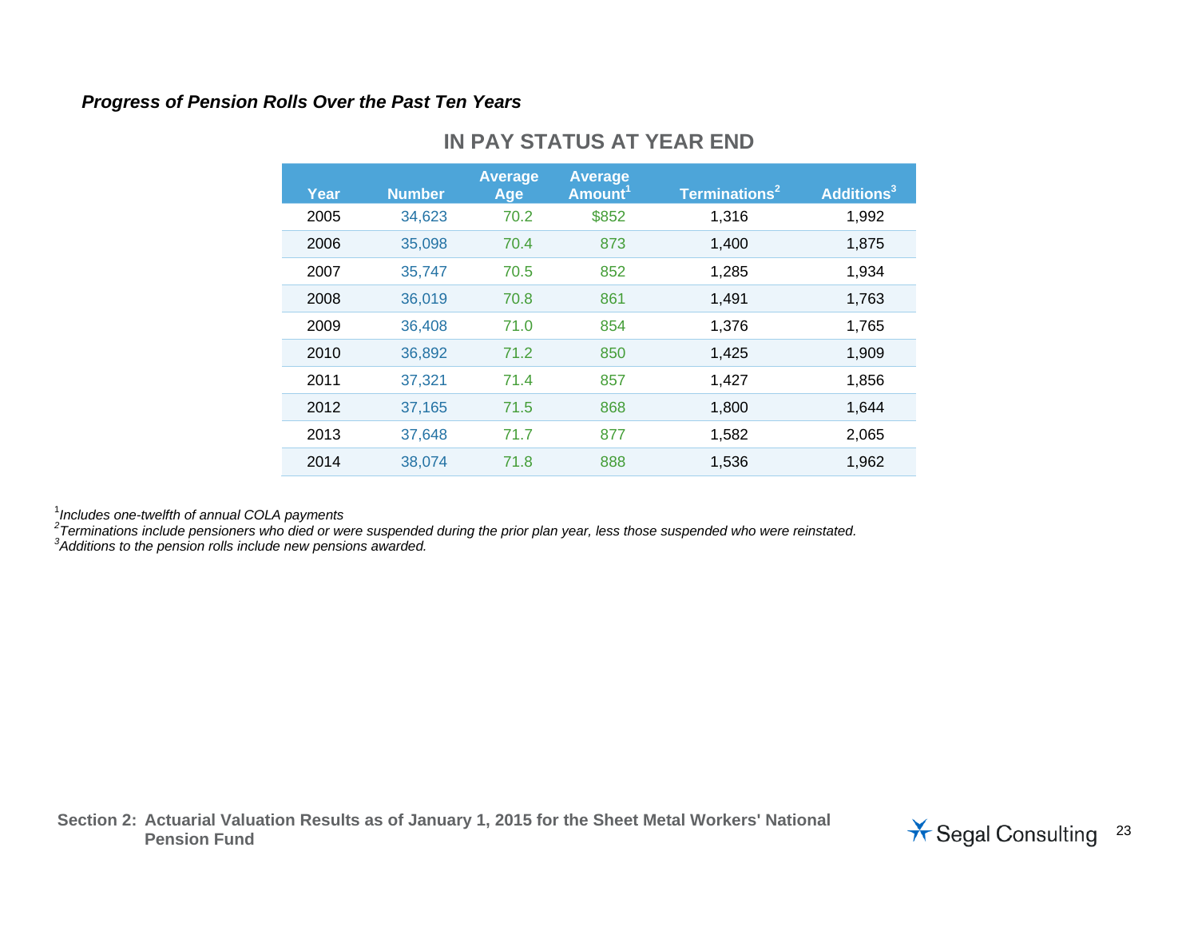### *Progress of Pension Rolls Over the Past Ten Years*

**IN PAY STATUS AT YEAR END**

| Year | Number | Average Age | Average Amount[1] | Terminations[2] | Additions[3] |
|---|---|---|---|---|---|
| 2005 | 34,623 | 70.2 | $852 | 1,316 | 1,992 |
| 2006 | 35,098 | 70.4 | 873 | 1,400 | 1,875 |
| 2007 | 35,747 | 70.5 | 852 | 1,285 | 1,934 |
| 2008 | 36,019 | 70.8 | 861 | 1,491 | 1,763 |
| 2009 | 36,408 | 71.0 | 854 | 1,376 | 1,765 |
| 2010 | 36,892 | 71.2 | 850 | 1,425 | 1,909 |
| 2011 | 37,321 | 71.4 | 857 | 1,427 | 1,856 |
| 2012 | 37,165 | 71.5 | 868 | 1,800 | 1,644 |
| 2013 | 37,648 | 71.7 | 877 | 1,582 | 2,065 |
| 2014 | 38,074 | 71.8 | 888 | 1,536 | 1,962 |

[1] *Includes one-twelfth of annual COLA payments*
[2] *Terminations include pensioners who died or were suspended during the prior plan year, less those suspended who were reinstated.*
[3] *Additions to the pension rolls include new pensions awarded.*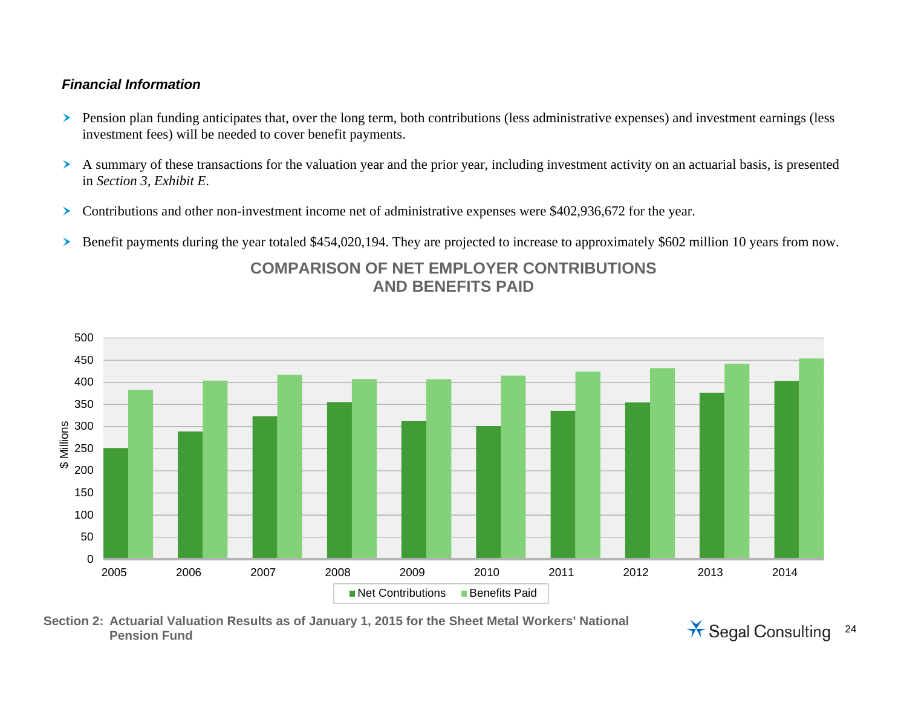### *Financial Information*

- Pension plan funding anticipates that, over the long term, both contributions (less administrative expenses) and investment earnings (less investment fees) will be needed to cover benefit payments.
- A summary of these transactions for the valuation year and the prior year, including investment activity on an actuarial basis, is presented in *Section 3, Exhibit E*.
- Contributions and other non-investment income net of administrative expenses were $402,936,672 for the year.
- Benefit payments during the year totaled $454,020,194. They are projected to increase to approximately $602 million 10 years from now.

**COMPARISON OF NET EMPLOYER CONTRIBUTIONS AND BENEFITS PAID**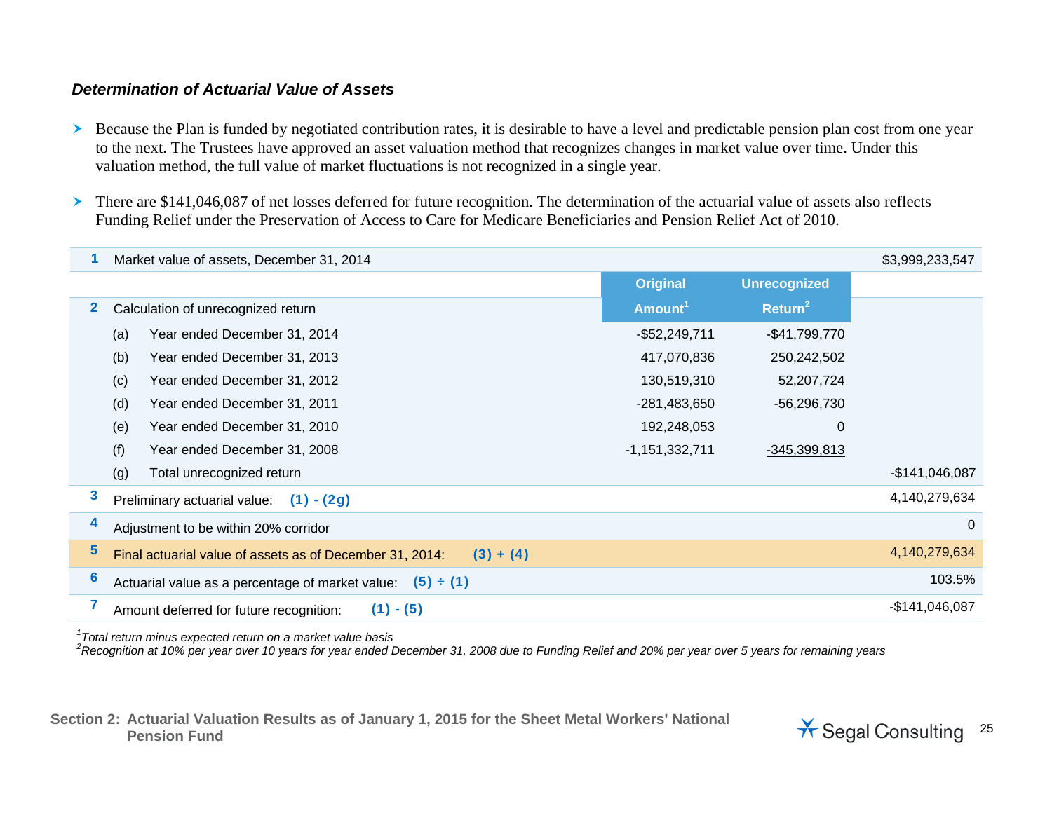### *Determination of Actuarial Value of Assets*

- Because the Plan is funded by negotiated contribution rates, it is desirable to have a level and predictable pension plan cost from one year to the next. The Trustees have approved an asset valuation method that recognizes changes in market value over time. Under this valuation method, the full value of market fluctuations is not recognized in a single year.

- There are $141,046,087 of net losses deferred for future recognition. The determination of the actuarial value of assets also reflects Funding Relief under the Preservation of Access to Care for Medicare Beneficiaries and Pension Relief Act of 2010.

| | | | Original Amount[1] | Unrecognized Return[2] | |
|---|---|---|---|---|---|
| 1 | Market value of assets, December 31, 2014 | | | | $3,999,233,547 |
| 2 | Calculation of unrecognized return | | | | |
| | (a) | Year ended December 31, 2014 | -$52,249,711 | -$41,799,770 | |
| | (b) | Year ended December 31, 2013 | 417,070,836 | 250,242,502 | |
| | (c) | Year ended December 31, 2012 | 130,519,310 | 52,207,724 | |
| | (d) | Year ended December 31, 2011 | -281,483,650 | -56,296,730 | |
| | (e) | Year ended December 31, 2010 | 192,248,053 | 0 | |
| | (f) | Year ended December 31, 2008 | -1,151,332,711 | -345,399,813 | |
| | (g) | Total unrecognized return | | | -$141,046,087 |
| 3 | Preliminary actuarial value: **(1) - (2g)** | | | | 4,140,279,634 |
| 4 | Adjustment to be within 20% corridor | | | | 0 |
| 5 | Final actuarial value of assets as of December 31, 2014: **(3) + (4)** | | | | 4,140,279,634 |
| 6 | Actuarial value as a percentage of market value: **(5) ÷ (1)** | | | | 103.5% |
| 7 | Amount deferred for future recognition: **(1) - (5)** | | | | -$141,046,087 |

[1] *Total return minus expected return on a market value basis*

[2] *Recognition at 10% per year over 10 years for year ended December 31, 2008 due to Funding Relief and 20% per year over 5 years for remaining years*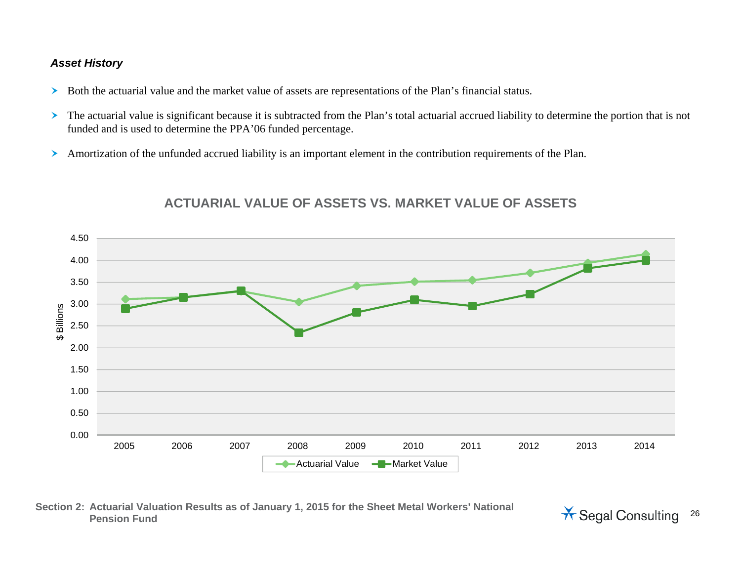### *Asset History*

- Both the actuarial value and the market value of assets are representations of the Plan's financial status.
- The actuarial value is significant because it is subtracted from the Plan's total actuarial accrued liability to determine the portion that is not funded and is used to determine the PPA'06 funded percentage.
- Amortization of the unfunded accrued liability is an important element in the contribution requirements of the Plan.

**ACTUARIAL VALUE OF ASSETS VS. MARKET VALUE OF ASSETS**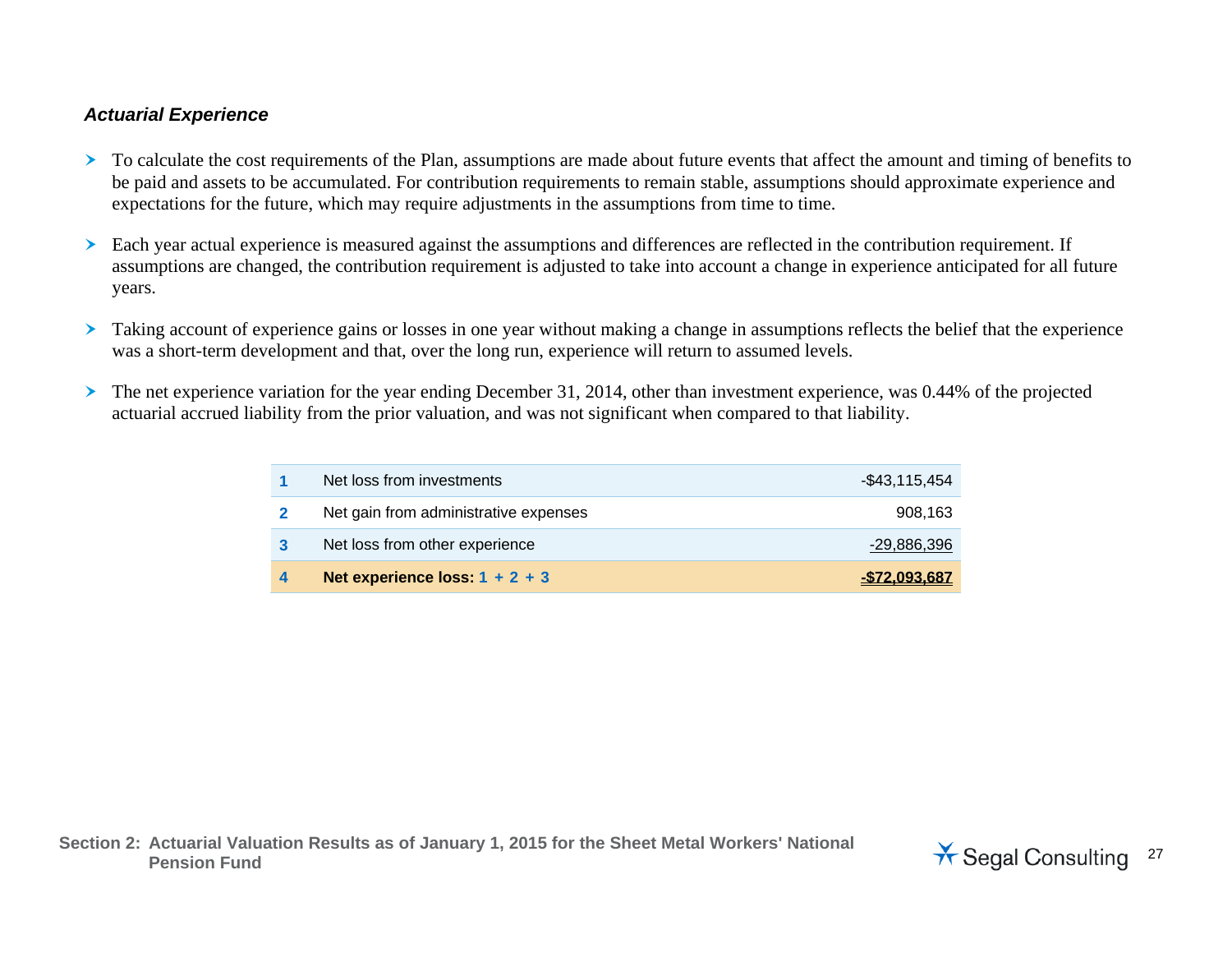### *Actual Experience*

- To calculate the cost requirements of the Plan, assumptions are made about future events that affect the amount and timing of benefits to be paid and assets to be accumulated. For contribution requirements to remain stable, assumptions should approximate experience and expectations for the future, which may require adjustments in the assumptions from time to time.

- Each year actual experience is measured against the assumptions and differences are reflected in the contribution requirement. If assumptions are changed, the contribution requirement is adjusted to take into account a change in experience anticipated for all future years.

- Taking account of experience gains or losses in one year without making a change in assumptions reflects the belief that the experience was a short-term development and that, over the long run, experience will return to assumed levels.

- The net experience variation for the year ending December 31, 2014, other than investment experience, was 0.44% of the projected actuarial accrued liability from the prior valuation, and was not significant when compared to that liability.

| | | |
|---|---|---|
| 1 | Net loss from investments | -$43,115,454 |
| 2 | Net gain from administrative expenses | 908,163 |
| 3 | Net loss from other experience | -29,886,396 |
| 4 | **Net experience loss: 1 + 2 + 3** | **-$72,093,687** |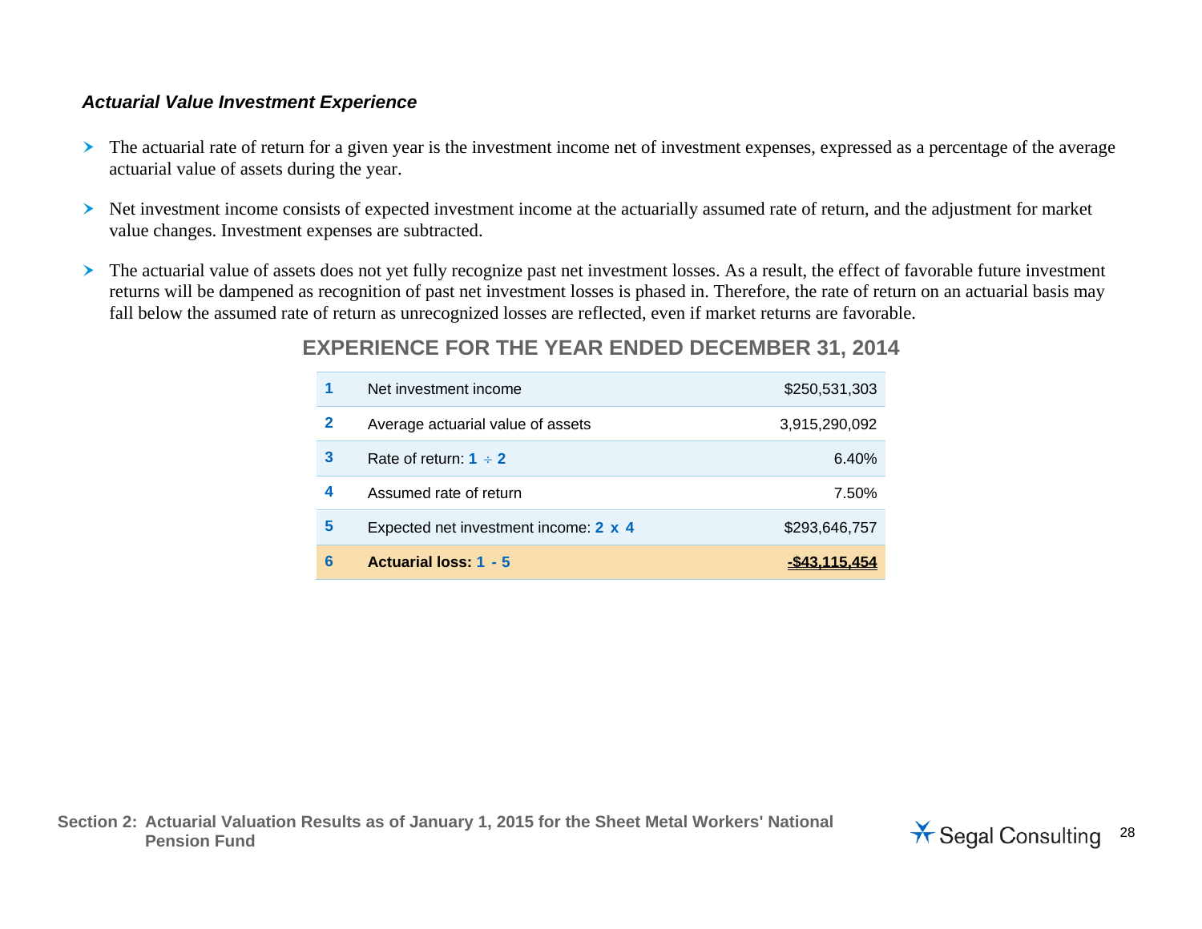### *Actual Value Investment Experience*

- The actuarial rate of return for a given year is the investment income net of investment expenses, expressed as a percentage of the average actuarial value of assets during the year.
- Net investment income consists of expected investment income at the actuarially assumed rate of return, and the adjustment for market value changes. Investment expenses are subtracted.
- The actuarial value of assets does not yet fully recognize past net investment losses. As a result, the effect of favorable future investment returns will be dampened as recognition of past net investment losses is phased in. Therefore, the rate of return on an actuarial basis may fall below the assumed rate of return as unrecognized losses are reflected, even if market returns are favorable.

## EXPERIENCE FOR THE YEAR ENDED DECEMBER 31, 2014

| | | |
|---|---|---|
| 1 | Net investment income | $250,531,303 |
| 2 | Average actuarial value of assets | 3,915,290,092 |
| 3 | Rate of return: 1 ÷ 2 | 6.40% |
| 4 | Assumed rate of return | 7.50% |
| 5 | Expected net investment income: 2 x 4 | $293,646,757 |
| 6 | **Actuarial loss: 1 - 5** | **-$43,115,454** |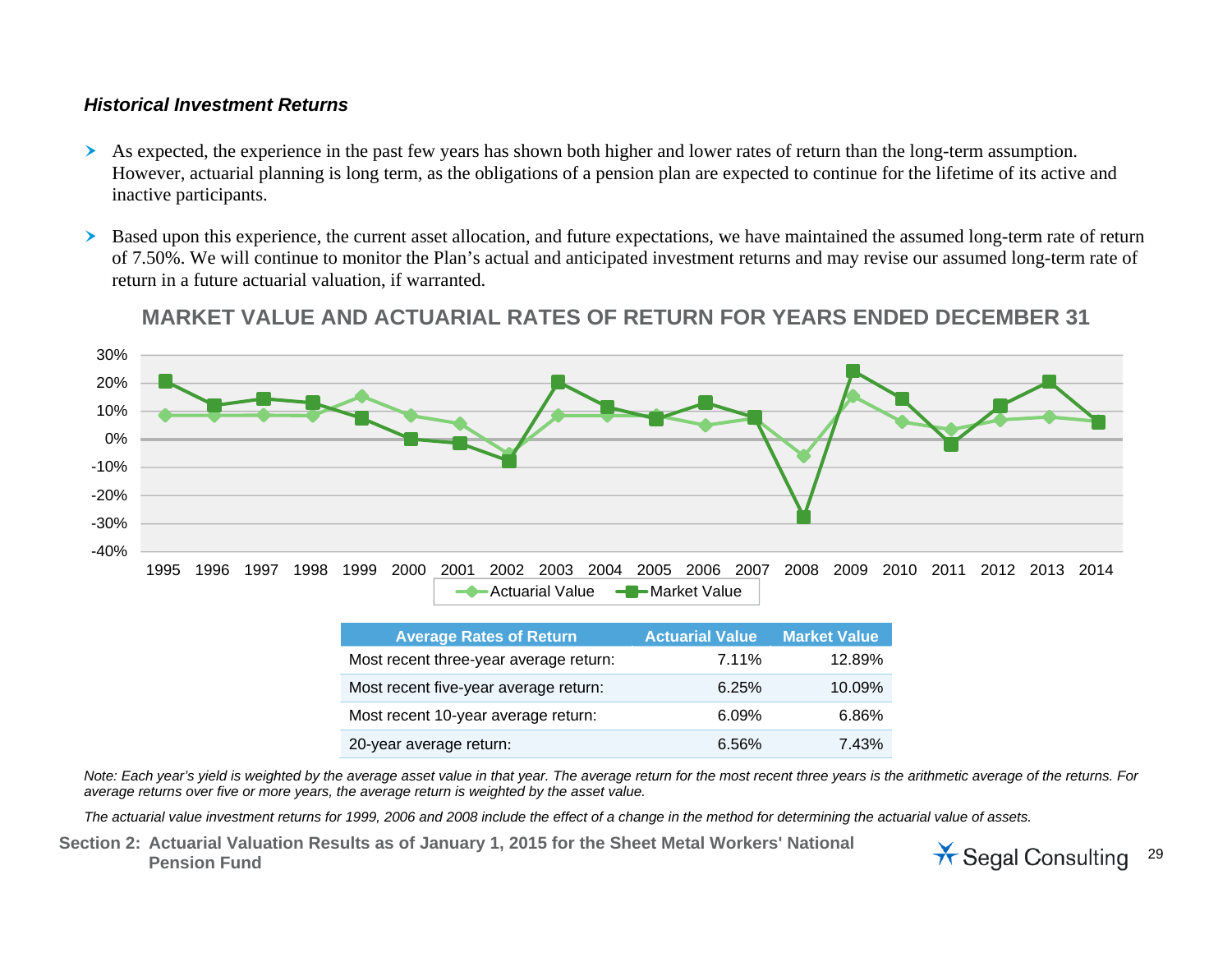### *Historical Investment Returns*

- As expected, the experience in the past few years has shown both higher and lower rates of return than the long-term assumption. However, actuarial planning is long term, as the obligations of a pension plan are expected to continue for the lifetime of its active and inactive participants.
- Based upon this experience, the current asset allocation, and future expectations, we have maintained the assumed long-term rate of return of 7.50%. We will continue to monitor the Plan's actual and anticipated investment returns and may revise our assumed long-term rate of return in a future actuarial valuation, if warranted.

**MARKET VALUE AND ACTUARIAL RATES OF RETURN FOR YEARS ENDED DECEMBER 31**

| Average Rates of Return | Actuarial Value | Market Value |
|---|---|---|
| Most recent three-year average return: | 7.11% | 12.89% |
| Most recent five-year average return: | 6.25% | 10.09% |
| Most recent 10-year average return: | 6.09% | 6.86% |
| 20-year average return: | 6.56% | 7.43% |

*Note: Each year's yield is weighted by the average asset value in that year. The average return for the most recent three years is the arithmetic average of the returns. For average returns over five or more years, the average return is weighted by the asset value.*

*The actuarial value investment returns for 1999, 2006 and 2008 include the effect of a change in the method for determining the actuarial value of assets.*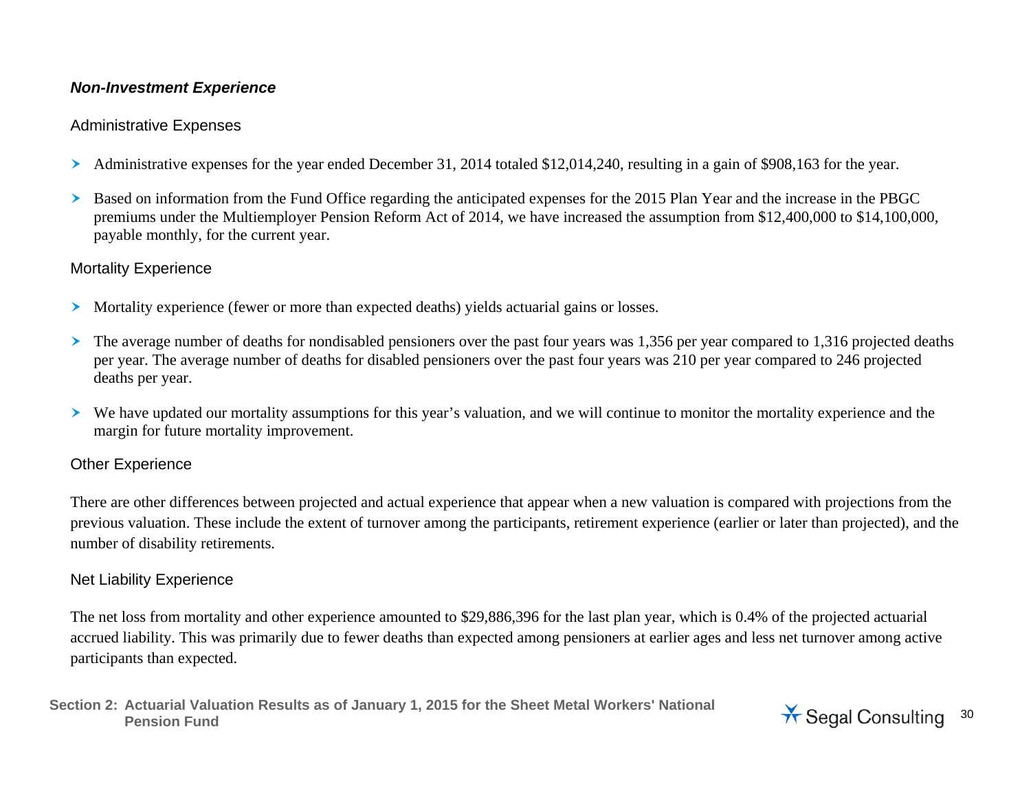### *Non-Investment Experience*

#### Administrative Expenses

- Administrative expenses for the year ended December 31, 2014 totaled $12,014,240, resulting in a gain of $908,163 for the year.
- Based on information from the Fund Office regarding the anticipated expenses for the 2015 Plan Year and the increase in the PBGC premiums under the Multiemployer Pension Reform Act of 2014, we have increased the assumption from $12,400,000 to $14,100,000, payable monthly, for the current year.

#### Mortality Experience

- Mortality experience (fewer or more than expected deaths) yields actuarial gains or losses.
- The average number of deaths for nondisabled pensioners over the past four years was 1,356 per year compared to 1,316 projected deaths per year. The average number of deaths for disabled pensioners over the past four years was 210 per year compared to 246 projected deaths per year.
- We have updated our mortality assumptions for this year's valuation, and we will continue to monitor the mortality experience and the margin for future mortality improvement.

#### Other Experience

There are other differences between projected and actual experience that appear when a new valuation is compared with projections from the previous valuation. These include the extent of turnover among the participants, retirement experience (earlier or later than projected), and the number of disability retirements.

#### Net Liability Experience

The net loss from mortality and other experience amounted to $29,886,396 for the last plan year, which is 0.4% of the projected actuarial accrued liability. This was primarily due to fewer deaths than expected among pensioners at earlier ages and less net turnover among active participants than expected.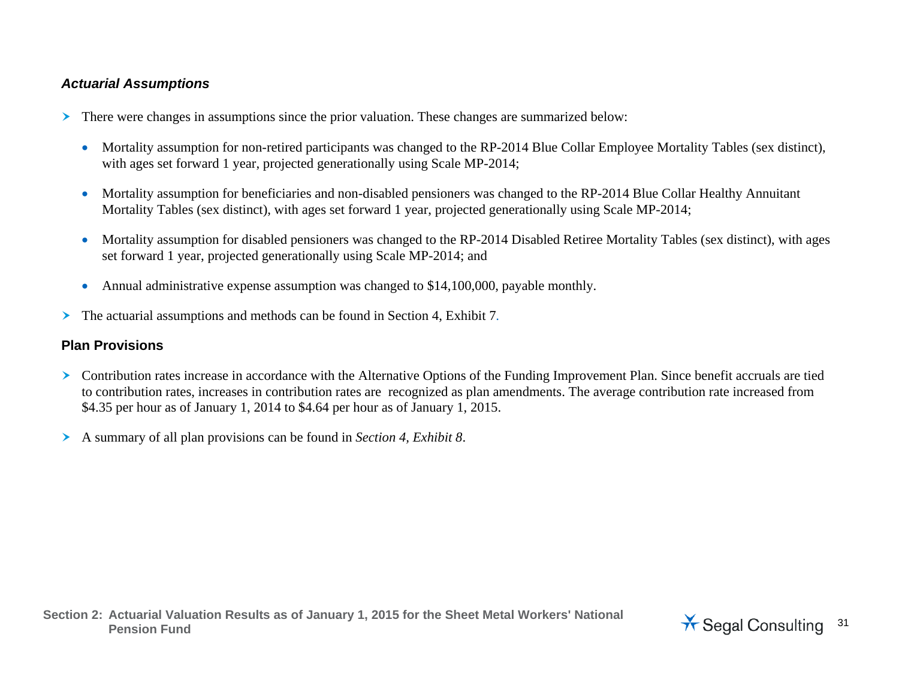### *Actual Assumptions*

- There were changes in assumptions since the prior valuation. These changes are summarized below:
  - Mortality assumption for non-retired participants was changed to the RP-2014 Blue Collar Employee Mortality Tables (sex distinct), with ages set forward 1 year, projected generationally using Scale MP-2014;
  - Mortality assumption for beneficiaries and non-disabled pensioners was changed to the RP-2014 Blue Collar Healthy Annuitant Mortality Tables (sex distinct), with ages set forward 1 year, projected generationally using Scale MP-2014;
  - Mortality assumption for disabled pensioners was changed to the RP-2014 Disabled Retiree Mortality Tables (sex distinct), with ages set forward 1 year, projected generationally using Scale MP-2014; and
  - Annual administrative expense assumption was changed to $14,100,000, payable monthly.
- The actuarial assumptions and methods can be found in Section 4, Exhibit 7.

### Plan Provisions

- Contribution rates increase in accordance with the Alternative Options of the Funding Improvement Plan. Since benefit accruals are tied to contribution rates, increases in contribution rates are recognized as plan amendments. The average contribution rate increased from $4.35 per hour as of January 1, 2014 to $4.64 per hour as of January 1, 2015.
- A summary of all plan provisions can be found in *Section 4, Exhibit 8*.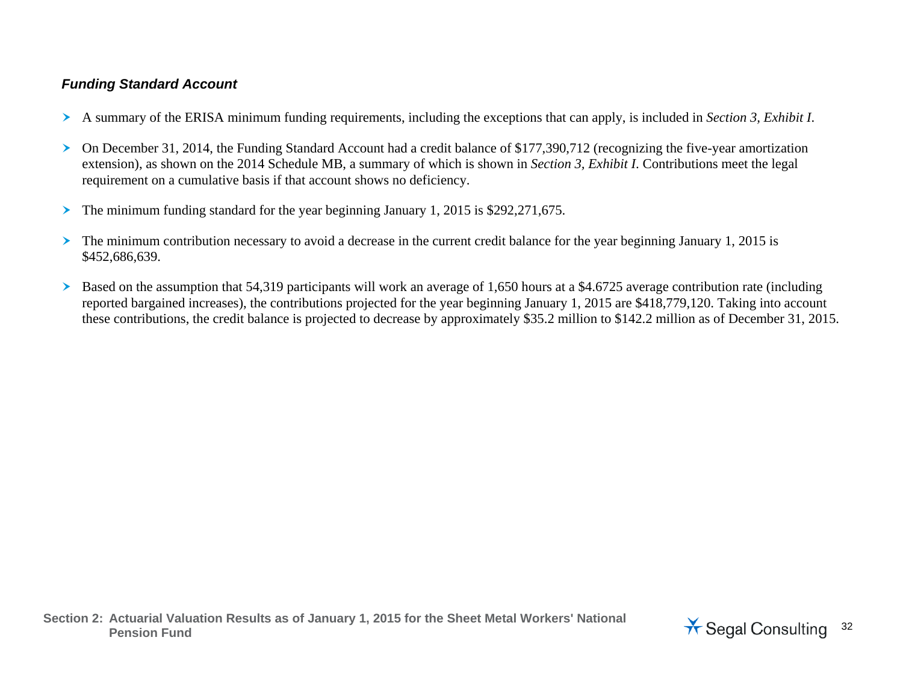### *Funding Standard Account*

- A summary of the ERISA minimum funding requirements, including the exceptions that can apply, is included in *Section 3, Exhibit I*.
- On December 31, 2014, the Funding Standard Account had a credit balance of $177,390,712 (recognizing the five-year amortization extension), as shown on the 2014 Schedule MB, a summary of which is shown in *Section 3, Exhibit I*. Contributions meet the legal requirement on a cumulative basis if that account shows no deficiency.
- The minimum funding standard for the year beginning January 1, 2015 is $292,271,675.
- The minimum contribution necessary to avoid a decrease in the current credit balance for the year beginning January 1, 2015 is $452,686,639.
- Based on the assumption that 54,319 participants will work an average of 1,650 hours at a $4.6725 average contribution rate (including reported bargained increases), the contributions projected for the year beginning January 1, 2015 are $418,779,120. Taking into account these contributions, the credit balance is projected to decrease by approximately $35.2 million to $142.2 million as of December 31, 2015.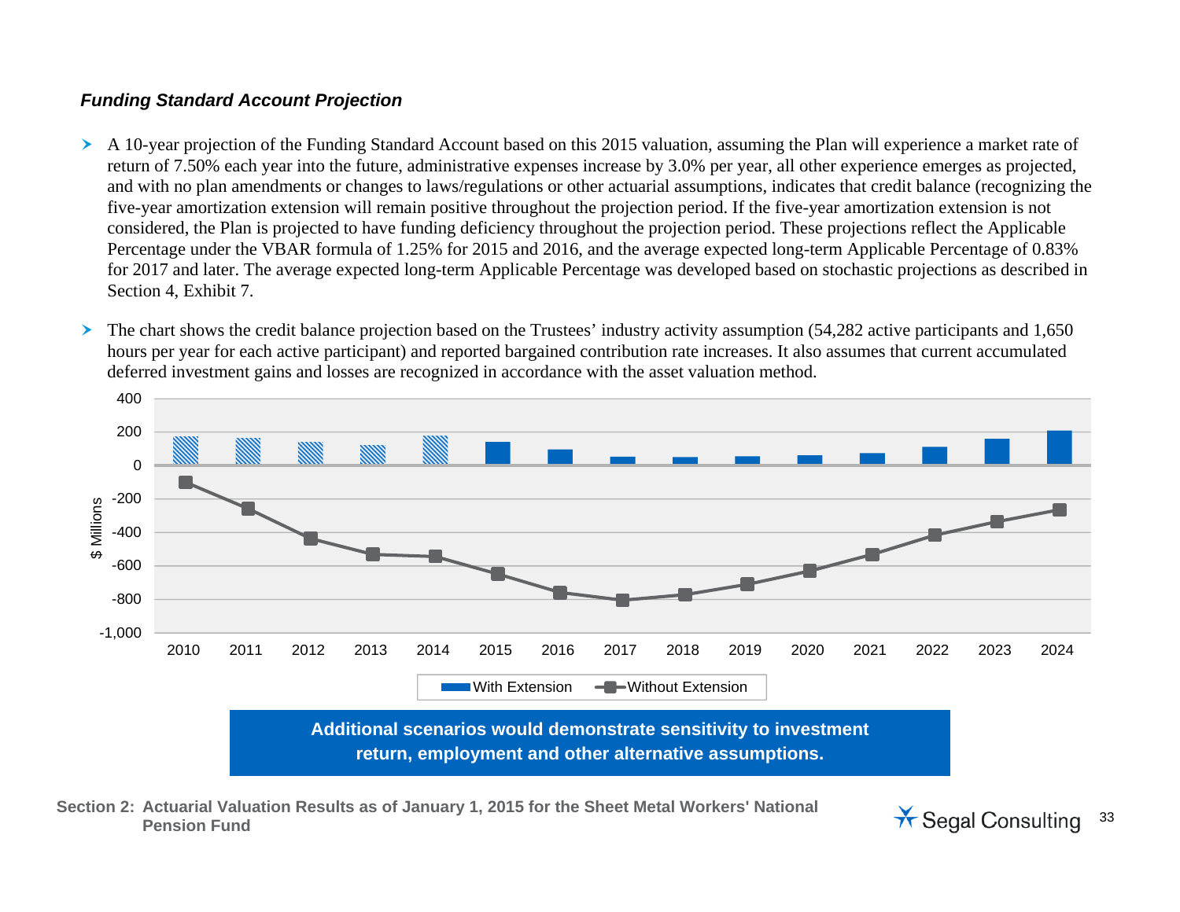### *Funding Standard Account Projection*

- A 10-year projection of the Funding Standard Account based on this 2015 valuation, assuming the Plan will experience a market rate of return of 7.50% each year into the future, administrative expenses increase by 3.0% per year, all other experience emerges as projected, and with no plan amendments or changes to laws/regulations or other actuarial assumptions, indicates that credit balance (recognizing the five-year amortization extension will remain positive throughout the projection period. If the five-year amortization extension is not considered, the Plan is projected to have funding deficiency throughout the projection period. These projections reflect the Applicable Percentage under the VBAR formula of 1.25% for 2015 and 2016, and the average expected long-term Applicable Percentage of 0.83% for 2017 and later. The average expected long-term Applicable Percentage was developed based on stochastic projections as described in Section 4, Exhibit 7.

- The chart shows the credit balance projection based on the Trustees' industry activity assumption (54,282 active participants and 1,650 hours per year for each active participant) and reported bargained contribution rate increases. It also assumes that current accumulated deferred investment gains and losses are recognized in accordance with the asset valuation method.

**Additional scenarios would demonstrate sensitivity to investment return, employment and other alternative assumptions.**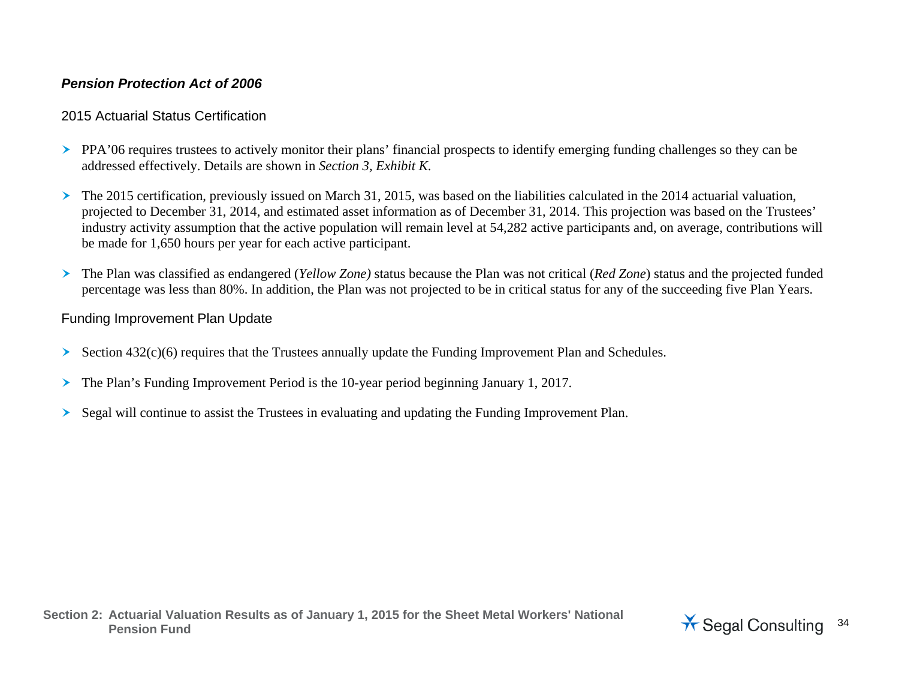### *Pension Protection Act of 2006*

#### 2015 Actuarial Status Certification

- PPA'06 requires trustees to actively monitor their plans' financial prospects to identify emerging funding challenges so they can be addressed effectively. Details are shown in *Section 3, Exhibit K*.
- The 2015 certification, previously issued on March 31, 2015, was based on the liabilities calculated in the 2014 actuarial valuation, projected to December 31, 2014, and estimated asset information as of December 31, 2014. This projection was based on the Trustees' industry activity assumption that the active population will remain level at 54,282 active participants and, on average, contributions will be made for 1,650 hours per year for each active participant.
- The Plan was classified as endangered (*Yellow Zone)* status because the Plan was not critical (*Red Zone*) status and the projected funded percentage was less than 80%. In addition, the Plan was not projected to be in critical status for any of the succeeding five Plan Years.

#### Funding Improvement Plan Update

- Section 432(c)(6) requires that the Trustees annually update the Funding Improvement Plan and Schedules.
- The Plan's Funding Improvement Period is the 10-year period beginning January 1, 2017.
- Segal will continue to assist the Trustees in evaluating and updating the Funding Improvement Plan.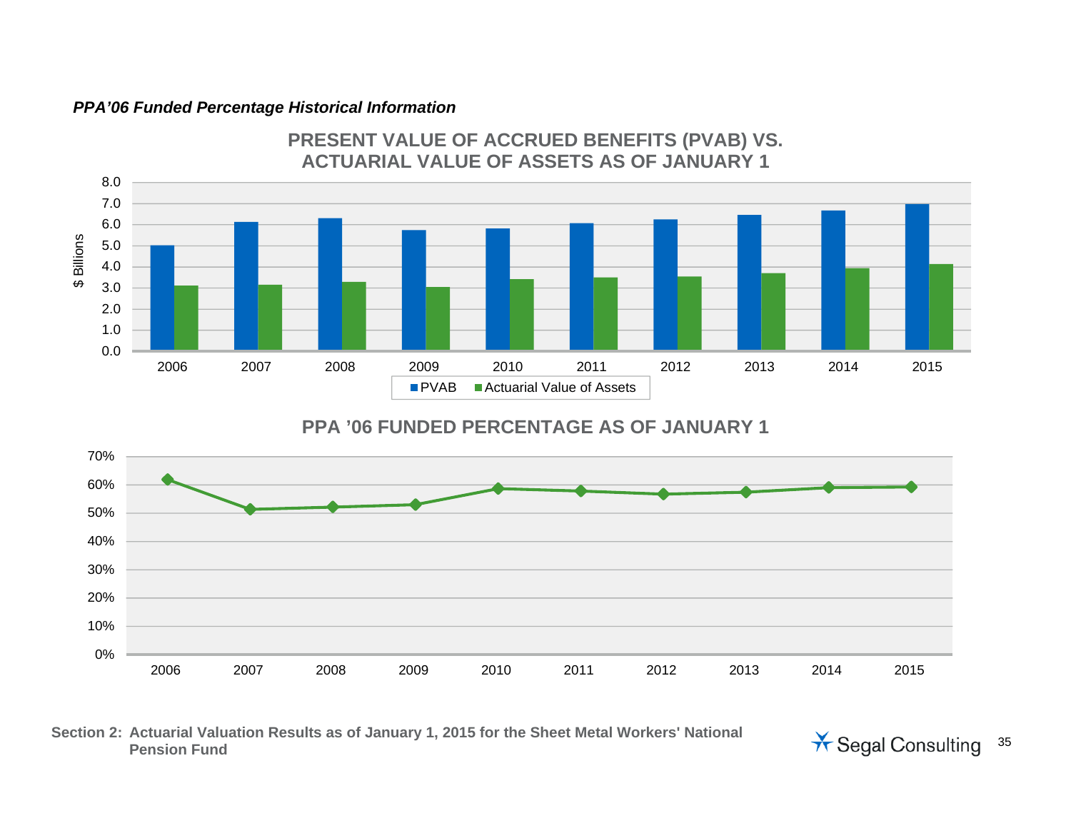***PPA'06 Funded Percentage Historical Information***

**PRESENT VALUE OF ACCRUED BENEFITS (PVAB) VS. ACTUARIAL VALUE OF ASSETS AS OF JANUARY 1**

**PPA '06 FUNDED PERCENTAGE AS OF JANUARY 1**

**Section 2: Actuarial Valuation Results as of January 1, 2015 for the Sheet Metal Workers' National Pension Fund**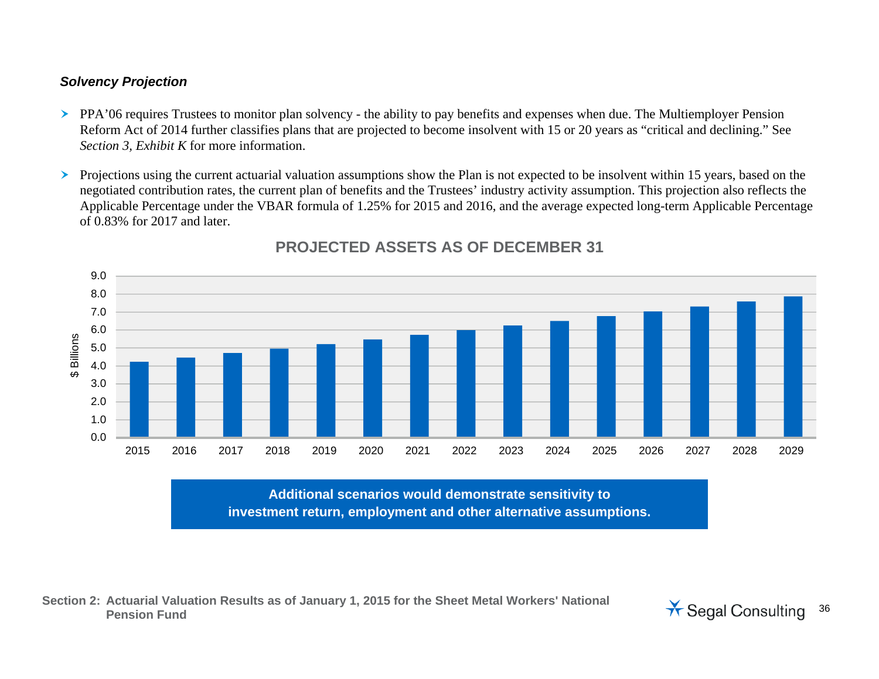***Solvency Projection***

- PPA'06 requires Trustees to monitor plan solvency - the ability to pay benefits and expenses when due. The Multiemployer Pension Reform Act of 2014 further classifies plans that are projected to become insolvent with 15 or 20 years as "critical and declining." See *Section 3, Exhibit K* for more information.
- Projections using the current actuarial valuation assumptions show the Plan is not expected to be insolvent within 15 years, based on the negotiated contribution rates, the current plan of benefits and the Trustees' industry activity assumption. This projection also reflects the Applicable Percentage under the VBAR formula of 1.25% for 2015 and 2016, and the average expected long-term Applicable Percentage of 0.83% for 2017 and later.

**PROJECTED ASSETS AS OF DECEMBER 31**

$ Billions

9.0
8.0
7.0
6.0
5.0
4.0
3.0
2.0
1.0
0.0

2015 2016 2017 2018 2019 2020 2021 2022 2023 2024 2025 2026 2027 2028 2029

**Additional scenarios would demonstrate sensitivity to investment return, employment and other alternative assumptions.**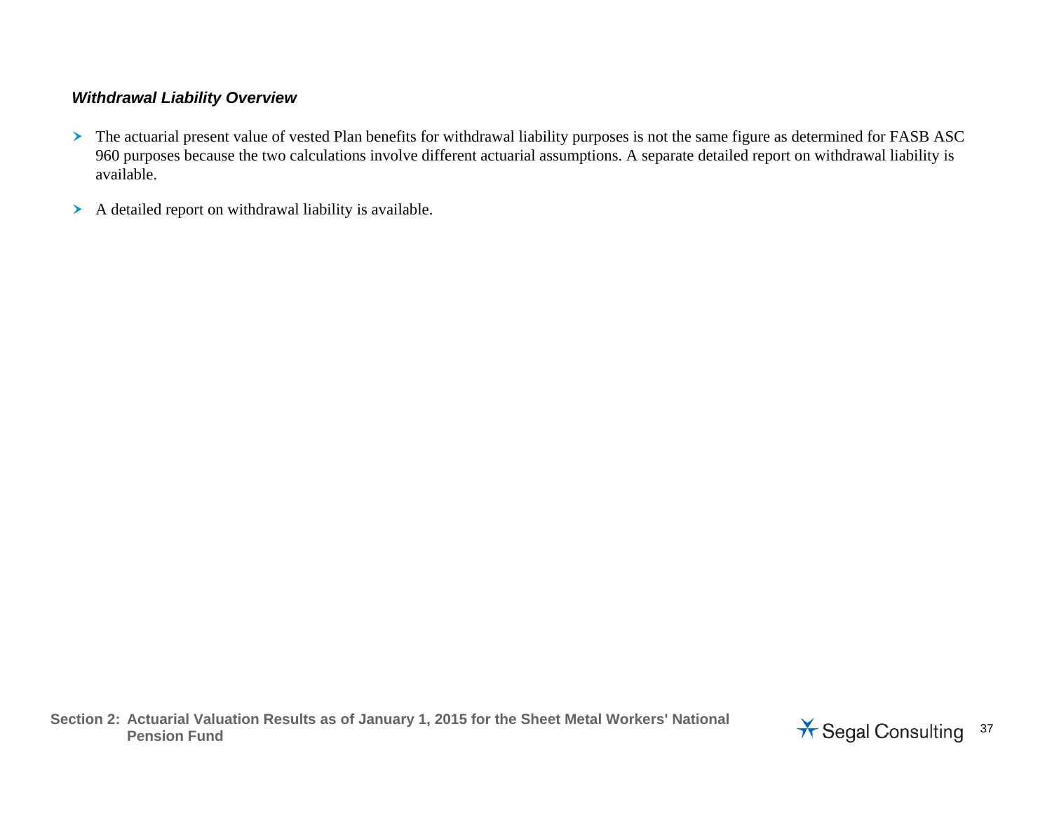### *Withdrawal Liability Overview*

- The actuarial present value of vested Plan benefits for withdrawal liability purposes is not the same figure as determined for FASB ASC 960 purposes because the two calculations involve different actuarial assumptions. A separate detailed report on withdrawal liability is available.
- A detailed report on withdrawal liability is available.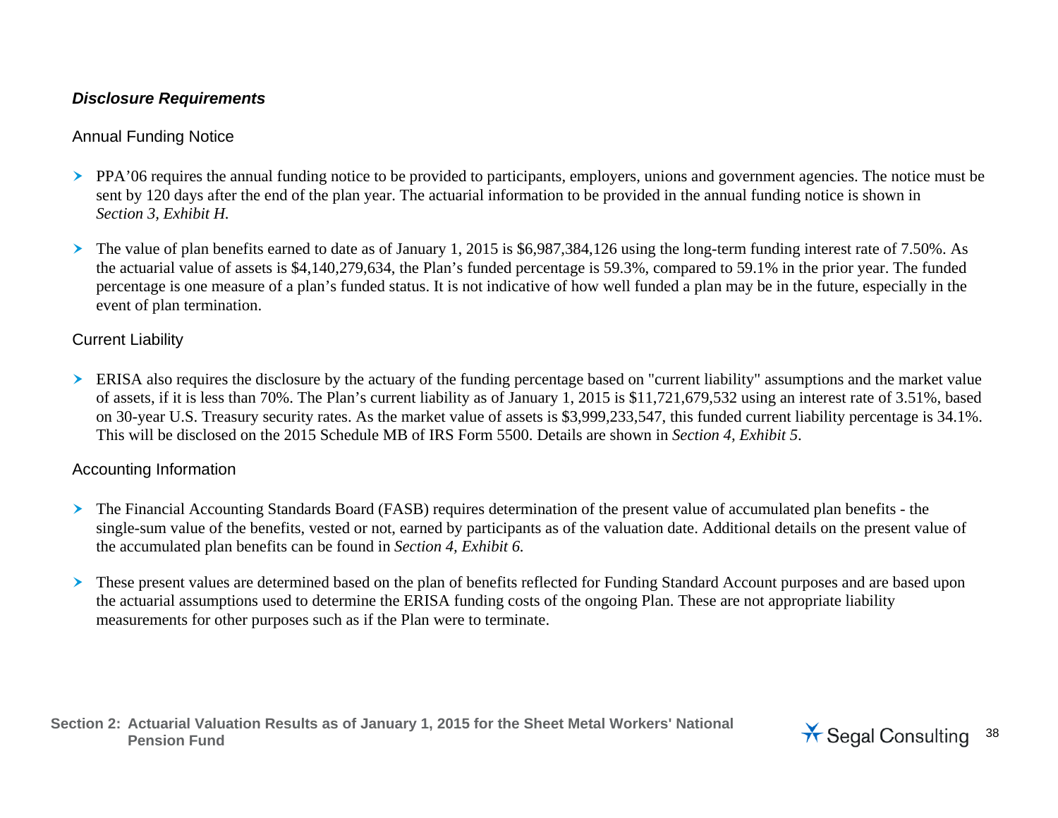### *Disclosure Requirements*

#### Annual Funding Notice

- PPA'06 requires the annual funding notice to be provided to participants, employers, unions and government agencies. The notice must be sent by 120 days after the end of the plan year. The actuarial information to be provided in the annual funding notice is shown in *Section 3, Exhibit H.*

- The value of plan benefits earned to date as of January 1, 2015 is $6,987,384,126 using the long-term funding interest rate of 7.50%. As the actuarial value of assets is $4,140,279,634, the Plan's funded percentage is 59.3%, compared to 59.1% in the prior year. The funded percentage is one measure of a plan's funded status. It is not indicative of how well funded a plan may be in the future, especially in the event of plan termination.

#### Current Liability

- ERISA also requires the disclosure by the actuary of the funding percentage based on "current liability" assumptions and the market value of assets, if it is less than 70%. The Plan's current liability as of January 1, 2015 is $11,721,679,532 using an interest rate of 3.51%, based on 30-year U.S. Treasury security rates. As the market value of assets is $3,999,233,547, this funded current liability percentage is 34.1%. This will be disclosed on the 2015 Schedule MB of IRS Form 5500. Details are shown in *Section 4, Exhibit 5*.

#### Accounting Information

- The Financial Accounting Standards Board (FASB) requires determination of the present value of accumulated plan benefits - the single-sum value of the benefits, vested or not, earned by participants as of the valuation date. Additional details on the present value of the accumulated plan benefits can be found in *Section 4, Exhibit 6.*

- These present values are determined based on the plan of benefits reflected for Funding Standard Account purposes and are based upon the actuarial assumptions used to determine the ERISA funding costs of the ongoing Plan. These are not appropriate liability measurements for other purposes such as if the Plan were to terminate.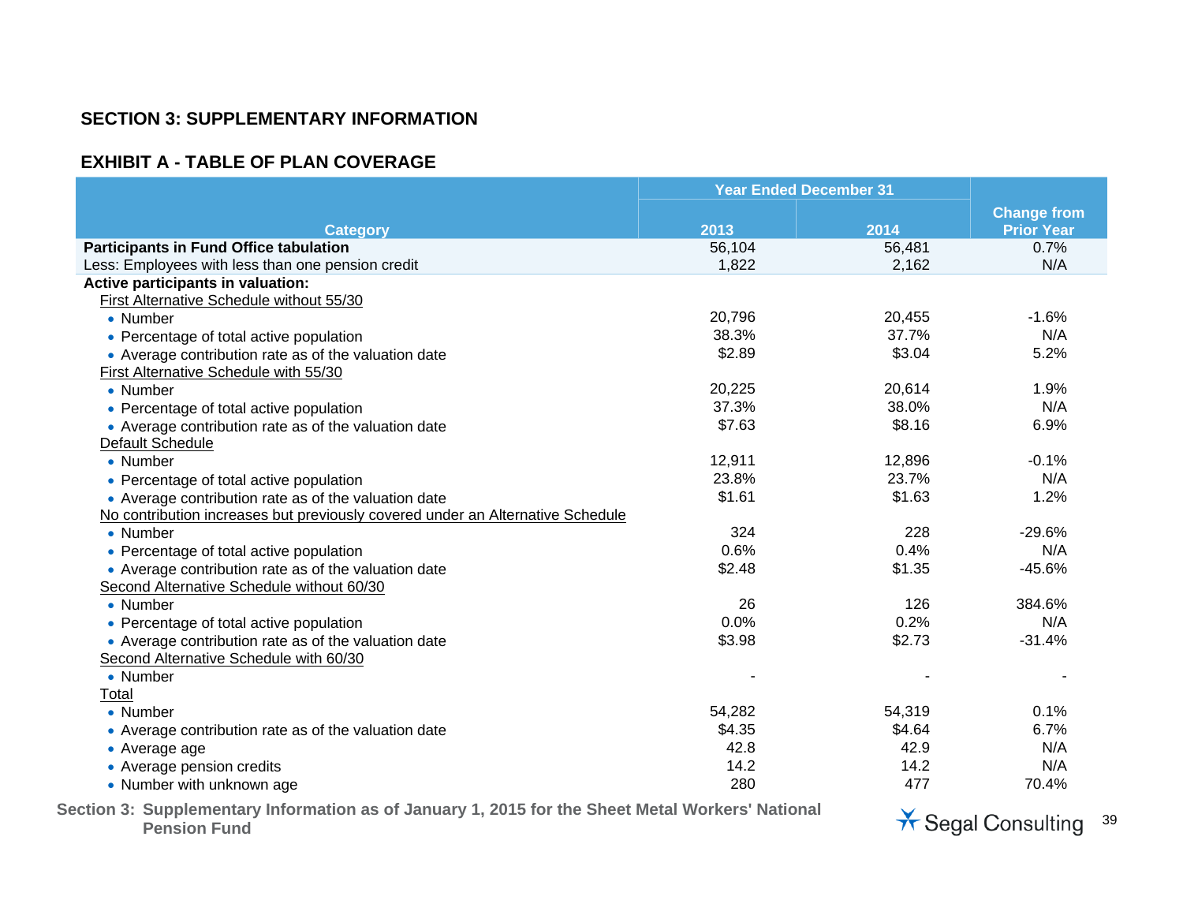## SECTION 3: SUPPLEMENTARY INFORMATION

### EXHIBIT A - TABLE OF PLAN COVERAGE

| Category | Year Ended December 31 | | Change from Prior Year |
|---|---|---|---|
| | 2013 | 2014 | |
| **Participants in Fund Office tabulation** | 56,104 | 56,481 | 0.7% |
| Less: Employees with less than one pension credit | 1,822 | 2,162 | N/A |
| **Active participants in valuation:** | | | |
| First Alternative Schedule without 55/30 | | | |
| • Number | 20,796 | 20,455 | -1.6% |
| • Percentage of total active population | 38.3% | 37.7% | N/A |
| • Average contribution rate as of the valuation date | $2.89 | $3.04 | 5.2% |
| First Alternative Schedule with 55/30 | | | |
| • Number | 20,225 | 20,614 | 1.9% |
| • Percentage of total active population | 37.3% | 38.0% | N/A |
| • Average contribution rate as of the valuation date | $7.63 | $8.16 | 6.9% |
| Default Schedule | | | |
| • Number | 12,911 | 12,896 | -0.1% |
| • Percentage of total active population | 23.8% | 23.7% | N/A |
| • Average contribution rate as of the valuation date | $1.61 | $1.63 | 1.2% |
| No contribution increases but previously covered under an Alternative Schedule | | | |
| • Number | 324 | 228 | -29.6% |
| • Percentage of total active population | 0.6% | 0.4% | N/A |
| • Average contribution rate as of the valuation date | $2.48 | $1.35 | -45.6% |
| Second Alternative Schedule without 60/30 | | | |
| • Number | 26 | 126 | 384.6% |
| • Percentage of total active population | 0.0% | 0.2% | N/A |
| • Average contribution rate as of the valuation date | $3.98 | $2.73 | -31.4% |
| Second Alternative Schedule with 60/30 | | | |
| • Number | - | - | - |
| Total | | | |
| • Number | 54,282 | 54,319 | 0.1% |
| • Average contribution rate as of the valuation date | $4.35 | $4.64 | 6.7% |
| • Average age | 42.8 | 42.9 | N/A |
| • Average pension credits | 14.2 | 14.2 | N/A |
| • Number with unknown age | 280 | 477 | 70.4% |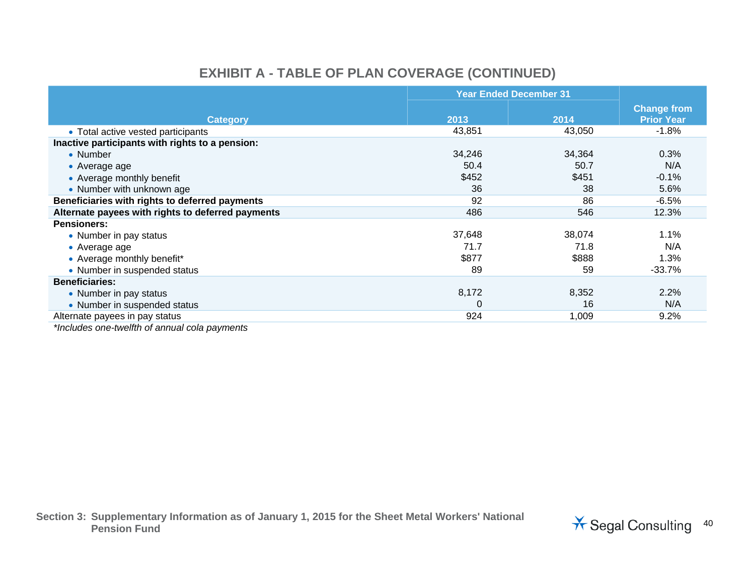## EXHIBIT A - TABLE OF PLAN COVERAGE (CONTINUED)

| Category | Year Ended December 31 | | Change from Prior Year |
|---|---|---|---|
| | 2013 | 2014 | |
| • Total active vested participants | 43,851 | 43,050 | -1.8% |
| **Inactive participants with rights to a pension:** | | | |
| • Number | 34,246 | 34,364 | 0.3% |
| • Average age | 50.4 | 50.7 | N/A |
| • Average monthly benefit | $452 | $451 | -0.1% |
| • Number with unknown age | 36 | 38 | 5.6% |
| **Beneficiaries with rights to deferred payments** | 92 | 86 | -6.5% |
| **Alternate payees with rights to deferred payments** | 486 | 546 | 12.3% |
| **Pensioners:** | | | |
| • Number in pay status | 37,648 | 38,074 | 1.1% |
| • Average age | 71.7 | 71.8 | N/A |
| • Average monthly benefit* | $877 | $888 | 1.3% |
| • Number in suspended status | 89 | 59 | -33.7% |
| **Beneficiaries:** | | | |
| • Number in pay status | 8,172 | 8,352 | 2.2% |
| • Number in suspended status | 0 | 16 | N/A |
| Alternate payees in pay status | 924 | 1,009 | 9.2% |

*\*Includes one-twelfth of annual cola payments*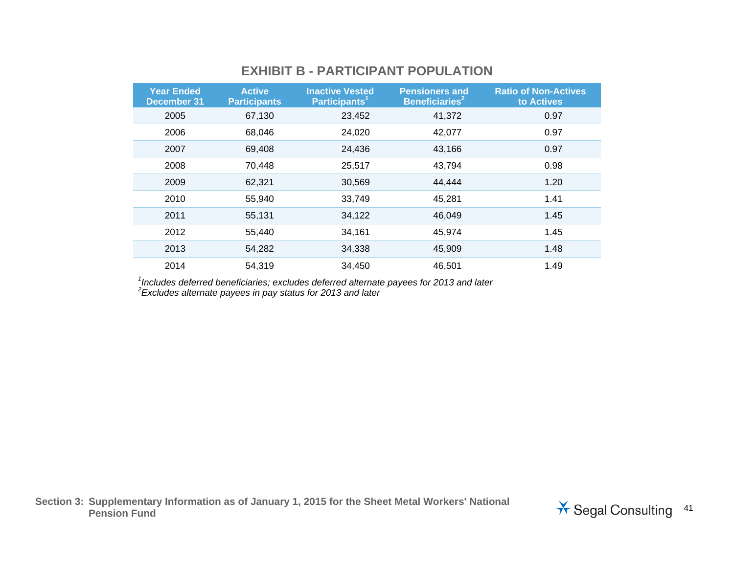## EXHIBIT B - PARTICIPANT POPULATION

| Year Ended December 31 | Active Participants | Inactive Vested Participants[1] | Pensioners and Beneficiaries[2] | Ratio of Non-Actives to Actives |
|---|---|---|---|---|
| 2005 | 67,130 | 23,452 | 41,372 | 0.97 |
| 2006 | 68,046 | 24,020 | 42,077 | 0.97 |
| 2007 | 69,408 | 24,436 | 43,166 | 0.97 |
| 2008 | 70,448 | 25,517 | 43,794 | 0.98 |
| 2009 | 62,321 | 30,569 | 44,444 | 1.20 |
| 2010 | 55,940 | 33,749 | 45,281 | 1.41 |
| 2011 | 55,131 | 34,122 | 46,049 | 1.45 |
| 2012 | 55,440 | 34,161 | 45,974 | 1.45 |
| 2013 | 54,282 | 34,338 | 45,909 | 1.48 |
| 2014 | 54,319 | 34,450 | 46,501 | 1.49 |

[1] *Includes deferred beneficiaries; excludes deferred alternate payees for 2013 and later*
[2] *Excludes alternate payees in pay status for 2013 and later*

**Section 3: Supplementary Information as of January 1, 2015 for the Sheet Metal Workers' National Pension Fund**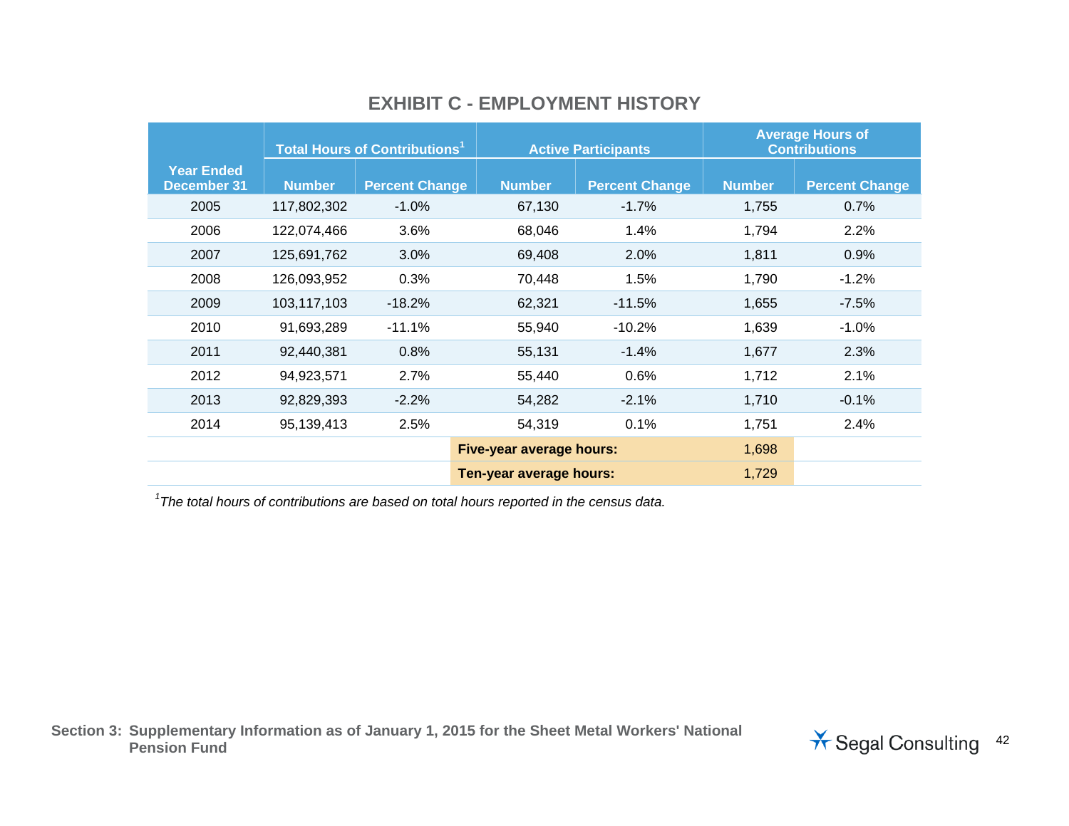## EXHIBIT C - EMPLOYMENT HISTORY

| Year Ended December 31 | Total Hours of Contributions[1] | | Active Participants | | Average Hours of Contributions | |
|---|---|---|---|---|---|---|
| | Number | Percent Change | Number | Percent Change | Number | Percent Change |
| 2005 | 117,802,302 | -1.0% | 67,130 | -1.7% | 1,755 | 0.7% |
| 2006 | 122,074,466 | 3.6% | 68,046 | 1.4% | 1,794 | 2.2% |
| 2007 | 125,691,762 | 3.0% | 69,408 | 2.0% | 1,811 | 0.9% |
| 2008 | 126,093,952 | 0.3% | 70,448 | 1.5% | 1,790 | -1.2% |
| 2009 | 103,117,103 | -18.2% | 62,321 | -11.5% | 1,655 | -7.5% |
| 2010 | 91,693,289 | -11.1% | 55,940 | -10.2% | 1,639 | -1.0% |
| 2011 | 92,440,381 | 0.8% | 55,131 | -1.4% | 1,677 | 2.3% |
| 2012 | 94,923,571 | 2.7% | 55,440 | 0.6% | 1,712 | 2.1% |
| 2013 | 92,829,393 | -2.2% | 54,282 | -2.1% | 1,710 | -0.1% |
| 2014 | 95,139,413 | 2.5% | 54,319 | 0.1% | 1,751 | 2.4% |
| | | **Five-year average hours:** | | | 1,698 | |
| | | **Ten-year average hours:** | | | 1,729 | |

[1] *The total hours of contributions are based on total hours reported in the census data.*

**Section 3: Supplementary Information as of January 1, 2015 for the Sheet Metal Workers' National Pension Fund**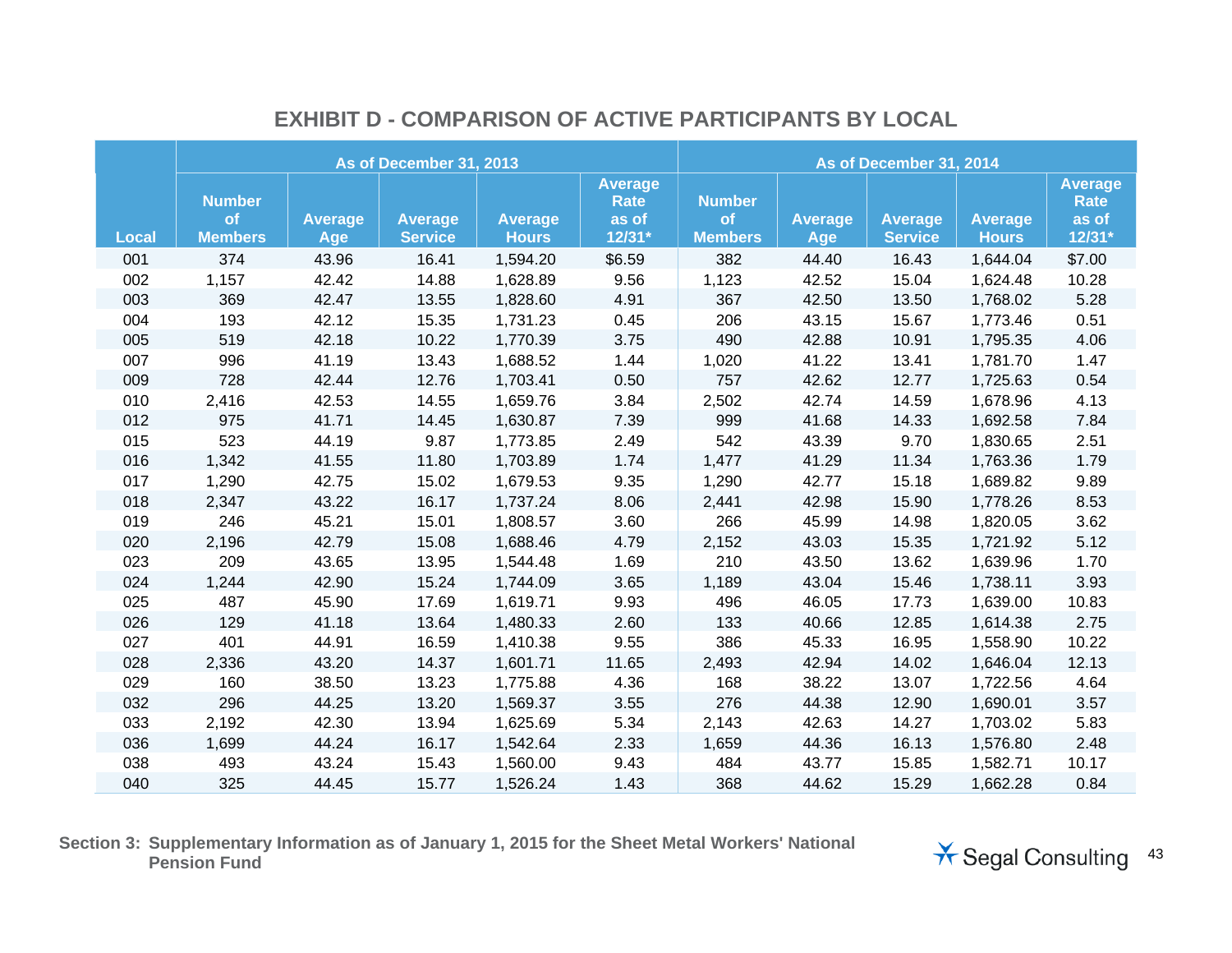## EXHIBIT D - COMPARISON OF ACTIVE PARTICIPANTS BY LOCAL

| | As of December 31, 2013 | | | | | As of December 31, 2014 | | | | |
|---|---|---|---|---|---|---|---|---|---|---|
| Local | Number of Members | Average Age | Average Service | Average Hours | Average Rate as of 12/31* | Number of Members | Average Age | Average Service | Average Hours | Average Rate as of 12/31* |
| 001 | 374 | 43.96 | 16.41 | 1,594.20 | $6.59 | 382 | 44.40 | 16.43 | 1,644.04 | $7.00 |
| 002 | 1,157 | 42.42 | 14.88 | 1,628.89 | 9.56 | 1,123 | 42.52 | 15.04 | 1,624.48 | 10.28 |
| 003 | 369 | 42.47 | 13.55 | 1,828.60 | 4.91 | 367 | 42.50 | 13.50 | 1,768.02 | 5.28 |
| 004 | 193 | 42.12 | 15.35 | 1,731.23 | 0.45 | 206 | 43.15 | 15.67 | 1,773.46 | 0.51 |
| 005 | 519 | 42.18 | 10.22 | 1,770.39 | 3.75 | 490 | 42.88 | 10.91 | 1,795.35 | 4.06 |
| 007 | 996 | 41.19 | 13.43 | 1,688.52 | 1.44 | 1,020 | 41.22 | 13.41 | 1,781.70 | 1.47 |
| 009 | 728 | 42.44 | 12.76 | 1,703.41 | 0.50 | 757 | 42.62 | 12.77 | 1,725.63 | 0.54 |
| 010 | 2,416 | 42.53 | 14.55 | 1,659.76 | 3.84 | 2,502 | 42.74 | 14.59 | 1,678.96 | 4.13 |
| 012 | 975 | 41.71 | 14.45 | 1,630.87 | 7.39 | 999 | 41.68 | 14.33 | 1,692.58 | 7.84 |
| 015 | 523 | 44.19 | 9.87 | 1,773.85 | 2.49 | 542 | 43.39 | 9.70 | 1,830.65 | 2.51 |
| 016 | 1,342 | 41.55 | 11.80 | 1,703.89 | 1.74 | 1,477 | 41.29 | 11.34 | 1,763.36 | 1.79 |
| 017 | 1,290 | 42.75 | 15.02 | 1,679.53 | 9.35 | 1,290 | 42.77 | 15.18 | 1,689.82 | 9.89 |
| 018 | 2,347 | 43.22 | 16.17 | 1,737.24 | 8.06 | 2,441 | 42.98 | 15.90 | 1,778.26 | 8.53 |
| 019 | 246 | 45.21 | 15.01 | 1,808.57 | 3.60 | 266 | 45.99 | 14.98 | 1,820.05 | 3.62 |
| 020 | 2,196 | 42.79 | 15.08 | 1,688.46 | 4.79 | 2,152 | 43.03 | 15.35 | 1,721.92 | 5.12 |
| 023 | 209 | 43.65 | 13.95 | 1,544.48 | 1.69 | 210 | 43.50 | 13.62 | 1,639.96 | 1.70 |
| 024 | 1,244 | 42.90 | 15.24 | 1,744.09 | 3.65 | 1,189 | 43.04 | 15.46 | 1,738.11 | 3.93 |
| 025 | 487 | 45.90 | 17.69 | 1,619.71 | 9.93 | 496 | 46.05 | 17.73 | 1,639.00 | 10.83 |
| 026 | 129 | 41.18 | 13.64 | 1,480.33 | 2.60 | 133 | 40.66 | 12.85 | 1,614.38 | 2.75 |
| 027 | 401 | 44.91 | 16.59 | 1,410.38 | 9.55 | 386 | 45.33 | 16.95 | 1,558.90 | 10.22 |
| 028 | 2,336 | 43.20 | 14.37 | 1,601.71 | 11.65 | 2,493 | 42.94 | 14.02 | 1,646.04 | 12.13 |
| 029 | 160 | 38.50 | 13.23 | 1,775.88 | 4.36 | 168 | 38.22 | 13.07 | 1,722.56 | 4.64 |
| 032 | 296 | 44.25 | 13.20 | 1,569.37 | 3.55 | 276 | 44.38 | 12.90 | 1,690.01 | 3.57 |
| 033 | 2,192 | 42.30 | 13.94 | 1,625.69 | 5.34 | 2,143 | 42.63 | 14.27 | 1,703.02 | 5.83 |
| 036 | 1,699 | 44.24 | 16.17 | 1,542.64 | 2.33 | 1,659 | 44.36 | 16.13 | 1,576.80 | 2.48 |
| 038 | 493 | 43.24 | 15.43 | 1,560.00 | 9.43 | 484 | 43.77 | 15.85 | 1,582.71 | 10.17 |
| 040 | 325 | 44.45 | 15.77 | 1,526.24 | 1.43 | 368 | 44.62 | 15.29 | 1,662.28 | 0.84 |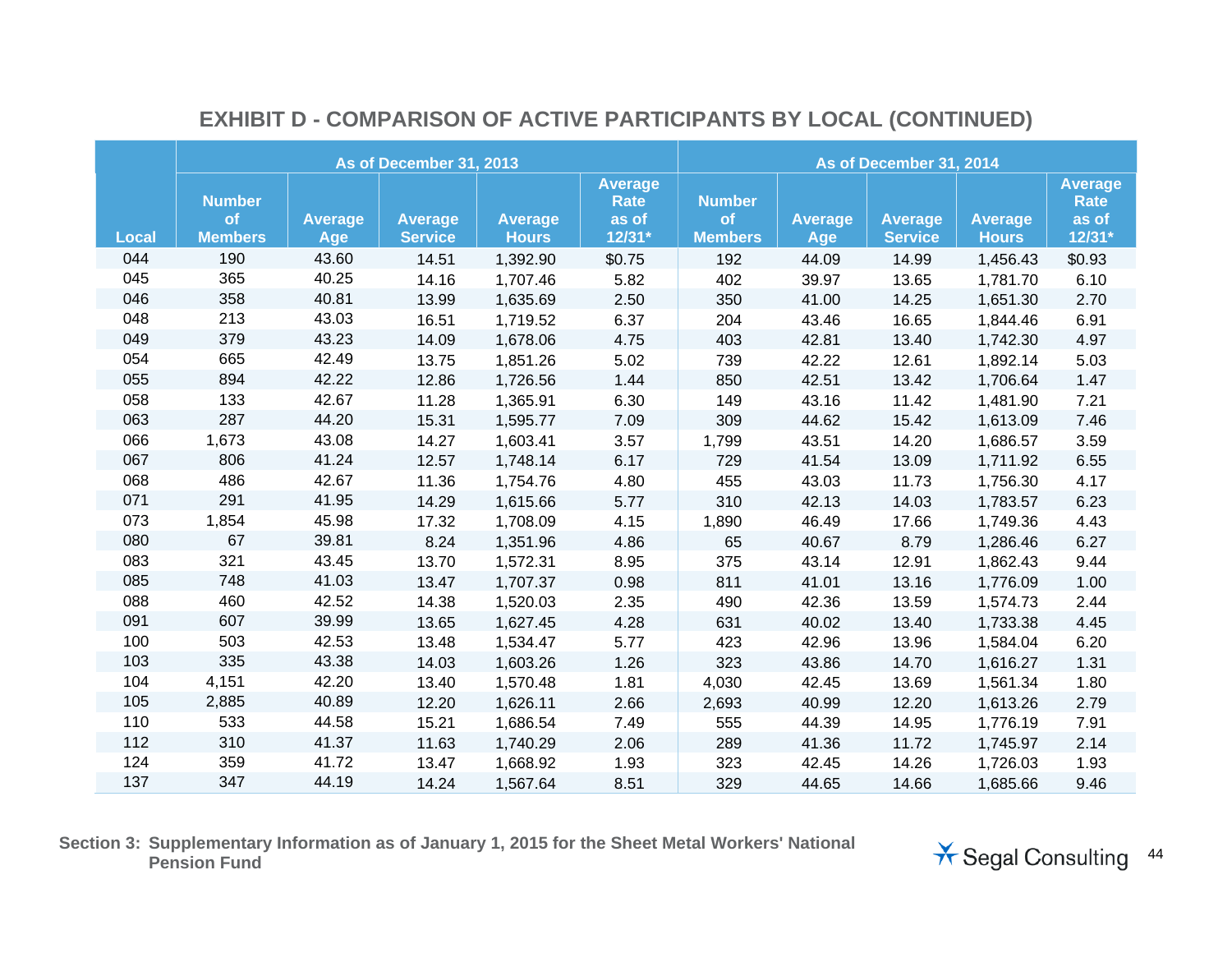## EXHIBIT D - COMPARISON OF ACTIVE PARTICIPANTS BY LOCAL (CONTINUED)

| | As of December 31, 2013 | | | | | As of December 31, 2014 | | | | |
|---|---|---|---|---|---|---|---|---|---|---|
| Local | Number of Members | Average Age | Average Service | Average Hours | Average Rate as of 12/31* | Number of Members | Average Age | Average Service | Average Hours | Average Rate as of 12/31* |
| 044 | 190 | 43.60 | 14.51 | 1,392.90 | $0.75 | 192 | 44.09 | 14.99 | 1,456.43 | $0.93 |
| 045 | 365 | 40.25 | 14.16 | 1,707.46 | 5.82 | 402 | 39.97 | 13.65 | 1,781.70 | 6.10 |
| 046 | 358 | 40.81 | 13.99 | 1,635.69 | 2.50 | 350 | 41.00 | 14.25 | 1,651.30 | 2.70 |
| 048 | 213 | 43.03 | 16.51 | 1,719.52 | 6.37 | 204 | 43.46 | 16.65 | 1,844.46 | 6.91 |
| 049 | 379 | 43.23 | 14.09 | 1,678.06 | 4.75 | 403 | 42.81 | 13.40 | 1,742.30 | 4.97 |
| 054 | 665 | 42.49 | 13.75 | 1,851.26 | 5.02 | 739 | 42.22 | 12.61 | 1,892.14 | 5.03 |
| 055 | 894 | 42.22 | 12.86 | 1,726.56 | 1.44 | 850 | 42.51 | 13.42 | 1,706.64 | 1.47 |
| 058 | 133 | 42.67 | 11.28 | 1,365.91 | 6.30 | 149 | 43.16 | 11.42 | 1,481.90 | 7.21 |
| 063 | 287 | 44.20 | 15.31 | 1,595.77 | 7.09 | 309 | 44.62 | 15.42 | 1,613.09 | 7.46 |
| 066 | 1,673 | 43.08 | 14.27 | 1,603.41 | 3.57 | 1,799 | 43.51 | 14.20 | 1,686.57 | 3.59 |
| 067 | 806 | 41.24 | 12.57 | 1,748.14 | 6.17 | 729 | 41.54 | 13.09 | 1,711.92 | 6.55 |
| 068 | 486 | 42.67 | 11.36 | 1,754.76 | 4.80 | 455 | 43.03 | 11.73 | 1,756.30 | 4.17 |
| 071 | 291 | 41.95 | 14.29 | 1,615.66 | 5.77 | 310 | 42.13 | 14.03 | 1,783.57 | 6.23 |
| 073 | 1,854 | 45.98 | 17.32 | 1,708.09 | 4.15 | 1,890 | 46.49 | 17.66 | 1,749.36 | 4.43 |
| 080 | 67 | 39.81 | 8.24 | 1,351.96 | 4.86 | 65 | 40.67 | 8.79 | 1,286.46 | 6.27 |
| 083 | 321 | 43.45 | 13.70 | 1,572.31 | 8.95 | 375 | 43.14 | 12.91 | 1,862.43 | 9.44 |
| 085 | 748 | 41.03 | 13.47 | 1,707.37 | 0.98 | 811 | 41.01 | 13.16 | 1,776.09 | 1.00 |
| 088 | 460 | 42.52 | 14.38 | 1,520.03 | 2.35 | 490 | 42.36 | 13.59 | 1,574.73 | 2.44 |
| 091 | 607 | 39.99 | 13.65 | 1,627.45 | 4.28 | 631 | 40.02 | 13.40 | 1,733.38 | 4.45 |
| 100 | 503 | 42.53 | 13.48 | 1,534.47 | 5.77 | 423 | 42.96 | 13.96 | 1,584.04 | 6.20 |
| 103 | 335 | 43.38 | 14.03 | 1,603.26 | 1.26 | 323 | 43.86 | 14.70 | 1,616.27 | 1.31 |
| 104 | 4,151 | 42.20 | 13.40 | 1,570.48 | 1.81 | 4,030 | 42.45 | 13.69 | 1,561.34 | 1.80 |
| 105 | 2,885 | 40.89 | 12.20 | 1,626.11 | 2.66 | 2,693 | 40.99 | 12.20 | 1,613.26 | 2.79 |
| 110 | 533 | 44.58 | 15.21 | 1,686.54 | 7.49 | 555 | 44.39 | 14.95 | 1,776.19 | 7.91 |
| 112 | 310 | 41.37 | 11.63 | 1,740.29 | 2.06 | 289 | 41.36 | 11.72 | 1,745.97 | 2.14 |
| 124 | 359 | 41.72 | 13.47 | 1,668.92 | 1.93 | 323 | 42.45 | 14.26 | 1,726.03 | 1.93 |
| 137 | 347 | 44.19 | 14.24 | 1,567.64 | 8.51 | 329 | 44.65 | 14.66 | 1,685.66 | 9.46 |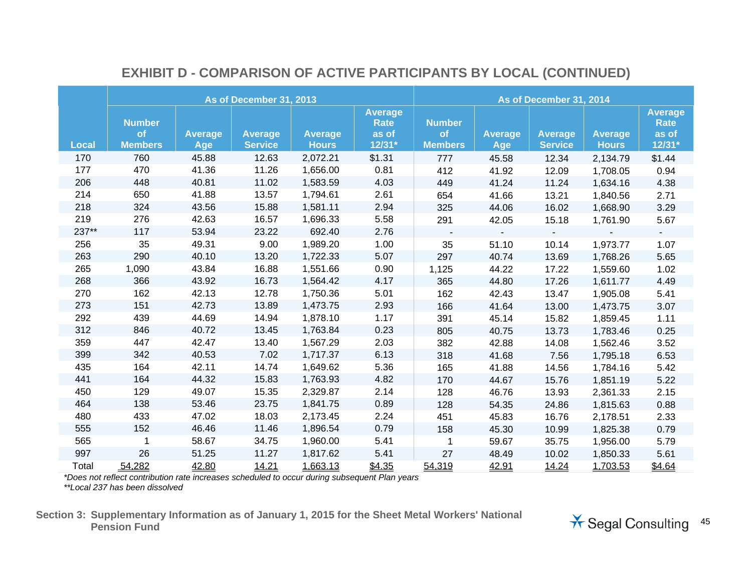## EXHIBIT D - COMPARISON OF ACTIVE PARTICIPANTS BY LOCAL (CONTINUED)

| | As of December 31, 2013 | | | | | As of December 31, 2014 | | | | |
|---|---|---|---|---|---|---|---|---|---|---|
| Local | Number of Members | Average Age | Average Service | Average Hours | Average Rate as of 12/31* | Number of Members | Average Age | Average Service | Average Hours | Average Rate as of 12/31* |
| 170 | 760 | 45.88 | 12.63 | 2,072.21 | $1.31 | 777 | 45.58 | 12.34 | 2,134.79 | $1.44 |
| 177 | 470 | 41.36 | 11.26 | 1,656.00 | 0.81 | 412 | 41.92 | 12.09 | 1,708.05 | 0.94 |
| 206 | 448 | 40.81 | 11.02 | 1,583.59 | 4.03 | 449 | 41.24 | 11.24 | 1,634.16 | 4.38 |
| 214 | 650 | 41.88 | 13.57 | 1,794.61 | 2.61 | 654 | 41.66 | 13.21 | 1,840.56 | 2.71 |
| 218 | 324 | 43.56 | 15.88 | 1,581.11 | 2.94 | 325 | 44.06 | 16.02 | 1,668.90 | 3.29 |
| 219 | 276 | 42.63 | 16.57 | 1,696.33 | 5.58 | 291 | 42.05 | 15.18 | 1,761.90 | 5.67 |
| 237** | 117 | 53.94 | 23.22 | 692.40 | 2.76 | - | - | - | - | - |
| 256 | 35 | 49.31 | 9.00 | 1,989.20 | 1.00 | 35 | 51.10 | 10.14 | 1,973.77 | 1.07 |
| 263 | 290 | 40.10 | 13.20 | 1,722.33 | 5.07 | 297 | 40.74 | 13.69 | 1,768.26 | 5.65 |
| 265 | 1,090 | 43.84 | 16.88 | 1,551.66 | 0.90 | 1,125 | 44.22 | 17.22 | 1,559.60 | 1.02 |
| 268 | 366 | 43.92 | 16.73 | 1,564.42 | 4.17 | 365 | 44.80 | 17.26 | 1,611.77 | 4.49 |
| 270 | 162 | 42.13 | 12.78 | 1,750.36 | 5.01 | 162 | 42.43 | 13.47 | 1,905.08 | 5.41 |
| 273 | 151 | 42.73 | 13.89 | 1,473.75 | 2.93 | 166 | 41.64 | 13.00 | 1,473.75 | 3.07 |
| 292 | 439 | 44.69 | 14.94 | 1,878.10 | 1.17 | 391 | 45.14 | 15.82 | 1,859.45 | 1.11 |
| 312 | 846 | 40.72 | 13.45 | 1,763.84 | 0.23 | 805 | 40.75 | 13.73 | 1,783.46 | 0.25 |
| 359 | 447 | 42.47 | 13.40 | 1,567.29 | 2.03 | 382 | 42.88 | 14.08 | 1,562.46 | 3.52 |
| 399 | 342 | 40.53 | 7.02 | 1,717.37 | 6.13 | 318 | 41.68 | 7.56 | 1,795.18 | 6.53 |
| 435 | 164 | 42.11 | 14.74 | 1,649.62 | 5.36 | 165 | 41.88 | 14.56 | 1,784.16 | 5.42 |
| 441 | 164 | 44.32 | 15.83 | 1,763.93 | 4.82 | 170 | 44.67 | 15.76 | 1,851.19 | 5.22 |
| 450 | 129 | 49.07 | 15.35 | 2,329.87 | 2.14 | 128 | 46.76 | 13.93 | 2,361.33 | 2.15 |
| 464 | 138 | 53.46 | 23.75 | 1,841.75 | 0.89 | 128 | 54.35 | 24.86 | 1,815.63 | 0.88 |
| 480 | 433 | 47.02 | 18.03 | 2,173.45 | 2.24 | 451 | 45.83 | 16.76 | 2,178.51 | 2.33 |
| 555 | 152 | 46.46 | 11.46 | 1,896.54 | 0.79 | 158 | 45.30 | 10.99 | 1,825.38 | 0.79 |
| 565 | 1 | 58.67 | 34.75 | 1,960.00 | 5.41 | 1 | 59.67 | 35.75 | 1,956.00 | 5.79 |
| 997 | 26 | 51.25 | 11.27 | 1,817.62 | 5.41 | 27 | 48.49 | 10.02 | 1,850.33 | 5.61 |
| Total | 54,282 | 42.80 | 14.21 | 1,663.13 | $4.35 | 54,319 | 42.91 | 14.24 | 1,703.53 | $4.64 |

*\*Does not reflect contribution rate increases scheduled to occur during subsequent Plan years*

*\*\*Local 237 has been dissolved*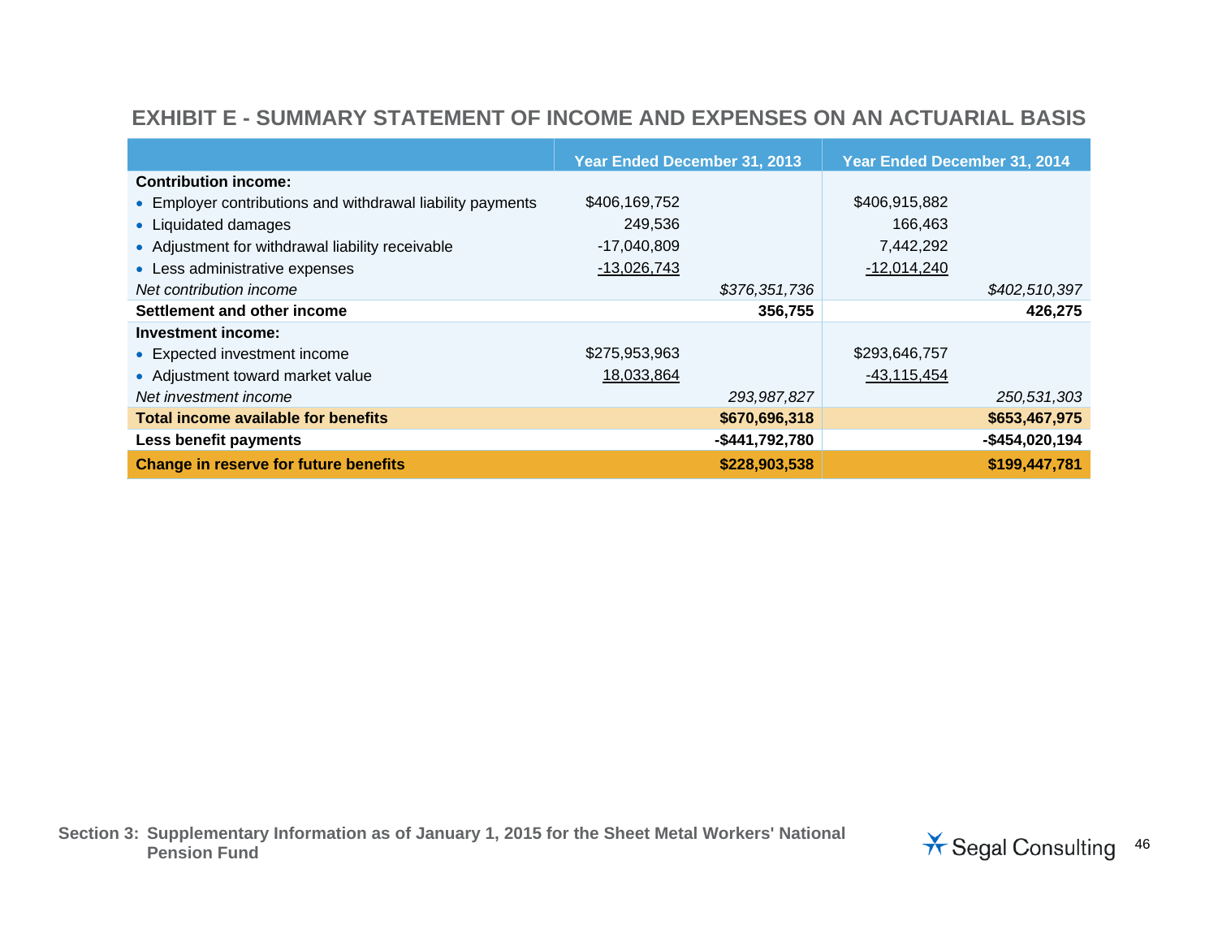## EXHIBIT E - SUMMARY STATEMENT OF INCOME AND EXPENSES ON AN ACTUARIAL BASIS

| | Year Ended December 31, 2013 | | Year Ended December 31, 2014 | |
|---|---|---|---|---|
| **Contribution income:** | | | | |
| • Employer contributions and withdrawal liability payments | $406,169,752 | | $406,915,882 | |
| • Liquidated damages | 249,536 | | 166,463 | |
| • Adjustment for withdrawal liability receivable | -17,040,809 | | 7,442,292 | |
| • Less administrative expenses | -13,026,743 | | -12,014,240 | |
| *Net contribution income* | | *$376,351,736* | | *$402,510,397* |
| **Settlement and other income** | | **356,755** | | **426,275** |
| **Investment income:** | | | | |
| • Expected investment income | $275,953,963 | | $293,646,757 | |
| • Adjustment toward market value | 18,033,864 | | -43,115,454 | |
| *Net investment income* | | *293,987,827* | | *250,531,303* |
| **Total income available for benefits** | | **$670,696,318** | | **$653,467,975** |
| **Less benefit payments** | | **-$441,792,780** | | **-$454,020,194** |
| **Change in reserve for future benefits** | | **$228,903,538** | | **$199,447,781** |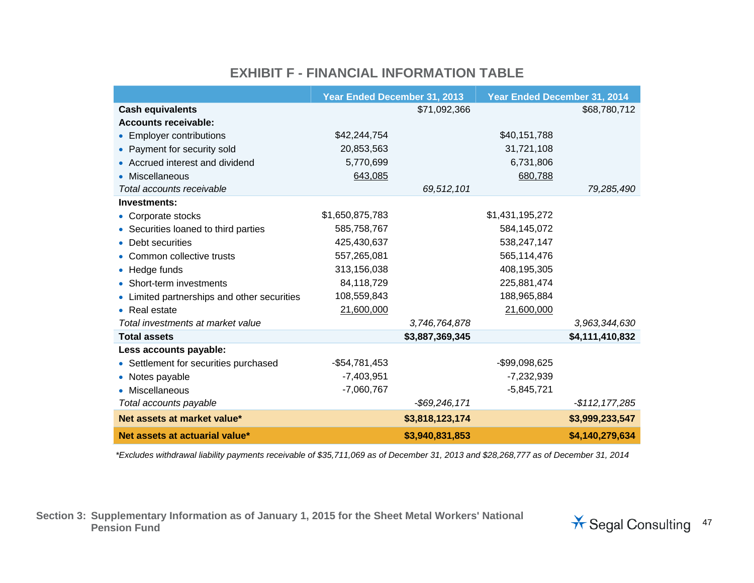## EXHIBIT F - FINANCIAL INFORMATION TABLE

| | Year Ended December 31, 2013 | | Year Ended December 31, 2014 | |
|---|---|---|---|---|
| **Cash equivalents** | | $71,092,366 | | $68,780,712 |
| **Accounts receivable:** | | | | |
| • Employer contributions | $42,244,754 | | $40,151,788 | |
| • Payment for security sold | 20,853,563 | | 31,721,108 | |
| • Accrued interest and dividend | 5,770,699 | | 6,731,806 | |
| • Miscellaneous | 643,085 | | 680,788 | |
| *Total accounts receivable* | | *69,512,101* | | *79,285,490* |
| **Investments:** | | | | |
| • Corporate stocks | $1,650,875,783 | | $1,431,195,272 | |
| • Securities loaned to third parties | 585,758,767 | | 584,145,072 | |
| • Debt securities | 425,430,637 | | 538,247,147 | |
| • Common collective trusts | 557,265,081 | | 565,114,476 | |
| • Hedge funds | 313,156,038 | | 408,195,305 | |
| • Short-term investments | 84,118,729 | | 225,881,474 | |
| • Limited partnerships and other securities | 108,559,843 | | 188,965,884 | |
| • Real estate | 21,600,000 | | 21,600,000 | |
| *Total investments at market value* | | *3,746,764,878* | | *3,963,344,630* |
| **Total assets** | | **$3,887,369,345** | | **$4,111,410,832** |
| **Less accounts payable:** | | | | |
| • Settlement for securities purchased | -$54,781,453 | | -$99,098,625 | |
| • Notes payable | -7,403,951 | | -7,232,939 | |
| • Miscellaneous | -7,060,767 | | -5,845,721 | |
| *Total accounts payable* | | *-$69,246,171* | | *-$112,177,285* |
| **Net assets at market value*** | | **$3,818,123,174** | | **$3,999,233,547** |
| **Net assets at actuarial value*** | | **$3,940,831,853** | | **$4,140,279,634** |

*\*Excludes withdrawal liability payments receivable of $35,711,069 as of December 31, 2013 and $28,268,777 as of December 31, 2014*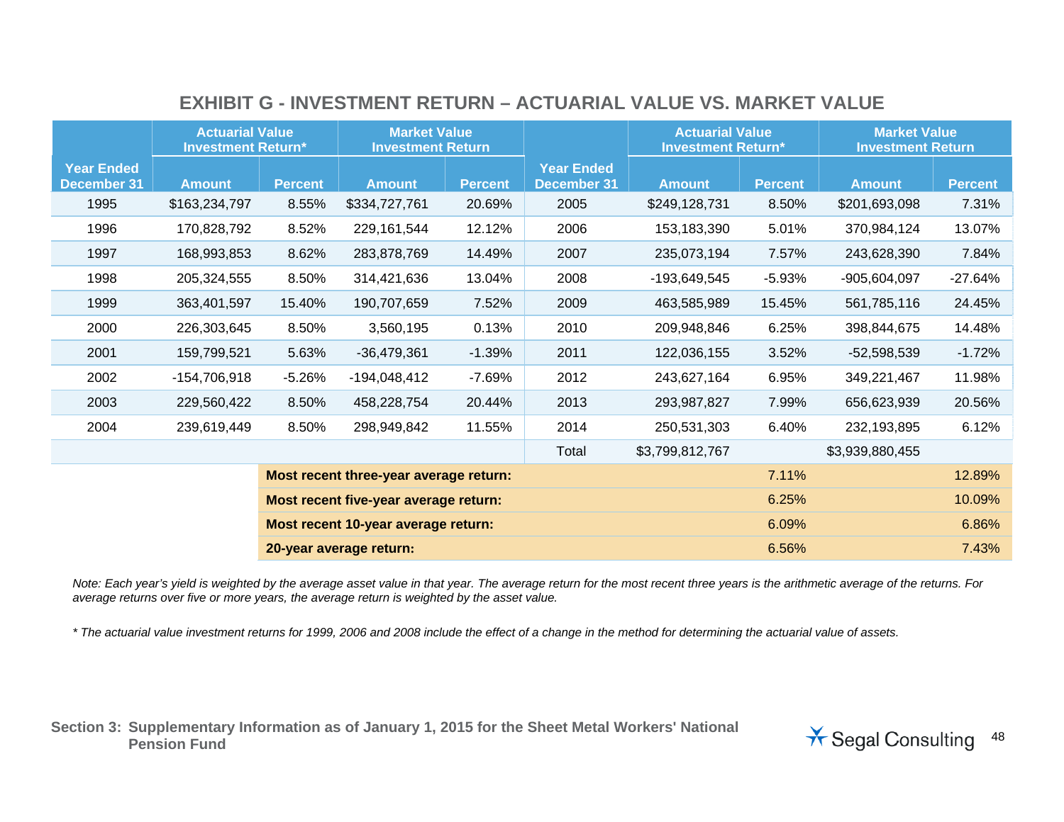## EXHIBIT G - INVESTMENT RETURN – ACTUARIAL VALUE VS. MARKET VALUE

| | Actuarial Value Investment Return* | | Market Value Investment Return | | | Actuarial Value Investment Return* | | Market Value Investment Return | |
|---|---|---|---|---|---|---|---|---|---|
| **Year Ended December 31** | **Amount** | **Percent** | **Amount** | **Percent** | **Year Ended December 31** | **Amount** | **Percent** | **Amount** | **Percent** |
| 1995 | $163,234,797 | 8.55% | $334,727,761 | 20.69% | 2005 | $249,128,731 | 8.50% | $201,693,098 | 7.31% |
| 1996 | 170,828,792 | 8.52% | 229,161,544 | 12.12% | 2006 | 153,183,390 | 5.01% | 370,984,124 | 13.07% |
| 1997 | 168,993,853 | 8.62% | 283,878,769 | 14.49% | 2007 | 235,073,194 | 7.57% | 243,628,390 | 7.84% |
| 1998 | 205,324,555 | 8.50% | 314,421,636 | 13.04% | 2008 | -193,649,545 | -5.93% | -905,604,097 | -27.64% |
| 1999 | 363,401,597 | 15.40% | 190,707,659 | 7.52% | 2009 | 463,585,989 | 15.45% | 561,785,116 | 24.45% |
| 2000 | 226,303,645 | 8.50% | 3,560,195 | 0.13% | 2010 | 209,948,846 | 6.25% | 398,844,675 | 14.48% |
| 2001 | 159,799,521 | 5.63% | -36,479,361 | -1.39% | 2011 | 122,036,155 | 3.52% | -52,598,539 | -1.72% |
| 2002 | -154,706,918 | -5.26% | -194,048,412 | -7.69% | 2012 | 243,627,164 | 6.95% | 349,221,467 | 11.98% |
| 2003 | 229,560,422 | 8.50% | 458,228,754 | 20.44% | 2013 | 293,987,827 | 7.99% | 656,623,939 | 20.56% |
| 2004 | 239,619,449 | 8.50% | 298,949,842 | 11.55% | 2014 | 250,531,303 | 6.40% | 232,193,895 | 6.12% |
| | | | | | Total | $3,799,812,767 | | $3,939,880,455 | |
| | | **Most recent three-year average return:** | | | | | 7.11% | | 12.89% |
| | | **Most recent five-year average return:** | | | | | 6.25% | | 10.09% |
| | | **Most recent 10-year average return:** | | | | | 6.09% | | 6.86% |
| | | **20-year average return:** | | | | | 6.56% | | 7.43% |

*Note: Each year's yield is weighted by the average asset value in that year. The average return for the most recent three years is the arithmetic average of the returns. For average returns over five or more years, the average return is weighted by the asset value.*

*\* The actuarial value investment returns for 1999, 2006 and 2008 include the effect of a change in the method for determining the actuarial value of assets.*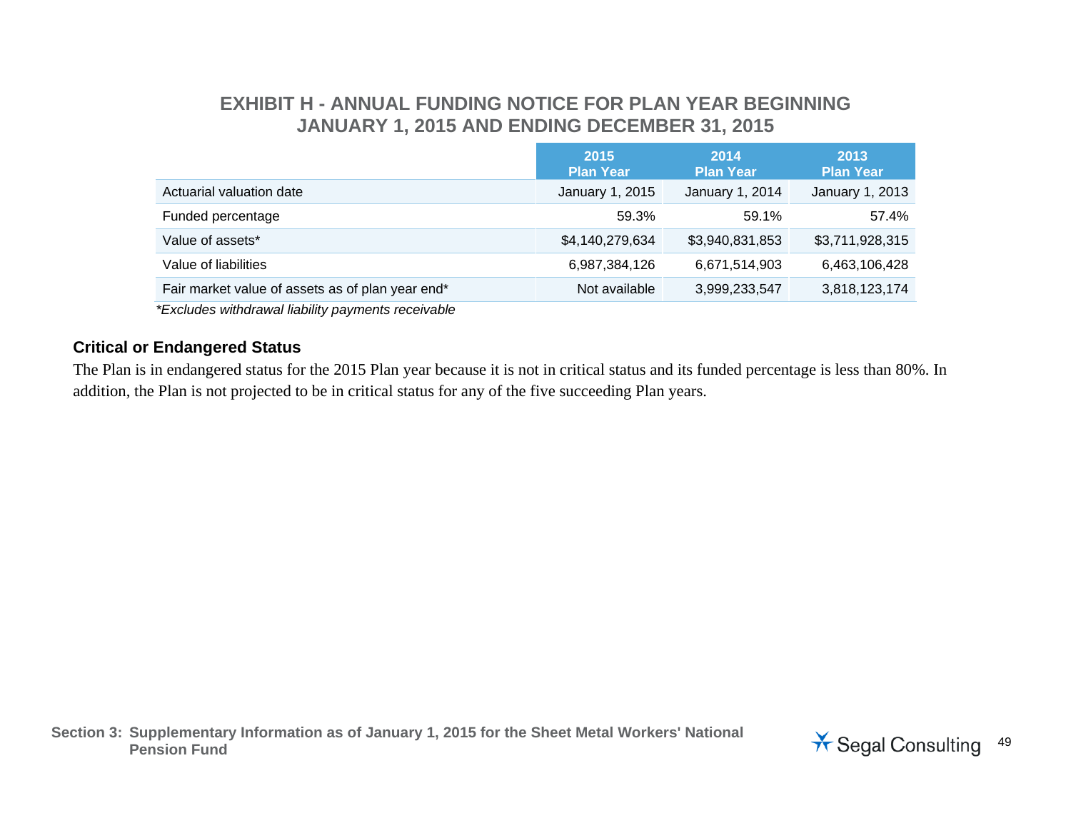# EXHIBIT H - ANNUAL FUNDING NOTICE FOR PLAN YEAR BEGINNING JANUARY 1, 2015 AND ENDING DECEMBER 31, 2015

| | 2015 Plan Year | 2014 Plan Year | 2013 Plan Year |
|---|---|---|---|
| Actuarial valuation date | January 1, 2015 | January 1, 2014 | January 1, 2013 |
| Funded percentage | 59.3% | 59.1% | 57.4% |
| Value of assets* | $4,140,279,634 | $3,940,831,853 | $3,711,928,315 |
| Value of liabilities | 6,987,384,126 | 6,671,514,903 | 6,463,106,428 |
| Fair market value of assets as of plan year end* | Not available | 3,999,233,547 | 3,818,123,174 |

*\*Excludes withdrawal liability payments receivable*

### Critical or Endangered Status

The Plan is in endangered status for the 2015 Plan year because it is not in critical status and its funded percentage is less than 80%. In addition, the Plan is not projected to be in critical status for any of the five succeeding Plan years.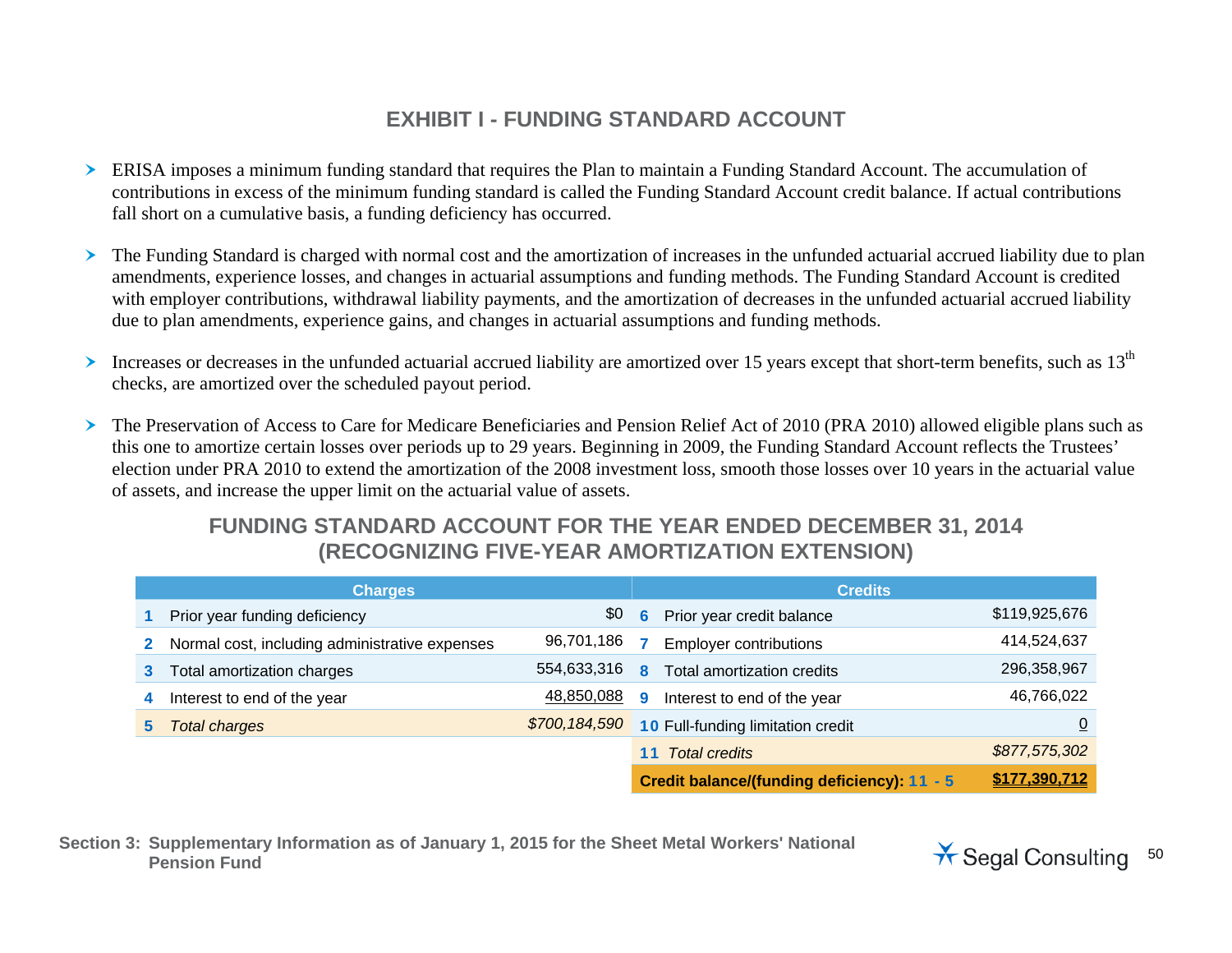## EXHIBIT I - FUNDING STANDARD ACCOUNT

- ERISA imposes a minimum funding standard that requires the Plan to maintain a Funding Standard Account. The accumulation of contributions in excess of the minimum funding standard is called the Funding Standard Account credit balance. If actual contributions fall short on a cumulative basis, a funding deficiency has occurred.
- The Funding Standard is charged with normal cost and the amortization of increases in the unfunded actuarial accrued liability due to plan amendments, experience losses, and changes in actuarial assumptions and funding methods. The Funding Standard Account is credited with employer contributions, withdrawal liability payments, and the amortization of decreases in the unfunded actuarial accrued liability due to plan amendments, experience gains, and changes in actuarial assumptions and funding methods.
- Increases or decreases in the unfunded actuarial accrued liability are amortized over 15 years except that short-term benefits, such as 13th checks, are amortized over the scheduled payout period.
- The Preservation of Access to Care for Medicare Beneficiaries and Pension Relief Act of 2010 (PRA 2010) allowed eligible plans such as this one to amortize certain losses over periods up to 29 years. Beginning in 2009, the Funding Standard Account reflects the Trustees' election under PRA 2010 to extend the amortization of the 2008 investment loss, smooth those losses over 10 years in the actuarial value of assets, and increase the upper limit on the actuarial value of assets.

### FUNDING STANDARD ACCOUNT FOR THE YEAR ENDED DECEMBER 31, 2014 (RECOGNIZING FIVE-YEAR AMORTIZATION EXTENSION)

| | Charges | | | Credits | |
|---|---|---|---|---|---|
| 1 | Prior year funding deficiency | $0 | 6 | Prior year credit balance | $119,925,676 |
| 2 | Normal cost, including administrative expenses | 96,701,186 | 7 | Employer contributions | 414,524,637 |
| 3 | Total amortization charges | 554,633,316 | 8 | Total amortization credits | 296,358,967 |
| 4 | Interest to end of the year | 48,850,088 | 9 | Interest to end of the year | 46,766,022 |
| 5 | *Total charges* | *$700,184,590* | 10 | Full-funding limitation credit | 0 |
| | | | 11 | *Total credits* | *$877,575,302* |
| | | | | **Credit balance/(funding deficiency): 11 - 5** | **$177,390,712** |

Section 3: Supplementary Information as of January 1, 2015 for the Sheet Metal Workers' National Pension Fund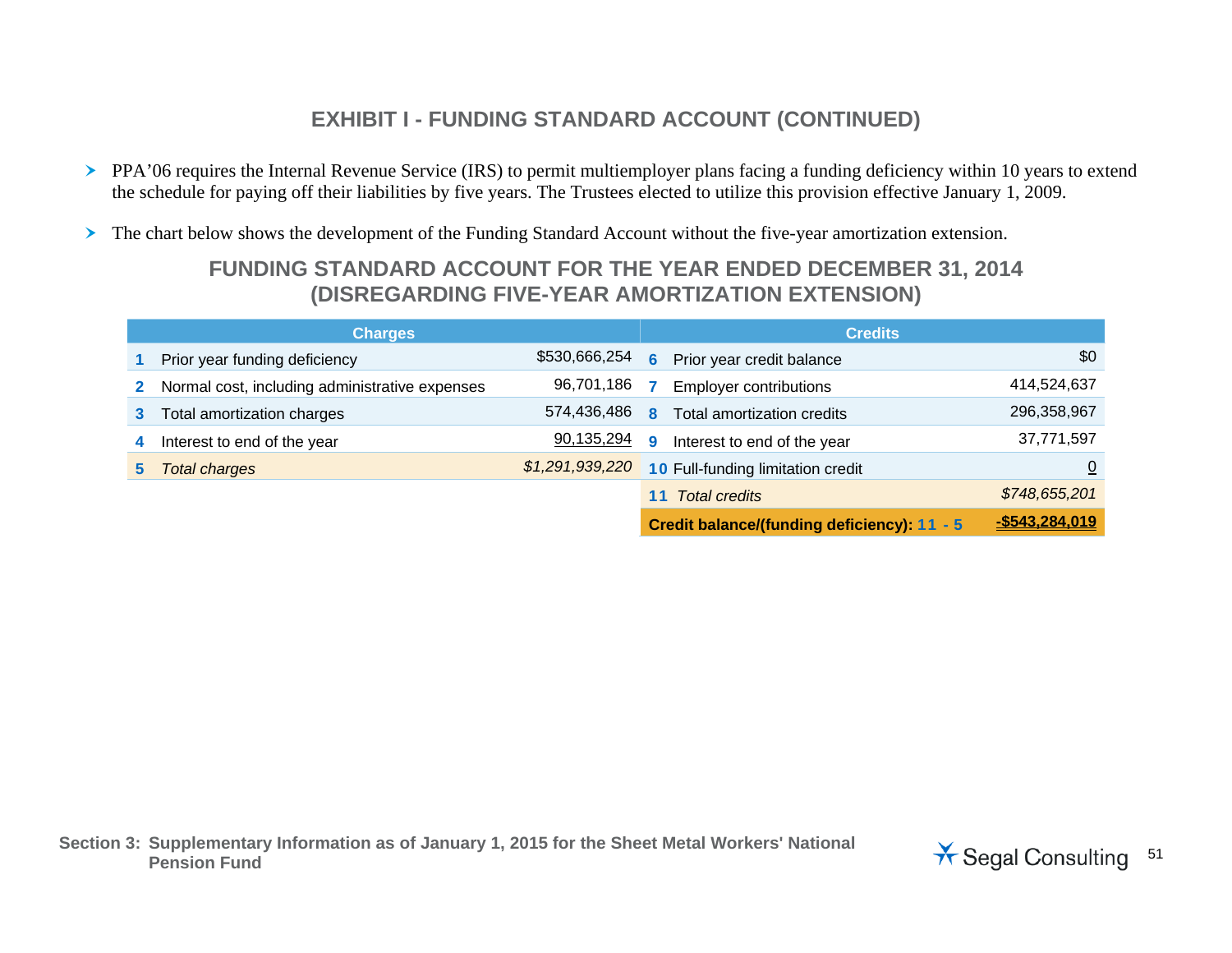## EXHIBIT I - FUNDING STANDARD ACCOUNT (CONTINUED)

- PPA'06 requires the Internal Revenue Service (IRS) to permit multiemployer plans facing a funding deficiency within 10 years to extend the schedule for paying off their liabilities by five years. The Trustees elected to utilize this provision effective January 1, 2009.
- The chart below shows the development of the Funding Standard Account without the five-year amortization extension.

### FUNDING STANDARD ACCOUNT FOR THE YEAR ENDED DECEMBER 31, 2014 (DISREGARDING FIVE-YEAR AMORTIZATION EXTENSION)

| | Charges | | | Credits | |
|---|---|---|---|---|---|
| 1 | Prior year funding deficiency | $530,666,254 | 6 | Prior year credit balance | $0 |
| 2 | Normal cost, including administrative expenses | 96,701,186 | 7 | Employer contributions | 414,524,637 |
| 3 | Total amortization charges | 574,436,486 | 8 | Total amortization credits | 296,358,967 |
| 4 | Interest to end of the year | 90,135,294 | 9 | Interest to end of the year | 37,771,597 |
| 5 | *Total charges* | *$1,291,939,220* | 10 | Full-funding limitation credit | 0 |
| | | | 11 | *Total credits* | *$748,655,201* |
| | | | | **Credit balance/(funding deficiency): 11 - 5** | **-$543,284,019** |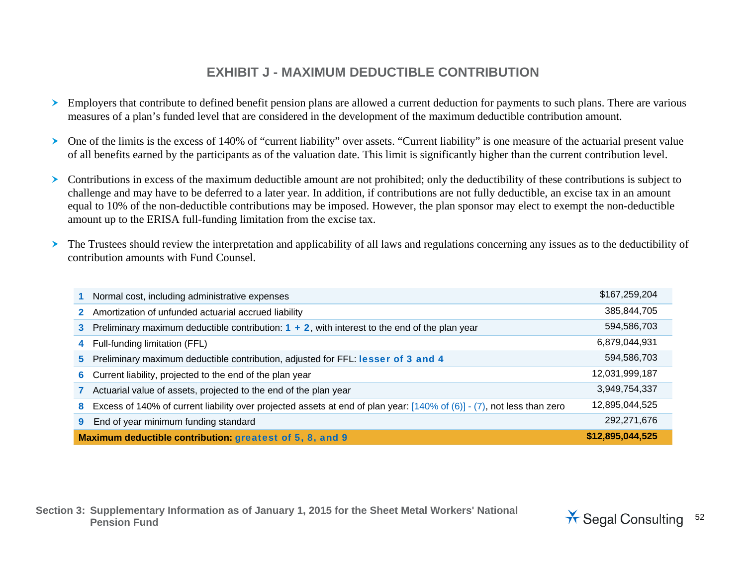# EXHIBIT J - MAXIMUM DEDUCTIBLE CONTRIBUTION

- Employers that contribute to defined benefit pension plans are allowed a current deduction for payments to such plans. There are various measures of a plan's funded level that are considered in the development of the maximum deductible contribution amount.

- One of the limits is the excess of 140% of "current liability" over assets. "Current liability" is one measure of the actuarial present value of all benefits earned by the participants as of the valuation date. This limit is significantly higher than the current contribution level.

- Contributions in excess of the maximum deductible amount are not prohibited; only the deductibility of these contributions is subject to challenge and may have to be deferred to a later year. In addition, if contributions are not fully deductible, an excise tax in an amount equal to 10% of the non-deductible contributions may be imposed. However, the plan sponsor may elect to exempt the non-deductible amount up to the ERISA full-funding limitation from the excise tax.

- The Trustees should review the interpretation and applicability of all laws and regulations concerning any issues as to the deductibility of contribution amounts with Fund Counsel.

| | | |
|---|---|---|
| 1 | Normal cost, including administrative expenses | $167,259,204 |
| 2 | Amortization of unfunded actuarial accrued liability | 385,844,705 |
| 3 | Preliminary maximum deductible contribution: 1 + 2, with interest to the end of the plan year | 594,586,703 |
| 4 | Full-funding limitation (FFL) | 6,879,044,931 |
| 5 | Preliminary maximum deductible contribution, adjusted for FFL: lesser of 3 and 4 | 594,586,703 |
| 6 | Current liability, projected to the end of the plan year | 12,031,999,187 |
| 7 | Actuarial value of assets, projected to the end of the plan year | 3,949,754,337 |
| 8 | Excess of 140% of current liability over projected assets at end of plan year: [140% of (6)] - (7), not less than zero | 12,895,044,525 |
| 9 | End of year minimum funding standard | 292,271,676 |
| **Maximum deductible contribution: greatest of 5, 8, and 9** | | **$12,895,044,525** |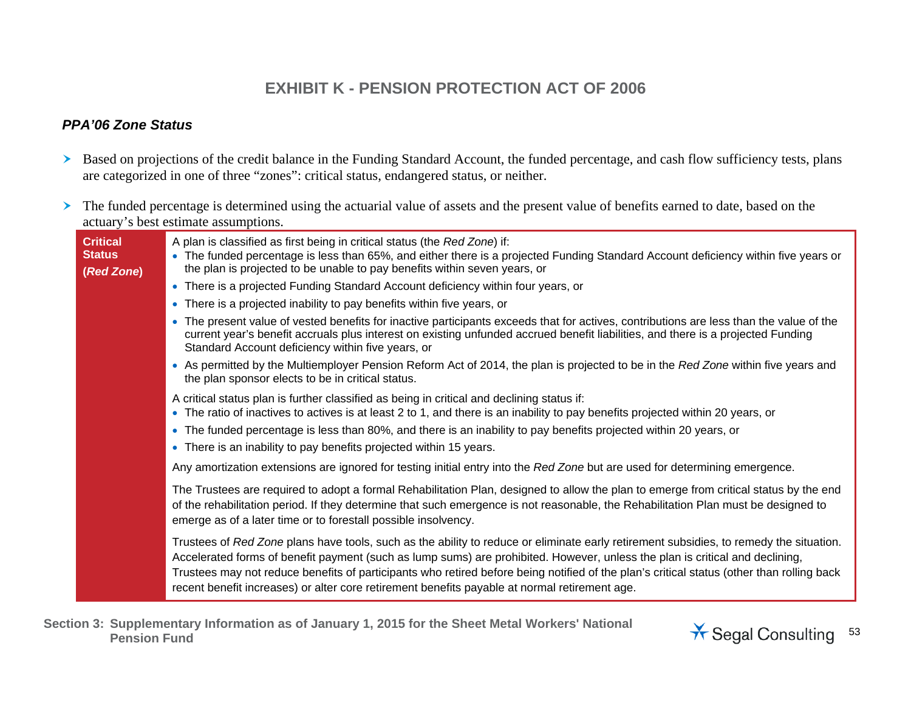# EXHIBIT K - PENSION PROTECTION ACT OF 2006

### *PPA'06 Zone Status*

- Based on projections of the credit balance in the Funding Standard Account, the funded percentage, and cash flow sufficiency tests, plans are categorized in one of three "zones": critical status, endangered status, or neither.
- The funded percentage is determined using the actuarial value of assets and the present value of benefits earned to date, based on the actuary's best estimate assumptions.

**Critical Status (*Red Zone*)**

A plan is classified as first being in critical status (the *Red Zone*) if:

- The funded percentage is less than 65%, and either there is a projected Funding Standard Account deficiency within five years or the plan is projected to be unable to pay benefits within seven years, or
- There is a projected Funding Standard Account deficiency within four years, or
- There is a projected inability to pay benefits within five years, or
- The present value of vested benefits for inactive participants exceeds that for actives, contributions are less than the value of the current year's benefit accruals plus interest on existing unfunded accrued benefit liabilities, and there is a projected Funding Standard Account deficiency within five years, or
- As permitted by the Multiemployer Pension Reform Act of 2014, the plan is projected to be in the *Red Zone* within five years and the plan sponsor elects to be in critical status.

A critical status plan is further classified as being in critical and declining status if:

- The ratio of inactives to actives is at least 2 to 1, and there is an inability to pay benefits projected within 20 years, or
- The funded percentage is less than 80%, and there is an inability to pay benefits projected within 20 years, or
- There is an inability to pay benefits projected within 15 years.

Any amortization extensions are ignored for testing initial entry into the *Red Zone* but are used for determining emergence.

The Trustees are required to adopt a formal Rehabilitation Plan, designed to allow the plan to emerge from critical status by the end of the rehabilitation period. If they determine that such emergence is not reasonable, the Rehabilitation Plan must be designed to emerge as of a later time or to forestall possible insolvency.

Trustees of *Red Zone* plans have tools, such as the ability to reduce or eliminate early retirement subsidies, to remedy the situation. Accelerated forms of benefit payment (such as lump sums) are prohibited. However, unless the plan is critical and declining, Trustees may not reduce benefits of participants who retired before being notified of the plan's critical status (other than rolling back recent benefit increases) or alter core retirement benefits payable at normal retirement age.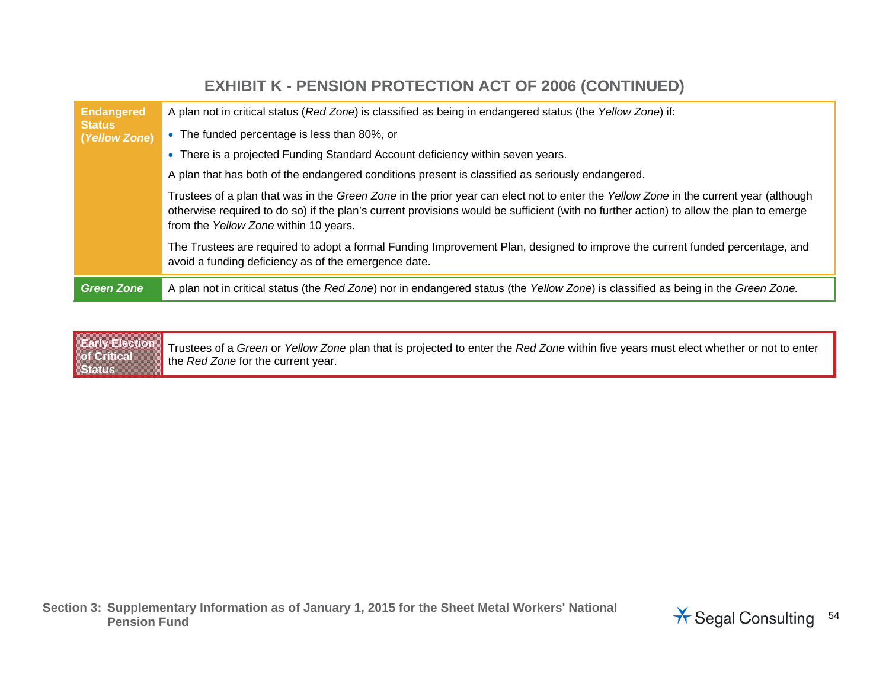## EXHIBIT K - PENSION PROTECTION ACT OF 2006 (CONTINUED)

| | |
|---|---|
| **Endangered Status (*Yellow Zone*)** | A plan not in critical status (*Red Zone*) is classified as being in endangered status (the *Yellow Zone*) if:<br>• The funded percentage is less than 80%, or<br>• There is a projected Funding Standard Account deficiency within seven years.<br>A plan that has both of the endangered conditions present is classified as seriously endangered.<br>Trustees of a plan that was in the *Green Zone* in the prior year can elect not to enter the *Yellow Zone* in the current year (although otherwise required to do so) if the plan's current provisions would be sufficient (with no further action) to allow the plan to emerge from the *Yellow Zone* within 10 years.<br>The Trustees are required to adopt a formal Funding Improvement Plan, designed to improve the current funded percentage, and avoid a funding deficiency as of the emergence date. |
| ***Green Zone*** | A plan not in critical status (the *Red Zone*) nor in endangered status (the *Yellow Zone*) is classified as being in the *Green Zone.* |

| | |
|---|---|
| **Early Election of Critical Status** | Trustees of a *Green* or *Yellow Zone* plan that is projected to enter the *Red Zone* within five years must elect whether or not to enter the *Red Zone* for the current year. |

Section 3: Supplementary Information as of January 1, 2015 for the Sheet Metal Workers' National Pension Fund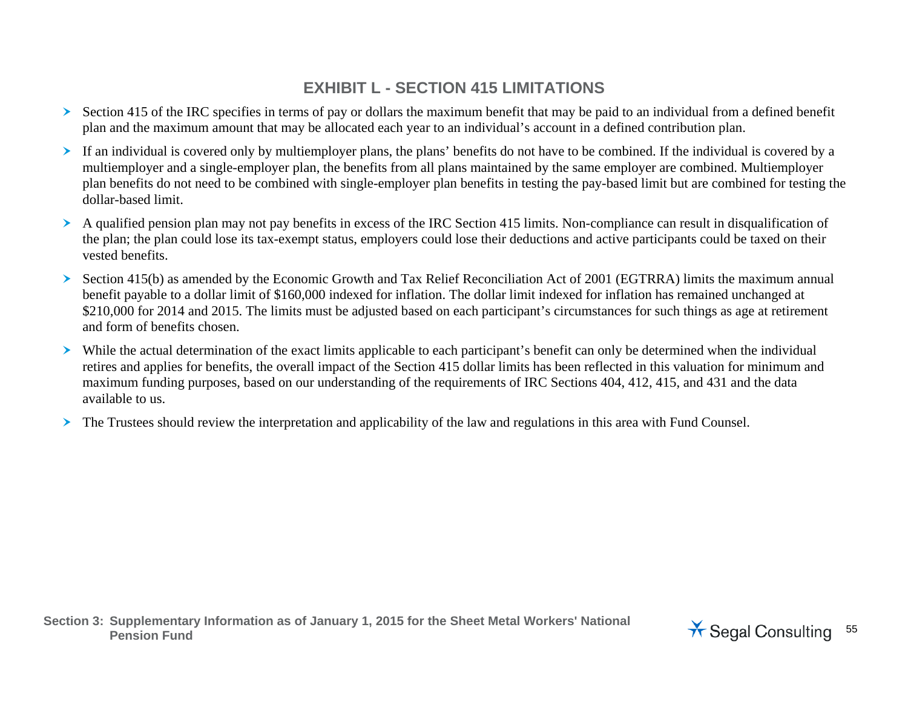## EXHIBIT L - SECTION 415 LIMITATIONS

- Section 415 of the IRC specifies in terms of pay or dollars the maximum benefit that may be paid to an individual from a defined benefit plan and the maximum amount that may be allocated each year to an individual's account in a defined contribution plan.
- If an individual is covered only by multiemployer plans, the plans' benefits do not have to be combined. If the individual is covered by a multiemployer and a single-employer plan, the benefits from all plans maintained by the same employer are combined. Multiemployer plan benefits do not need to be combined with single-employer plan benefits in testing the pay-based limit but are combined for testing the dollar-based limit.
- A qualified pension plan may not pay benefits in excess of the IRC Section 415 limits. Non-compliance can result in disqualification of the plan; the plan could lose its tax-exempt status, employers could lose their deductions and active participants could be taxed on their vested benefits.
- Section 415(b) as amended by the Economic Growth and Tax Relief Reconciliation Act of 2001 (EGTRRA) limits the maximum annual benefit payable to a dollar limit of $160,000 indexed for inflation. The dollar limit indexed for inflation has remained unchanged at $210,000 for 2014 and 2015. The limits must be adjusted based on each participant's circumstances for such things as age at retirement and form of benefits chosen.
- While the actual determination of the exact limits applicable to each participant's benefit can only be determined when the individual retires and applies for benefits, the overall impact of the Section 415 dollar limits has been reflected in this valuation for minimum and maximum funding purposes, based on our understanding of the requirements of IRC Sections 404, 412, 415, and 431 and the data available to us.
- The Trustees should review the interpretation and applicability of the law and regulations in this area with Fund Counsel.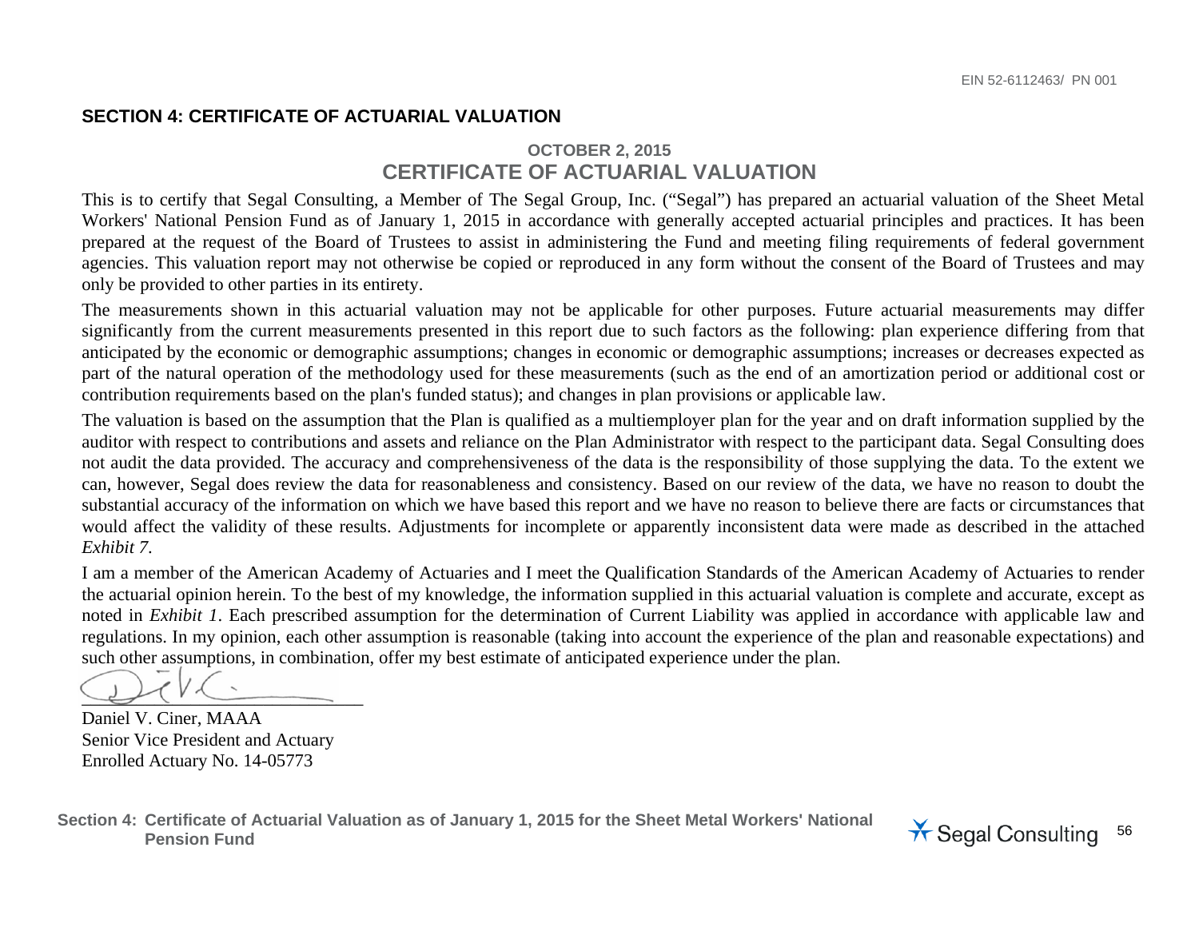## SECTION 4: CERTIFICATE OF ACTUARIAL VALUATION

### OCTOBER 2, 2015
### CERTIFICATE OF ACTUARIAL VALUATION

This is to certify that Segal Consulting, a Member of The Segal Group, Inc. ("Segal") has prepared an actuarial valuation of the Sheet Metal Workers' National Pension Fund as of January 1, 2015 in accordance with generally accepted actuarial principles and practices. It has been prepared at the request of the Board of Trustees to assist in administering the Fund and meeting filing requirements of federal government agencies. This valuation report may not otherwise be copied or reproduced in any form without the consent of the Board of Trustees and may only be provided to other parties in its entirety.

The measurements shown in this actuarial valuation may not be applicable for other purposes. Future actuarial measurements may differ significantly from the current measurements presented in this report due to such factors as the following: plan experience differing from that anticipated by the economic or demographic assumptions; changes in economic or demographic assumptions; increases or decreases expected as part of the natural operation of the methodology used for these measurements (such as the end of an amortization period or additional cost or contribution requirements based on the plan's funded status); and changes in plan provisions or applicable law.

The valuation is based on the assumption that the Plan is qualified as a multiemployer plan for the year and on draft information supplied by the auditor with respect to contributions and assets and reliance on the Plan Administrator with respect to the participant data. Segal Consulting does not audit the data provided. The accuracy and comprehensiveness of the data is the responsibility of those supplying the data. To the extent we can, however, Segal does review the data for reasonableness and consistency. Based on our review of the data, we have no reason to doubt the substantial accuracy of the information on which we have based this report and we have no reason to believe there are facts or circumstances that would affect the validity of these results. Adjustments for incomplete or apparently inconsistent data were made as described in the attached *Exhibit 7*.

I am a member of the American Academy of Actuaries and I meet the Qualification Standards of the American Academy of Actuaries to render the actuarial opinion herein. To the best of my knowledge, the information supplied in this actuarial valuation is complete and accurate, except as noted in *Exhibit 1*. Each prescribed assumption for the determination of Current Liability was applied in accordance with applicable law and regulations. In my opinion, each other assumption is reasonable (taking into account the experience of the plan and reasonable expectations) and such other assumptions, in combination, offer my best estimate of anticipated experience under the plan.

Daniel V. Ciner, MAAA  
Senior Vice President and Actuary  
Enrolled Actuary No. 14-05773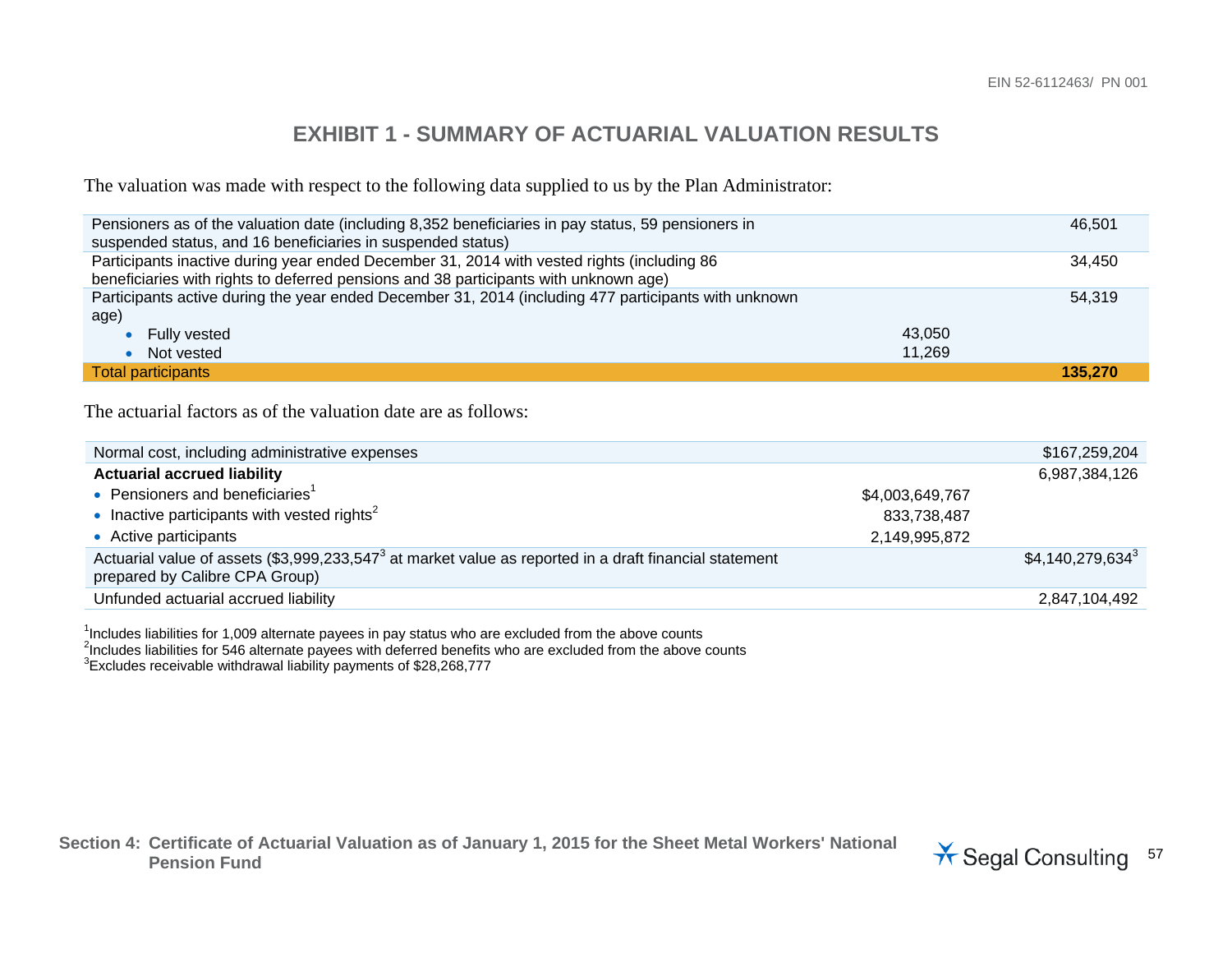# EXHIBIT 1 - SUMMARY OF ACTUARIAL VALUATION RESULTS

The valuation was made with respect to the following data supplied to us by the Plan Administrator:

| | | |
|---|---|---|
| Pensioners as of the valuation date (including 8,352 beneficiaries in pay status, 59 pensioners in suspended status, and 16 beneficiaries in suspended status) | | 46,501 |
| Participants inactive during year ended December 31, 2014 with vested rights (including 86 beneficiaries with rights to deferred pensions and 38 participants with unknown age) | | 34,450 |
| Participants active during the year ended December 31, 2014 (including 477 participants with unknown age) | | 54,319 |
| • Fully vested | 43,050 | |
| • Not vested | 11,269 | |
| **Total participants** | | **135,270** |

The actuarial factors as of the valuation date are as follows:

| | | |
|---|---|---|
| Normal cost, including administrative expenses | | $167,259,204 |
| **Actuarial accrued liability** | | 6,987,384,126 |
| • Pensioners and beneficiaries[1] | $4,003,649,767 | |
| • Inactive participants with vested rights[2] | 833,738,487 | |
| • Active participants | 2,149,995,872 | |
| Actuarial value of assets ($3,999,233,547[3] at market value as reported in a draft financial statement prepared by Calibre CPA Group) | | $4,140,279,634[3] |
| Unfunded actuarial accrued liability | | 2,847,104,492 |

[1]Includes liabilities for 1,009 alternate payees in pay status who are excluded from the above counts
[2]Includes liabilities for 546 alternate payees with deferred benefits who are excluded from the above counts
[3]Excludes receivable withdrawal liability payments of $28,268,777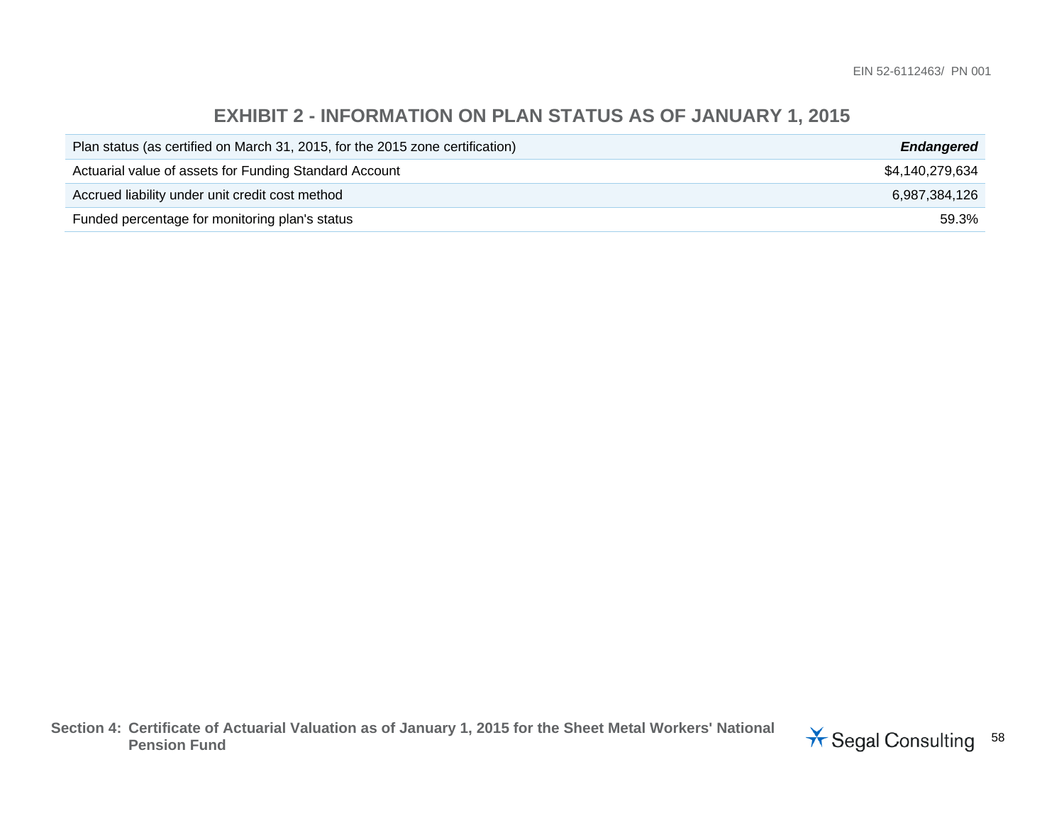## EXHIBIT 2 - INFORMATION ON PLAN STATUS AS OF JANUARY 1, 2015

| | |
|---|---|
| Plan status (as certified on March 31, 2015, for the 2015 zone certification) | ***Endangered*** |
| Actuarial value of assets for Funding Standard Account | $4,140,279,634 |
| Accrued liability under unit credit cost method | 6,987,384,126 |
| Funded percentage for monitoring plan's status | 59.3% |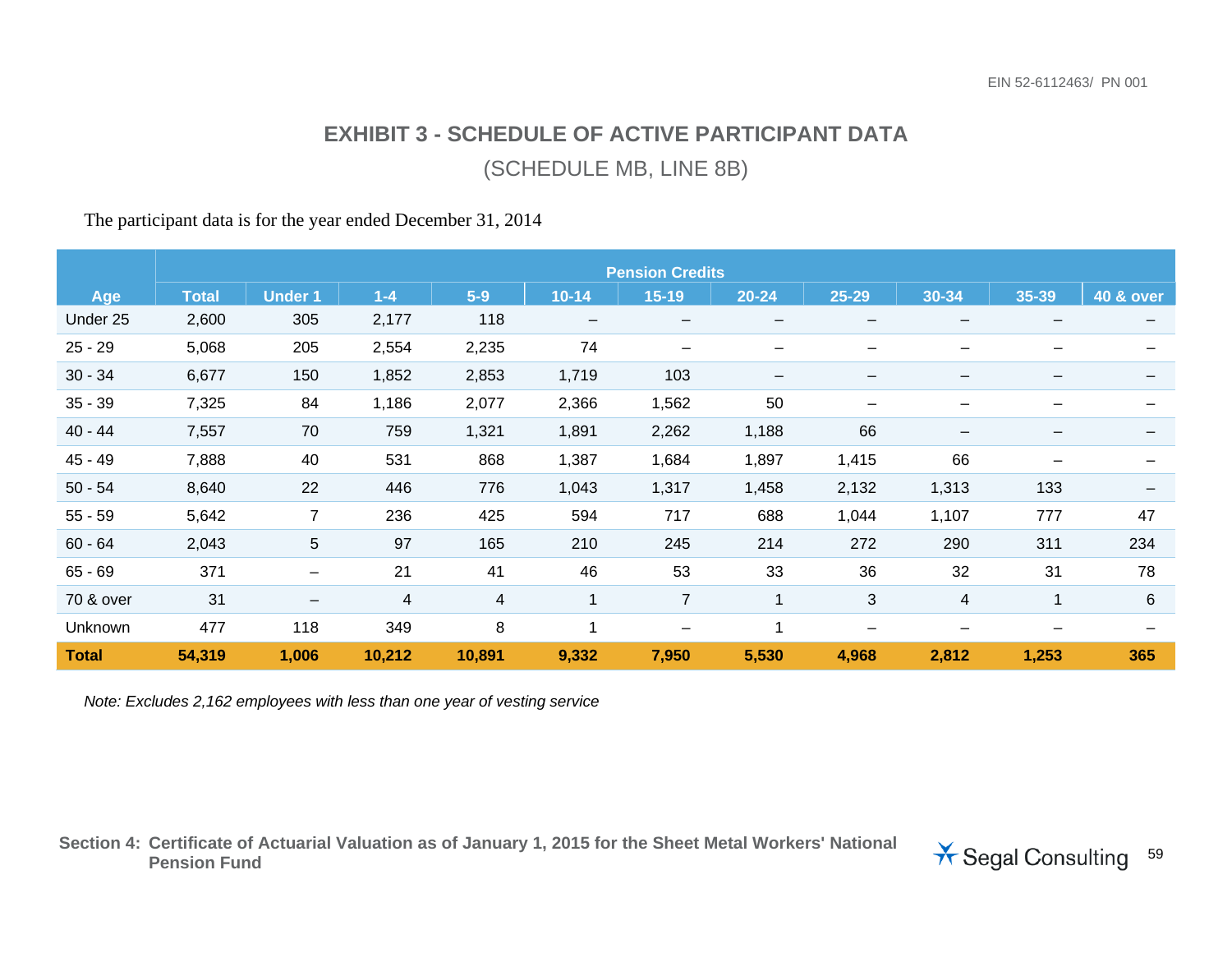# EXHIBIT 3 - SCHEDULE OF ACTIVE PARTICIPANT DATA

## (SCHEDULE MB, LINE 8B)

The participant data is for the year ended December 31, 2014

| Age | | Pension Credits | | | | | | | | | |
|---|---|---|---|---|---|---|---|---|---|---|---|
| | Total | Under 1 | 1-4 | 5-9 | 10-14 | 15-19 | 20-24 | 25-29 | 30-34 | 35-39 | 40 & over |
| Under 25 | 2,600 | 305 | 2,177 | 118 | – | – | – | – | – | – | – |
| 25 - 29 | 5,068 | 205 | 2,554 | 2,235 | 74 | – | – | – | – | – | – |
| 30 - 34 | 6,677 | 150 | 1,852 | 2,853 | 1,719 | 103 | – | – | – | – | – |
| 35 - 39 | 7,325 | 84 | 1,186 | 2,077 | 2,366 | 1,562 | 50 | – | – | – | – |
| 40 - 44 | 7,557 | 70 | 759 | 1,321 | 1,891 | 2,262 | 1,188 | 66 | – | – | – |
| 45 - 49 | 7,888 | 40 | 531 | 868 | 1,387 | 1,684 | 1,897 | 1,415 | 66 | – | – |
| 50 - 54 | 8,640 | 22 | 446 | 776 | 1,043 | 1,317 | 1,458 | 2,132 | 1,313 | 133 | – |
| 55 - 59 | 5,642 | 7 | 236 | 425 | 594 | 717 | 688 | 1,044 | 1,107 | 777 | 47 |
| 60 - 64 | 2,043 | 5 | 97 | 165 | 210 | 245 | 214 | 272 | 290 | 311 | 234 |
| 65 - 69 | 371 | – | 21 | 41 | 46 | 53 | 33 | 36 | 32 | 31 | 78 |
| 70 & over | 31 | – | 4 | 4 | 1 | 7 | 1 | 3 | 4 | 1 | 6 |
| Unknown | 477 | 118 | 349 | 8 | 1 | – | 1 | – | – | – | – |
| **Total** | **54,319** | **1,006** | **10,212** | **10,891** | **9,332** | **7,950** | **5,530** | **4,968** | **2,812** | **1,253** | **365** |

*Note: Excludes 2,162 employees with less than one year of vesting service*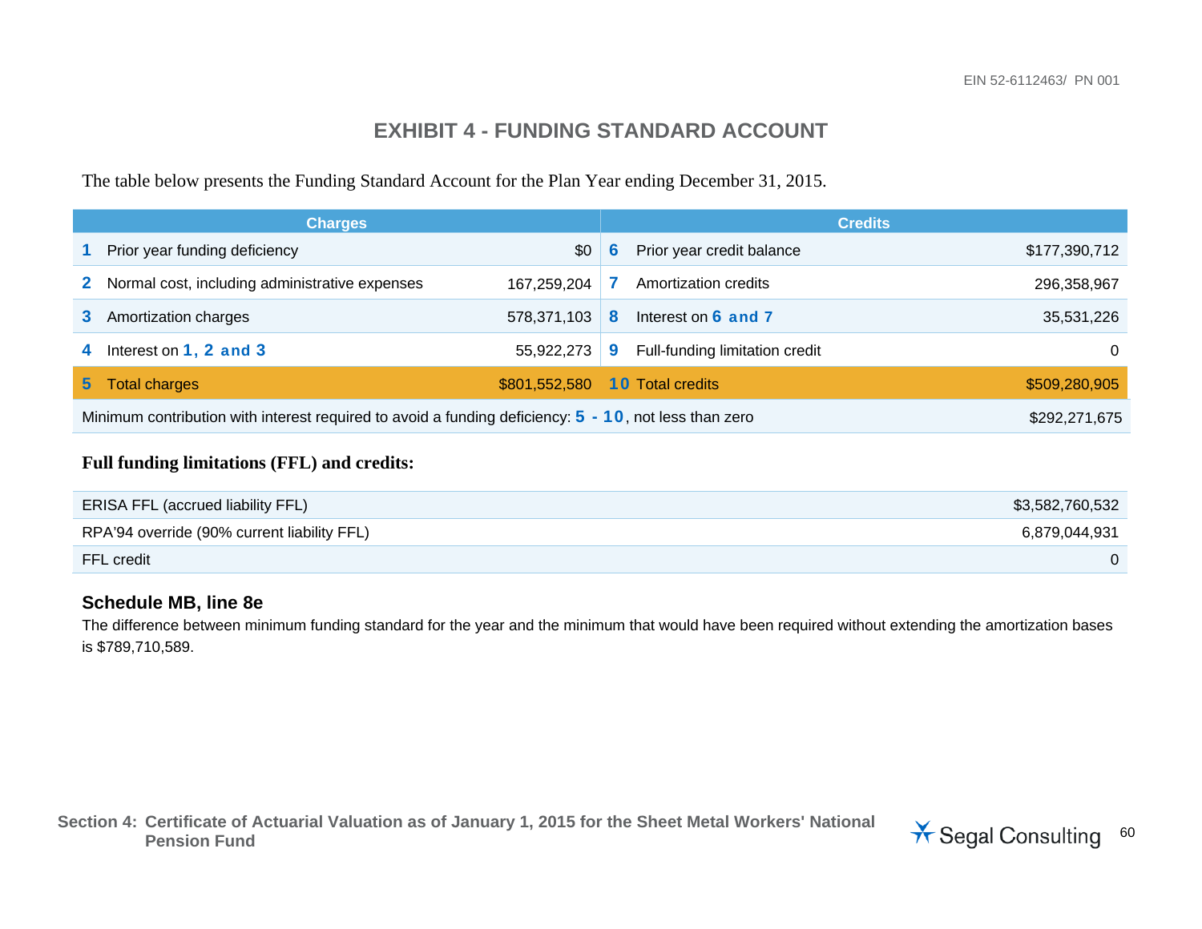# EXHIBIT 4 - FUNDING STANDARD ACCOUNT

The table below presents the Funding Standard Account for the Plan Year ending December 31, 2015.

| Charges | | | Credits | | |
|---|---|---|---|---|---|
| 1 | Prior year funding deficiency | $0 | 6 | Prior year credit balance | $177,390,712 |
| 2 | Normal cost, including administrative expenses | 167,259,204 | 7 | Amortization credits | 296,358,967 |
| 3 | Amortization charges | 578,371,103 | 8 | Interest on 6 and 7 | 35,531,226 |
| 4 | Interest on 1, 2 and 3 | 55,922,273 | 9 | Full-funding limitation credit | 0 |
| 5 | Total charges | $801,552,580 | 10 | Total credits | $509,280,905 |
| Minimum contribution with interest required to avoid a funding deficiency: 5 - 10, not less than zero | | | | | $292,271,675 |

**Full funding limitations (FFL) and credits:**

| | |
|---|---|
| ERISA FFL (accrued liability FFL) | $3,582,760,532 |
| RPA'94 override (90% current liability FFL) | 6,879,044,931 |
| FFL credit | 0 |

### Schedule MB, line 8e

The difference between minimum funding standard for the year and the minimum that would have been required without extending the amortization bases is $789,710,589.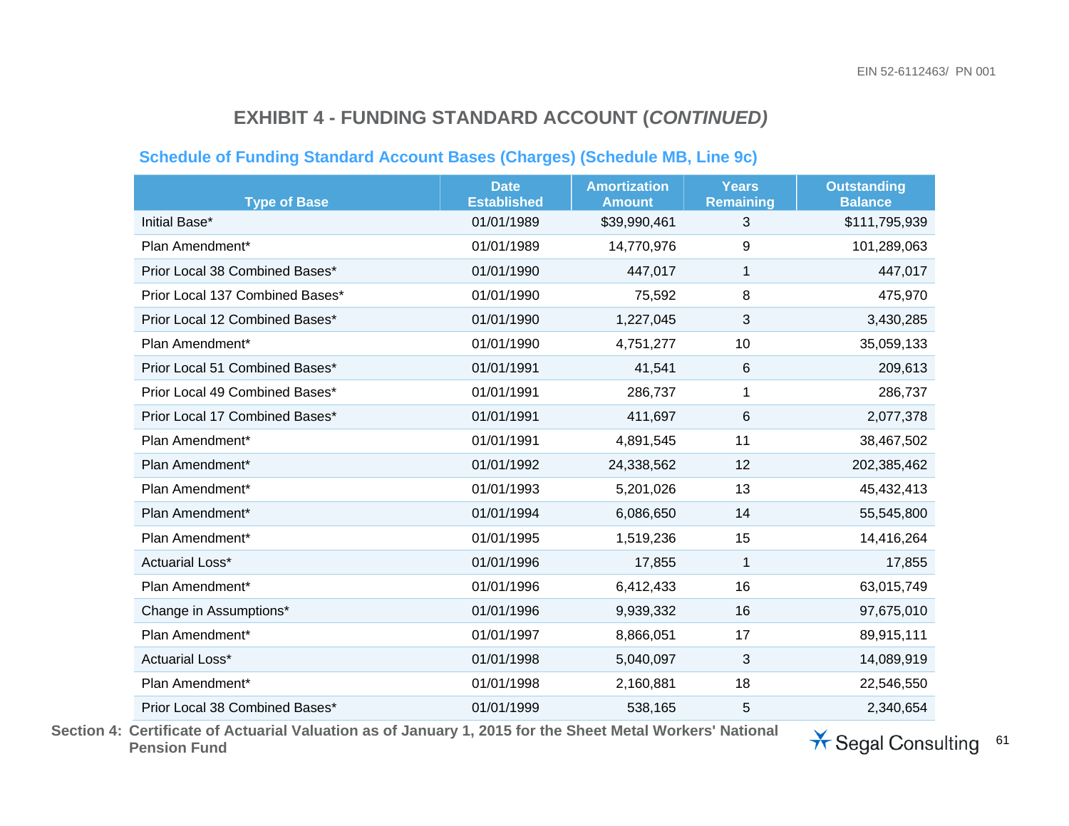# EXHIBIT 4 - FUNDING STANDARD ACCOUNT (*CONTINUED)*

## Schedule of Funding Standard Account Bases (Charges) (Schedule MB, Line 9c)

| Type of Base | Date Established | Amortization Amount | Years Remaining | Outstanding Balance |
|---|---|---|---|---|
| Initial Base* | 01/01/1989 | $39,990,461 | 3 | $111,795,939 |
| Plan Amendment* | 01/01/1989 | 14,770,976 | 9 | 101,289,063 |
| Prior Local 38 Combined Bases* | 01/01/1990 | 447,017 | 1 | 447,017 |
| Prior Local 137 Combined Bases* | 01/01/1990 | 75,592 | 8 | 475,970 |
| Prior Local 12 Combined Bases* | 01/01/1990 | 1,227,045 | 3 | 3,430,285 |
| Plan Amendment* | 01/01/1990 | 4,751,277 | 10 | 35,059,133 |
| Prior Local 51 Combined Bases* | 01/01/1991 | 41,541 | 6 | 209,613 |
| Prior Local 49 Combined Bases* | 01/01/1991 | 286,737 | 1 | 286,737 |
| Prior Local 17 Combined Bases* | 01/01/1991 | 411,697 | 6 | 2,077,378 |
| Plan Amendment* | 01/01/1991 | 4,891,545 | 11 | 38,467,502 |
| Plan Amendment* | 01/01/1992 | 24,338,562 | 12 | 202,385,462 |
| Plan Amendment* | 01/01/1993 | 5,201,026 | 13 | 45,432,413 |
| Plan Amendment* | 01/01/1994 | 6,086,650 | 14 | 55,545,800 |
| Plan Amendment* | 01/01/1995 | 1,519,236 | 15 | 14,416,264 |
| Actuarial Loss* | 01/01/1996 | 17,855 | 1 | 17,855 |
| Plan Amendment* | 01/01/1996 | 6,412,433 | 16 | 63,015,749 |
| Change in Assumptions* | 01/01/1996 | 9,939,332 | 16 | 97,675,010 |
| Plan Amendment* | 01/01/1997 | 8,866,051 | 17 | 89,915,111 |
| Actuarial Loss* | 01/01/1998 | 5,040,097 | 3 | 14,089,919 |
| Plan Amendment* | 01/01/1998 | 2,160,881 | 18 | 22,546,550 |
| Prior Local 38 Combined Bases* | 01/01/1999 | 538,165 | 5 | 2,340,654 |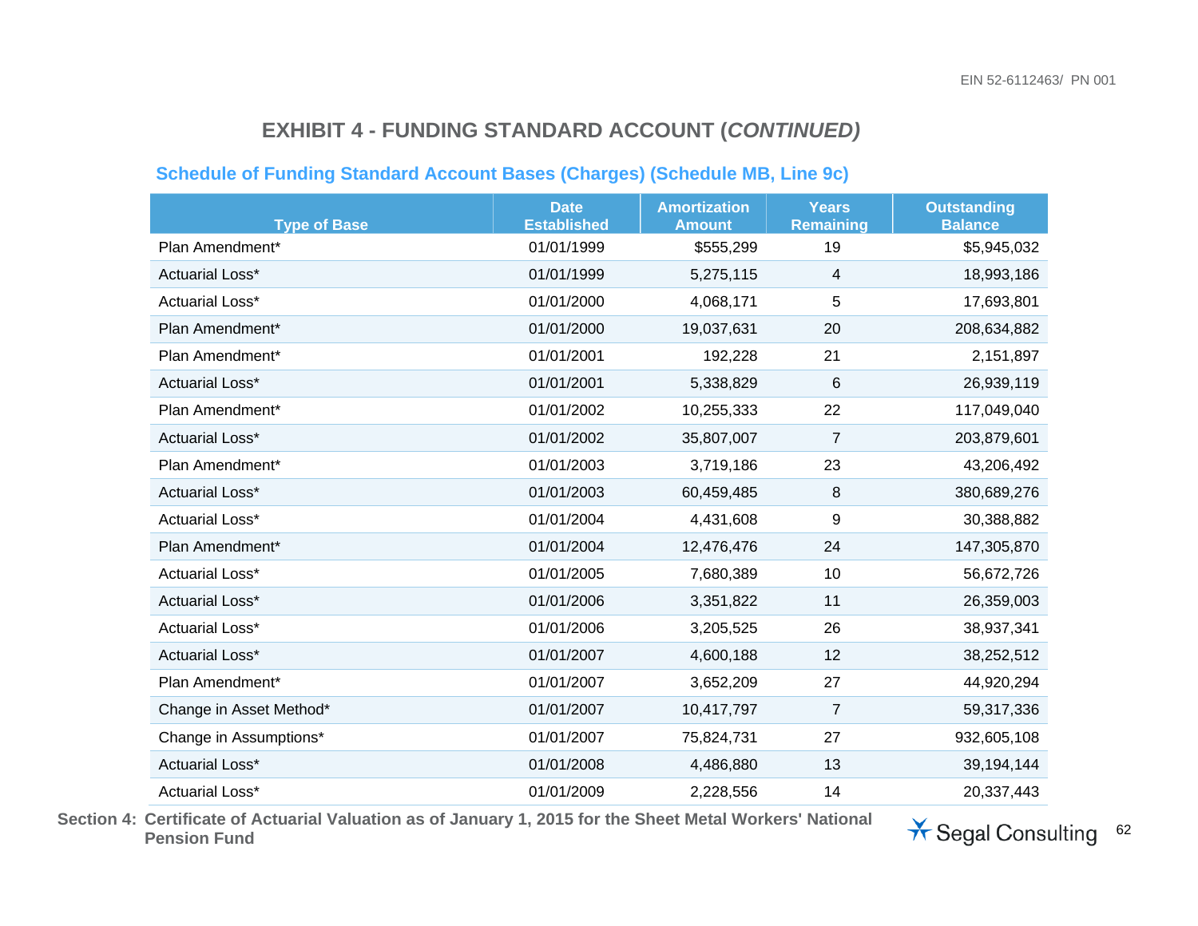## EXHIBIT 4 - FUNDING STANDARD ACCOUNT (*CONTINUED)*

### Schedule of Funding Standard Account Bases (Charges) (Schedule MB, Line 9c)

| Type of Base | Date Established | Amortization Amount | Years Remaining | Outstanding Balance |
|---|---|---|---|---|
| Plan Amendment* | 01/01/1999 | $555,299 | 19 | $5,945,032 |
| Actuarial Loss* | 01/01/1999 | 5,275,115 | 4 | 18,993,186 |
| Actuarial Loss* | 01/01/2000 | 4,068,171 | 5 | 17,693,801 |
| Plan Amendment* | 01/01/2000 | 19,037,631 | 20 | 208,634,882 |
| Plan Amendment* | 01/01/2001 | 192,228 | 21 | 2,151,897 |
| Actuarial Loss* | 01/01/2001 | 5,338,829 | 6 | 26,939,119 |
| Plan Amendment* | 01/01/2002 | 10,255,333 | 22 | 117,049,040 |
| Actuarial Loss* | 01/01/2002 | 35,807,007 | 7 | 203,879,601 |
| Plan Amendment* | 01/01/2003 | 3,719,186 | 23 | 43,206,492 |
| Actuarial Loss* | 01/01/2003 | 60,459,485 | 8 | 380,689,276 |
| Actuarial Loss* | 01/01/2004 | 4,431,608 | 9 | 30,388,882 |
| Plan Amendment* | 01/01/2004 | 12,476,476 | 24 | 147,305,870 |
| Actuarial Loss* | 01/01/2005 | 7,680,389 | 10 | 56,672,726 |
| Actuarial Loss* | 01/01/2006 | 3,351,822 | 11 | 26,359,003 |
| Actuarial Loss* | 01/01/2006 | 3,205,525 | 26 | 38,937,341 |
| Actuarial Loss* | 01/01/2007 | 4,600,188 | 12 | 38,252,512 |
| Plan Amendment* | 01/01/2007 | 3,652,209 | 27 | 44,920,294 |
| Change in Asset Method* | 01/01/2007 | 10,417,797 | 7 | 59,317,336 |
| Change in Assumptions* | 01/01/2007 | 75,824,731 | 27 | 932,605,108 |
| Actuarial Loss* | 01/01/2008 | 4,486,880 | 13 | 39,194,144 |
| Actuarial Loss* | 01/01/2009 | 2,228,556 | 14 | 20,337,443 |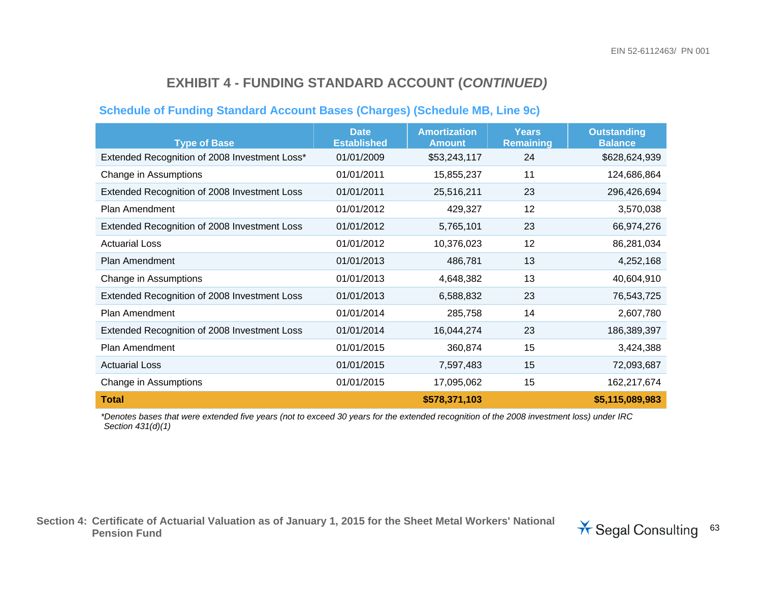## EXHIBIT 4 - FUNDING STANDARD ACCOUNT (*CONTINUED)*

### Schedule of Funding Standard Account Bases (Charges) (Schedule MB, Line 9c)

| Type of Base | Date Established | Amortization Amount | Years Remaining | Outstanding Balance |
|---|---|---|---|---|
| Extended Recognition of 2008 Investment Loss* | 01/01/2009 | $53,243,117 | 24 | $628,624,939 |
| Change in Assumptions | 01/01/2011 | 15,855,237 | 11 | 124,686,864 |
| Extended Recognition of 2008 Investment Loss | 01/01/2011 | 25,516,211 | 23 | 296,426,694 |
| Plan Amendment | 01/01/2012 | 429,327 | 12 | 3,570,038 |
| Extended Recognition of 2008 Investment Loss | 01/01/2012 | 5,765,101 | 23 | 66,974,276 |
| Actuarial Loss | 01/01/2012 | 10,376,023 | 12 | 86,281,034 |
| Plan Amendment | 01/01/2013 | 486,781 | 13 | 4,252,168 |
| Change in Assumptions | 01/01/2013 | 4,648,382 | 13 | 40,604,910 |
| Extended Recognition of 2008 Investment Loss | 01/01/2013 | 6,588,832 | 23 | 76,543,725 |
| Plan Amendment | 01/01/2014 | 285,758 | 14 | 2,607,780 |
| Extended Recognition of 2008 Investment Loss | 01/01/2014 | 16,044,274 | 23 | 186,389,397 |
| Plan Amendment | 01/01/2015 | 360,874 | 15 | 3,424,388 |
| Actuarial Loss | 01/01/2015 | 7,597,483 | 15 | 72,093,687 |
| Change in Assumptions | 01/01/2015 | 17,095,062 | 15 | 162,217,674 |
| **Total** | | **$578,371,103** | | **$5,115,089,983** |

*\*Denotes bases that were extended five years (not to exceed 30 years for the extended recognition of the 2008 investment loss) under IRC Section 431(d)(1)*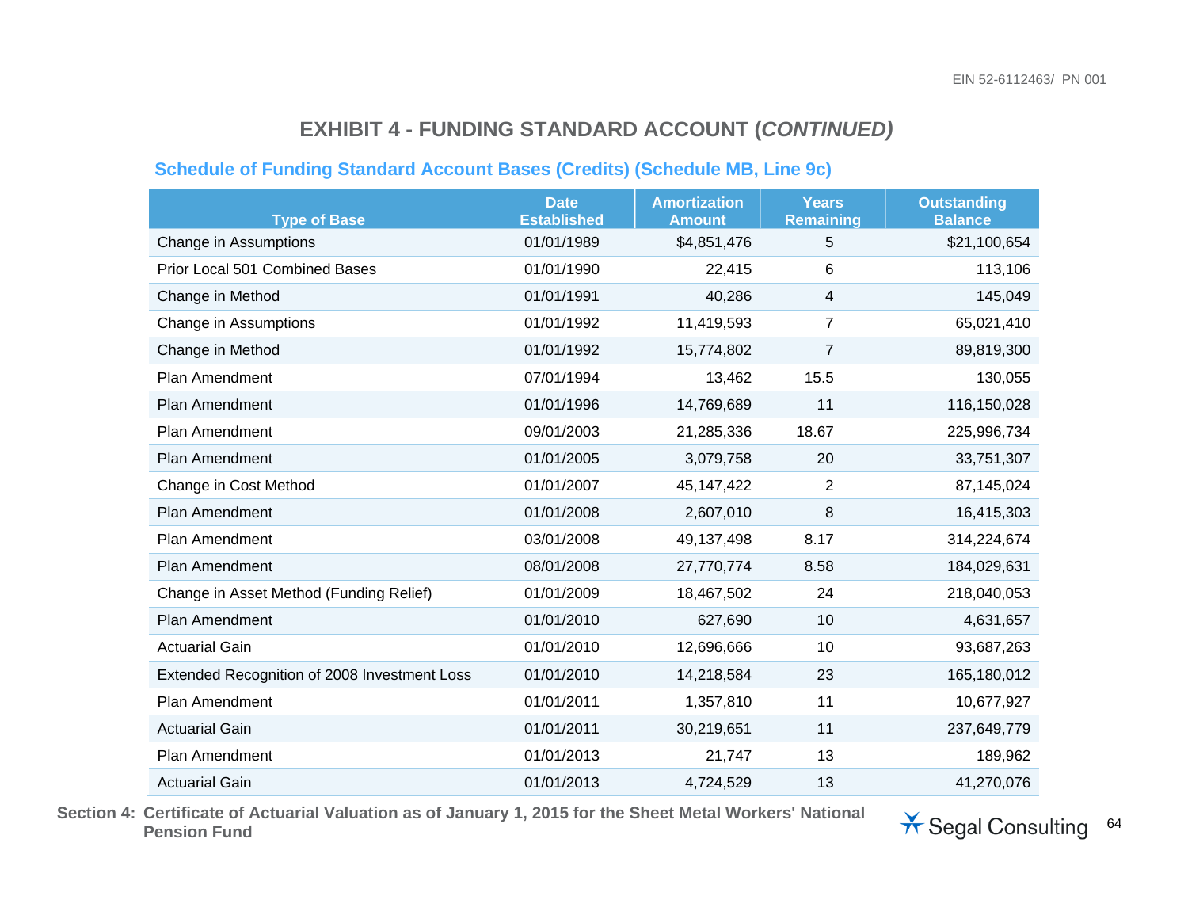# EXHIBIT 4 - FUNDING STANDARD ACCOUNT (*CONTINUED)*

## Schedule of Funding Standard Account Bases (Credits) (Schedule MB, Line 9c)

| Type of Base | Date Established | Amortization Amount | Years Remaining | Outstanding Balance |
|---|---|---|---|---|
| Change in Assumptions | 01/01/1989 | $4,851,476 | 5 | $21,100,654 |
| Prior Local 501 Combined Bases | 01/01/1990 | 22,415 | 6 | 113,106 |
| Change in Method | 01/01/1991 | 40,286 | 4 | 145,049 |
| Change in Assumptions | 01/01/1992 | 11,419,593 | 7 | 65,021,410 |
| Change in Method | 01/01/1992 | 15,774,802 | 7 | 89,819,300 |
| Plan Amendment | 07/01/1994 | 13,462 | 15.5 | 130,055 |
| Plan Amendment | 01/01/1996 | 14,769,689 | 11 | 116,150,028 |
| Plan Amendment | 09/01/2003 | 21,285,336 | 18.67 | 225,996,734 |
| Plan Amendment | 01/01/2005 | 3,079,758 | 20 | 33,751,307 |
| Change in Cost Method | 01/01/2007 | 45,147,422 | 2 | 87,145,024 |
| Plan Amendment | 01/01/2008 | 2,607,010 | 8 | 16,415,303 |
| Plan Amendment | 03/01/2008 | 49,137,498 | 8.17 | 314,224,674 |
| Plan Amendment | 08/01/2008 | 27,770,774 | 8.58 | 184,029,631 |
| Change in Asset Method (Funding Relief) | 01/01/2009 | 18,467,502 | 24 | 218,040,053 |
| Plan Amendment | 01/01/2010 | 627,690 | 10 | 4,631,657 |
| Actuarial Gain | 01/01/2010 | 12,696,666 | 10 | 93,687,263 |
| Extended Recognition of 2008 Investment Loss | 01/01/2010 | 14,218,584 | 23 | 165,180,012 |
| Plan Amendment | 01/01/2011 | 1,357,810 | 11 | 10,677,927 |
| Actuarial Gain | 01/01/2011 | 30,219,651 | 11 | 237,649,779 |
| Plan Amendment | 01/01/2013 | 21,747 | 13 | 189,962 |
| Actuarial Gain | 01/01/2013 | 4,724,529 | 13 | 41,270,076 |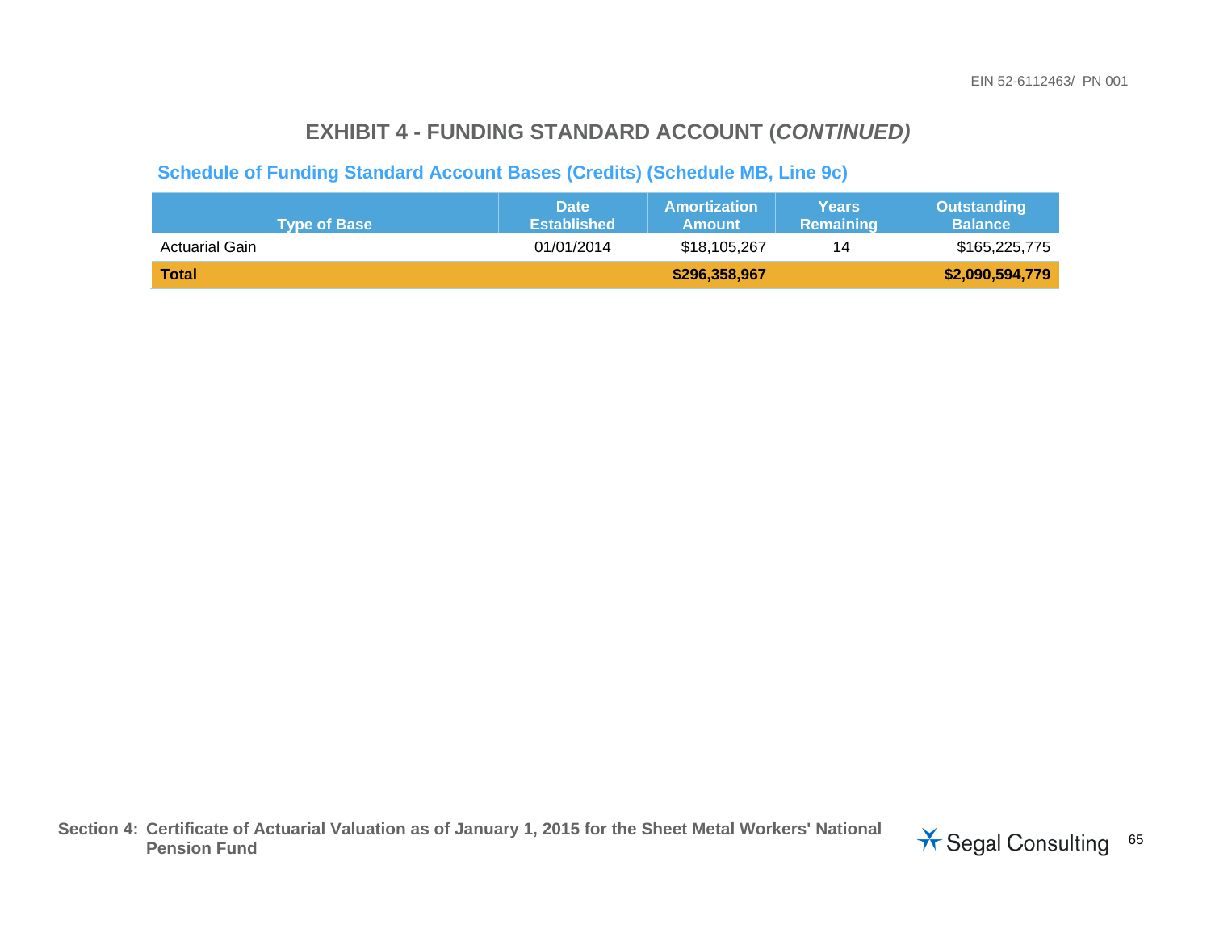## EXHIBIT 4 - FUNDING STANDARD ACCOUNT (*CONTINUED)*

### Schedule of Funding Standard Account Bases (Credits) (Schedule MB, Line 9c)

| Type of Base | Date Established | Amortization Amount | Years Remaining | Outstanding Balance |
|---|---|---|---|---|
| Actuarial Gain | 01/01/2014 | $18,105,267 | 14 | $165,225,775 |
| **Total** | | **$296,358,967** | | **$2,090,594,779** |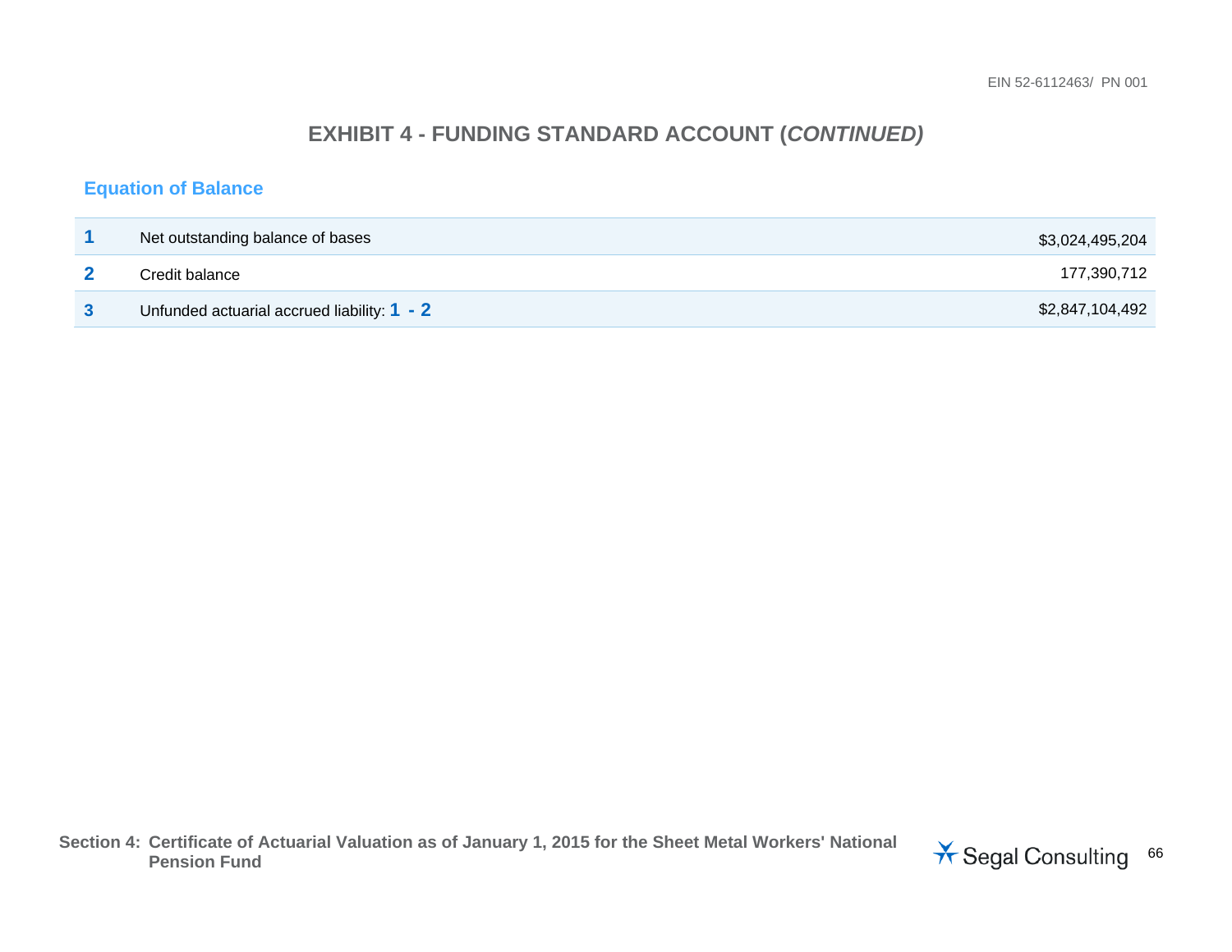# EXHIBIT 4 - FUNDING STANDARD ACCOUNT (*CONTINUED)*

## Equation of Balance

| | | |
|---|---|---|
| **1** | Net outstanding balance of bases | $3,024,495,204 |
| **2** | Credit balance | 177,390,712 |
| **3** | Unfunded actuarial accrued liability: **1 - 2** | $2,847,104,492 |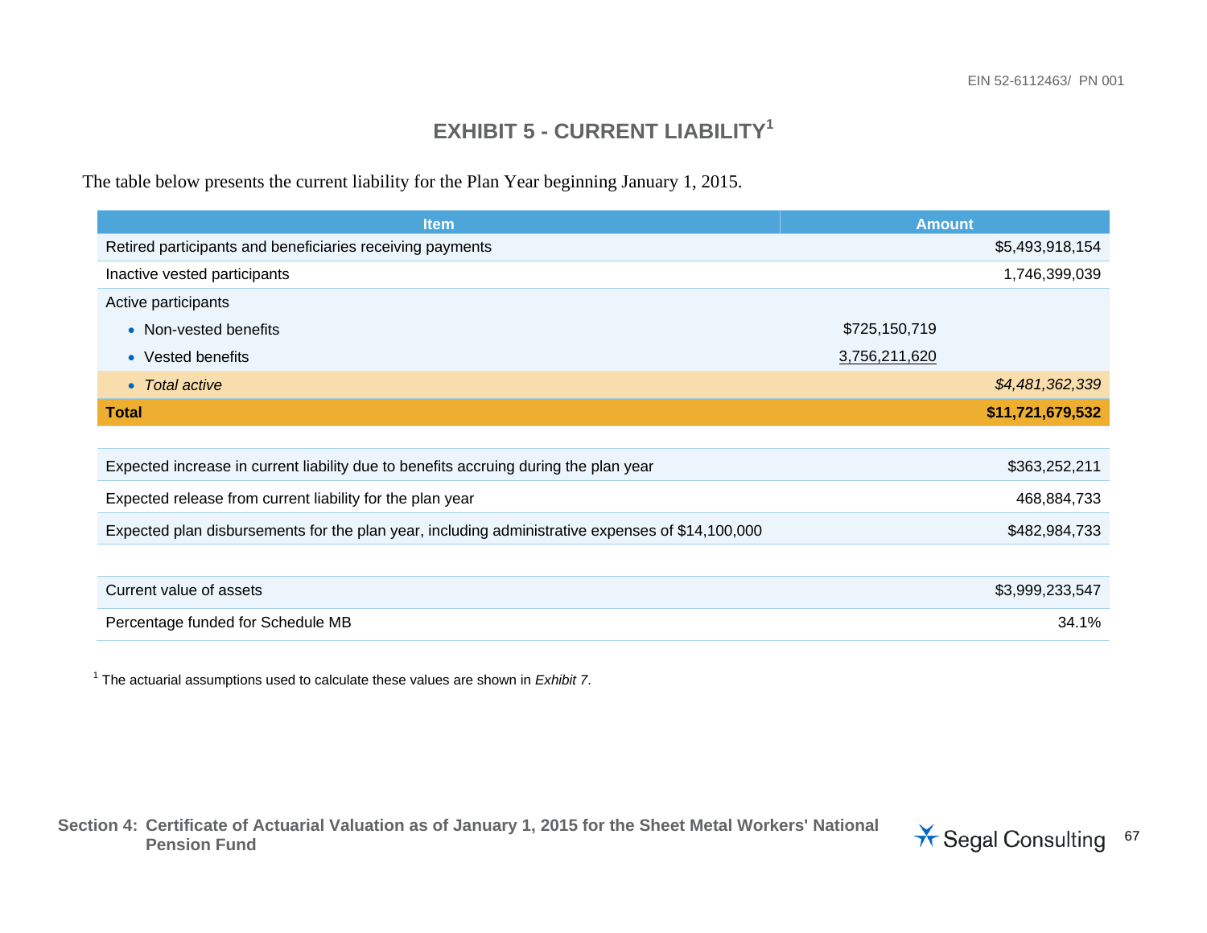## EXHIBIT 5 - CURRENT LIABILITY[1]

The table below presents the current liability for the Plan Year beginning January 1, 2015.

| Item | | Amount |
|---|---|---|
| Retired participants and beneficiaries receiving payments | | $5,493,918,154 |
| Inactive vested participants | | 1,746,399,039 |
| Active participants | | |
| • Non-vested benefits | $725,150,719 | |
| • Vested benefits | 3,756,211,620 | |
| • *Total active* | | *$4,481,362,339* |
| **Total** | | **$11,721,679,532** |

| Item | Amount |
|---|---|
| Expected increase in current liability due to benefits accruing during the plan year | $363,252,211 |
| Expected release from current liability for the plan year | 468,884,733 |
| Expected plan disbursements for the plan year, including administrative expenses of $14,100,000 | $482,984,733 |

| Item | Amount |
|---|---|
| Current value of assets | $3,999,233,547 |
| Percentage funded for Schedule MB | 34.1% |

[1] The actuarial assumptions used to calculate these values are shown in *Exhibit 7*.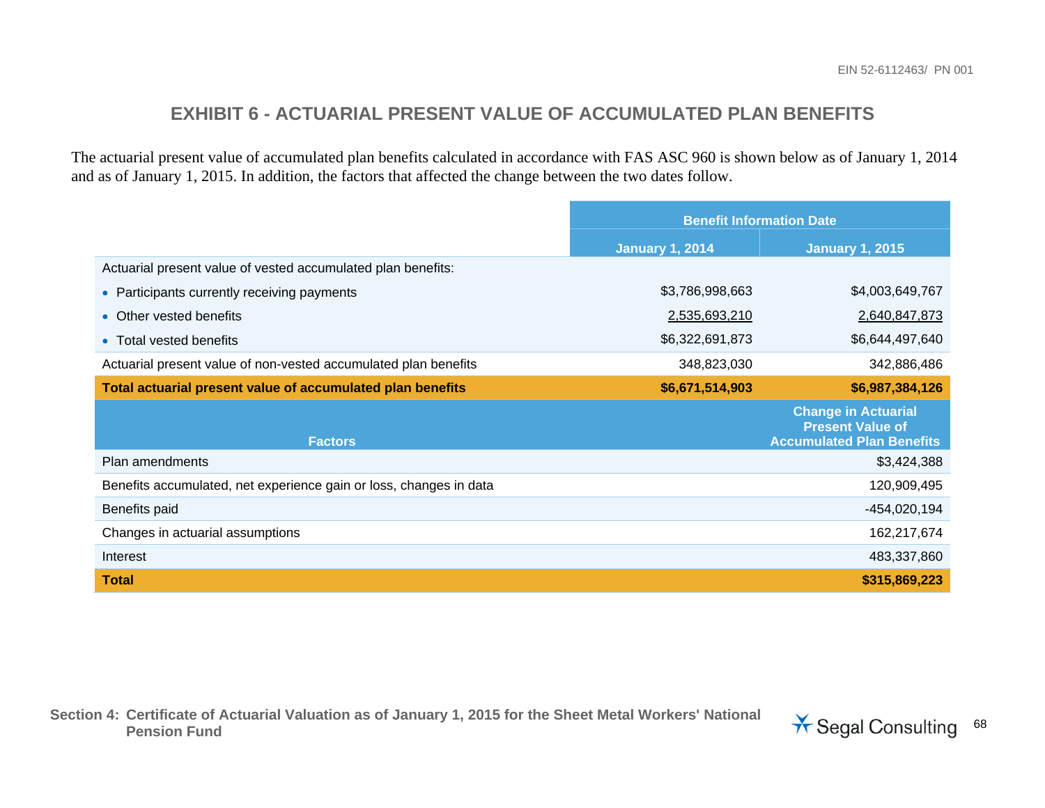## EXHIBIT 6 - ACTUARIAL PRESENT VALUE OF ACCUMULATED PLAN BENEFITS

The actuarial present value of accumulated plan benefits calculated in accordance with FAS ASC 960 is shown below as of January 1, 2014 and as of January 1, 2015. In addition, the factors that affected the change between the two dates follow.

| | Benefit Information Date | |
|---|---|---|
| | January 1, 2014 | January 1, 2015 |
| Actuarial present value of vested accumulated plan benefits: | | |
| • Participants currently receiving payments | $3,786,998,663 | $4,003,649,767 |
| • Other vested benefits | 2,535,693,210 | 2,640,847,873 |
| • Total vested benefits | $6,322,691,873 | $6,644,497,640 |
| Actuarial present value of non-vested accumulated plan benefits | 348,823,030 | 342,886,486 |
| **Total actuarial present value of accumulated plan benefits** | **$6,671,514,903** | **$6,987,384,126** |

| Factors | Change in Actuarial Present Value of Accumulated Plan Benefits |
|---|---|
| Plan amendments | $3,424,388 |
| Benefits accumulated, net experience gain or loss, changes in data | 120,909,495 |
| Benefits paid | -454,020,194 |
| Changes in actuarial assumptions | 162,217,674 |
| Interest | 483,337,860 |
| **Total** | **$315,869,223** |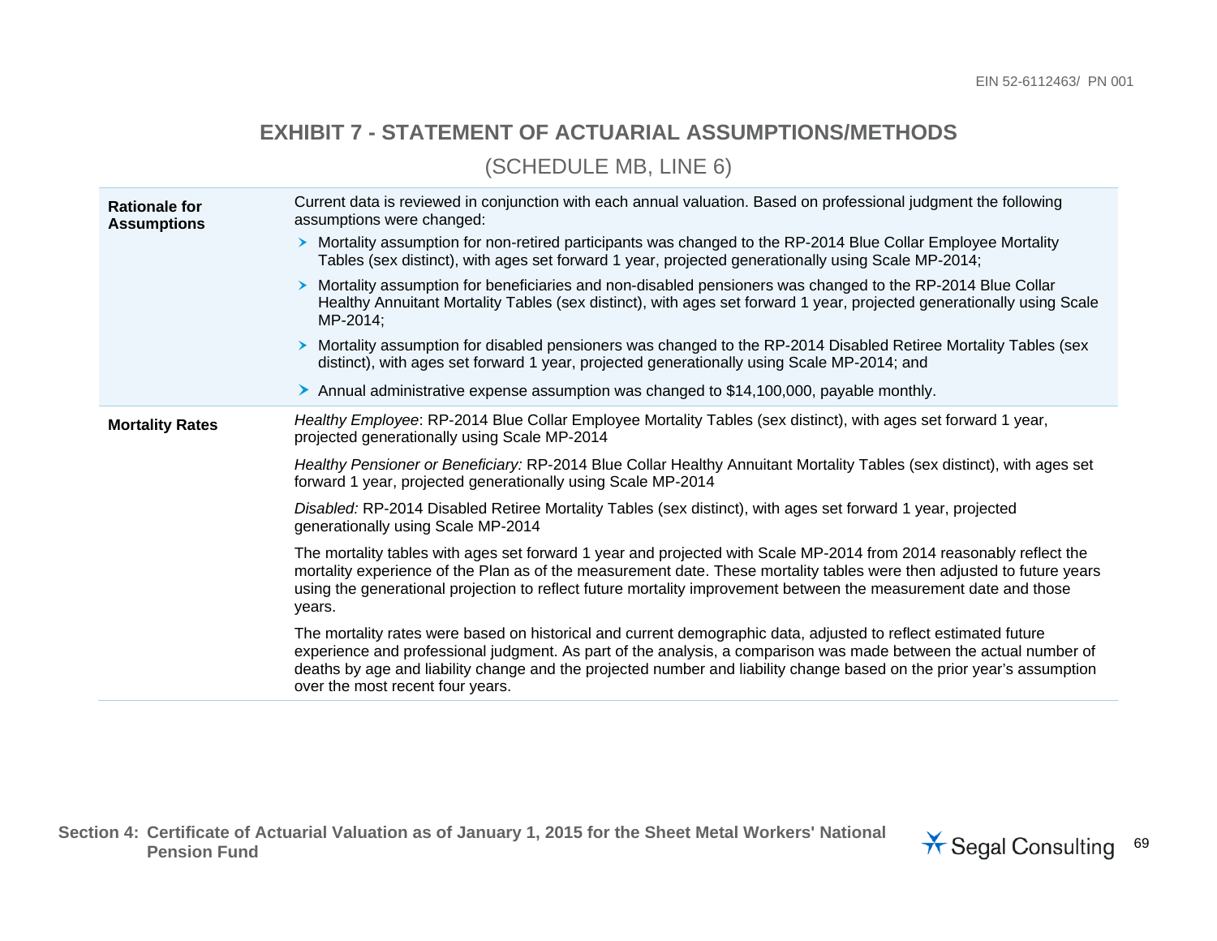## EXHIBIT 7 - STATEMENT OF ACTUARIAL ASSUMPTIONS/METHODS

(SCHEDULE MB, LINE 6)

| | |
|---|---|
| **Rationale for Assumptions** | Current data is reviewed in conjunction with each annual valuation. Based on professional judgment the following assumptions were changed:<br>➤ Mortality assumption for non-retired participants was changed to the RP-2014 Blue Collar Employee Mortality Tables (sex distinct), with ages set forward 1 year, projected generationally using Scale MP-2014;<br>➤ Mortality assumption for beneficiaries and non-disabled pensioners was changed to the RP-2014 Blue Collar Healthy Annuitant Mortality Tables (sex distinct), with ages set forward 1 year, projected generationally using Scale MP-2014;<br>➤ Mortality assumption for disabled pensioners was changed to the RP-2014 Disabled Retiree Mortality Tables (sex distinct), with ages set forward 1 year, projected generationally using Scale MP-2014; and<br>➤ Annual administrative expense assumption was changed to $14,100,000, payable monthly. |
| **Mortality Rates** | *Healthy Employee*: RP-2014 Blue Collar Employee Mortality Tables (sex distinct), with ages set forward 1 year, projected generationally using Scale MP-2014<br>*Healthy Pensioner or Beneficiary:* RP-2014 Blue Collar Healthy Annuitant Mortality Tables (sex distinct), with ages set forward 1 year, projected generationally using Scale MP-2014<br>*Disabled:* RP-2014 Disabled Retiree Mortality Tables (sex distinct), with ages set forward 1 year, projected generationally using Scale MP-2014<br>The mortality tables with ages set forward 1 year and projected with Scale MP-2014 from 2014 reasonably reflect the mortality experience of the Plan as of the measurement date. These mortality tables were then adjusted to future years using the generational projection to reflect future mortality improvement between the measurement date and those years.<br>The mortality rates were based on historical and current demographic data, adjusted to reflect estimated future experience and professional judgment. As part of the analysis, a comparison was made between the actual number of deaths by age and liability change and the projected number and liability change based on the prior year's assumption over the most recent four years. |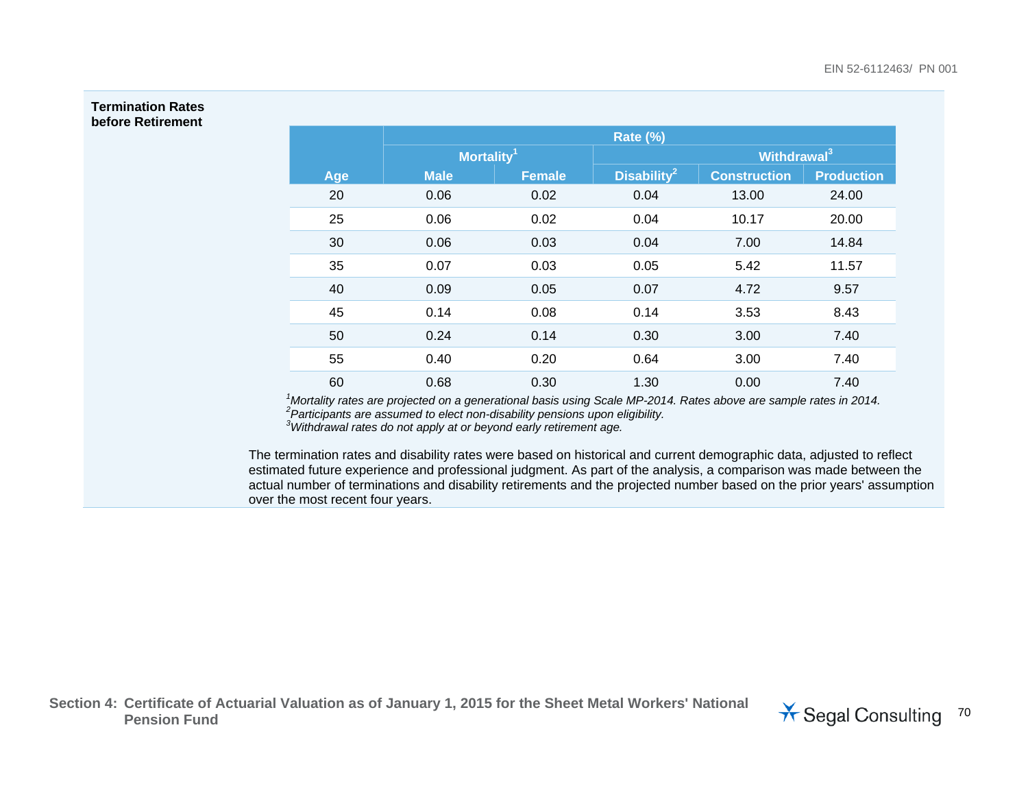**Termination Rates before Retirement**

| Age | Rate (%) | | | | |
|---|---|---|---|---|---|
| | Mortality[1] | | | Withdrawal[3] | |
| | Male | Female | Disability[2] | Construction | Production |
| 20 | 0.06 | 0.02 | 0.04 | 13.00 | 24.00 |
| 25 | 0.06 | 0.02 | 0.04 | 10.17 | 20.00 |
| 30 | 0.06 | 0.03 | 0.04 | 7.00 | 14.84 |
| 35 | 0.07 | 0.03 | 0.05 | 5.42 | 11.57 |
| 40 | 0.09 | 0.05 | 0.07 | 4.72 | 9.57 |
| 45 | 0.14 | 0.08 | 0.14 | 3.53 | 8.43 |
| 50 | 0.24 | 0.14 | 0.30 | 3.00 | 7.40 |
| 55 | 0.40 | 0.20 | 0.64 | 3.00 | 7.40 |
| 60 | 0.68 | 0.30 | 1.30 | 0.00 | 7.40 |

*[1]Mortality rates are projected on a generational basis using Scale MP-2014. Rates above are sample rates in 2014.*
*[2]Participants are assumed to elect non-disability pensions upon eligibility.*
*[3]Withdrawal rates do not apply at or beyond early retirement age.*

The termination rates and disability rates were based on historical and current demographic data, adjusted to reflect estimated future experience and professional judgment. As part of the analysis, a comparison was made between the actual number of terminations and disability retirements and the projected number based on the prior years' assumption over the most recent four years.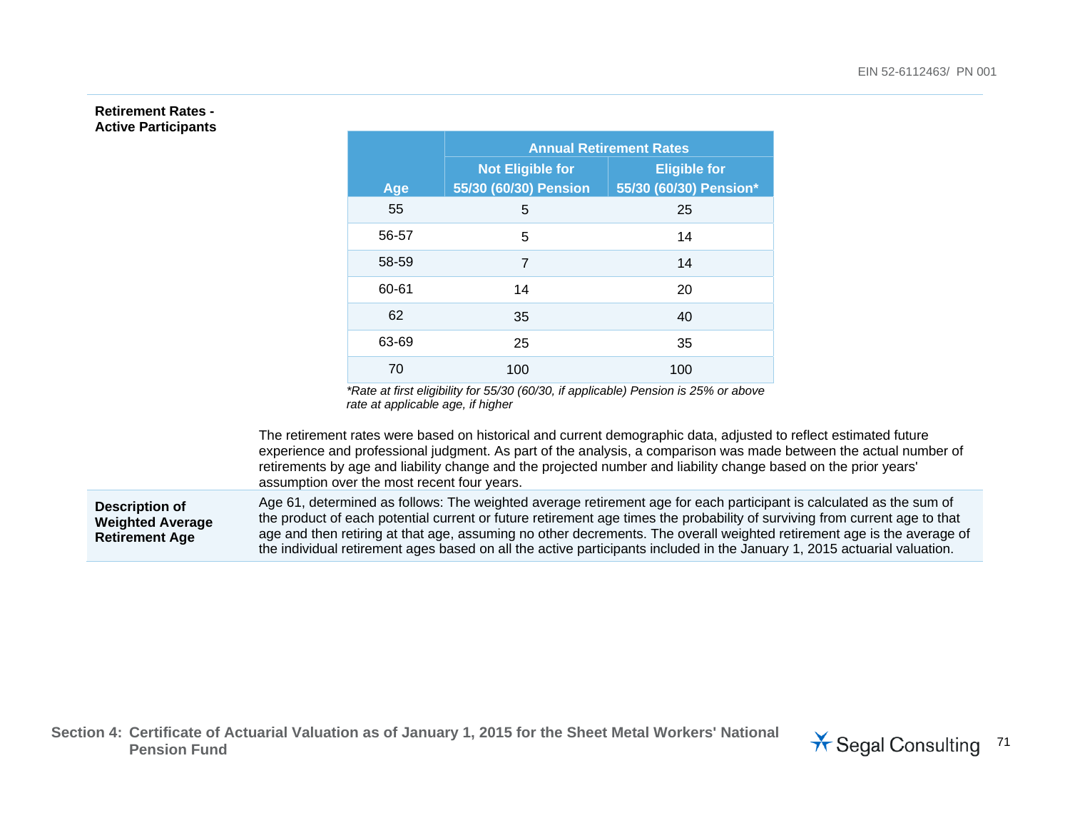**Retirement Rates - Active Participants**

| Age | Annual Retirement Rates | |
|---|---|---|
| | Not Eligible for 55/30 (60/30) Pension | Eligible for 55/30 (60/30) Pension* |
| 55 | 5 | 25 |
| 56-57 | 5 | 14 |
| 58-59 | 7 | 14 |
| 60-61 | 14 | 20 |
| 62 | 35 | 40 |
| 63-69 | 25 | 35 |
| 70 | 100 | 100 |

*\*Rate at first eligibility for 55/30 (60/30, if applicable) Pension is 25% or above rate at applicable age, if higher*

The retirement rates were based on historical and current demographic data, adjusted to reflect estimated future experience and professional judgment. As part of the analysis, a comparison was made between the actual number of retirements by age and liability change and the projected number and liability change based on the prior years' assumption over the most recent four years.

**Description of Weighted Average Retirement Age**

Age 61, determined as follows: The weighted average retirement age for each participant is calculated as the sum of the product of each potential current or future retirement age times the probability of surviving from current age to that age and then retiring at that age, assuming no other decrements. The overall weighted retirement age is the average of the individual retirement ages based on all the active participants included in the January 1, 2015 actuarial valuation.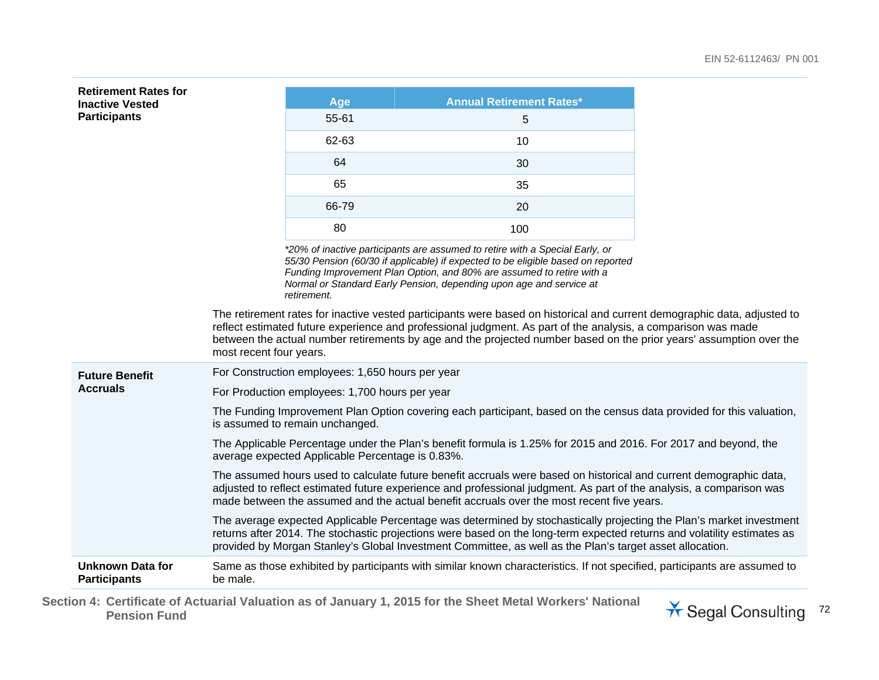**Retirement Rates for Inactive Vested Participants**

| Age | Annual Retirement Rates* |
|---|---|
| 55-61 | 5 |
| 62-63 | 10 |
| 64 | 30 |
| 65 | 35 |
| 66-79 | 20 |
| 80 | 100 |

*\*20% of inactive participants are assumed to retire with a Special Early, or 55/30 Pension (60/30 if applicable) if expected to be eligible based on reported Funding Improvement Plan Option, and 80% are assumed to retire with a Normal or Standard Early Pension, depending upon age and service at retirement.*

The retirement rates for inactive vested participants were based on historical and current demographic data, adjusted to reflect estimated future experience and professional judgment. As part of the analysis, a comparison was made between the actual number retirements by age and the projected number based on the prior years' assumption over the most recent four years.

**Future Benefit Accruals**

For Construction employees: 1,650 hours per year

For Production employees: 1,700 hours per year

The Funding Improvement Plan Option covering each participant, based on the census data provided for this valuation, is assumed to remain unchanged.

The Applicable Percentage under the Plan's benefit formula is 1.25% for 2015 and 2016. For 2017 and beyond, the average expected Applicable Percentage is 0.83%.

The assumed hours used to calculate future benefit accruals were based on historical and current demographic data, adjusted to reflect estimated future experience and professional judgment. As part of the analysis, a comparison was made between the assumed and the actual benefit accruals over the most recent five years.

The average expected Applicable Percentage was determined by stochastically projecting the Plan's market investment returns after 2014. The stochastic projections were based on the long-term expected returns and volatility estimates as provided by Morgan Stanley's Global Investment Committee, as well as the Plan's target asset allocation.

**Unknown Data for Participants**

Same as those exhibited by participants with similar known characteristics. If not specified, participants are assumed to be male.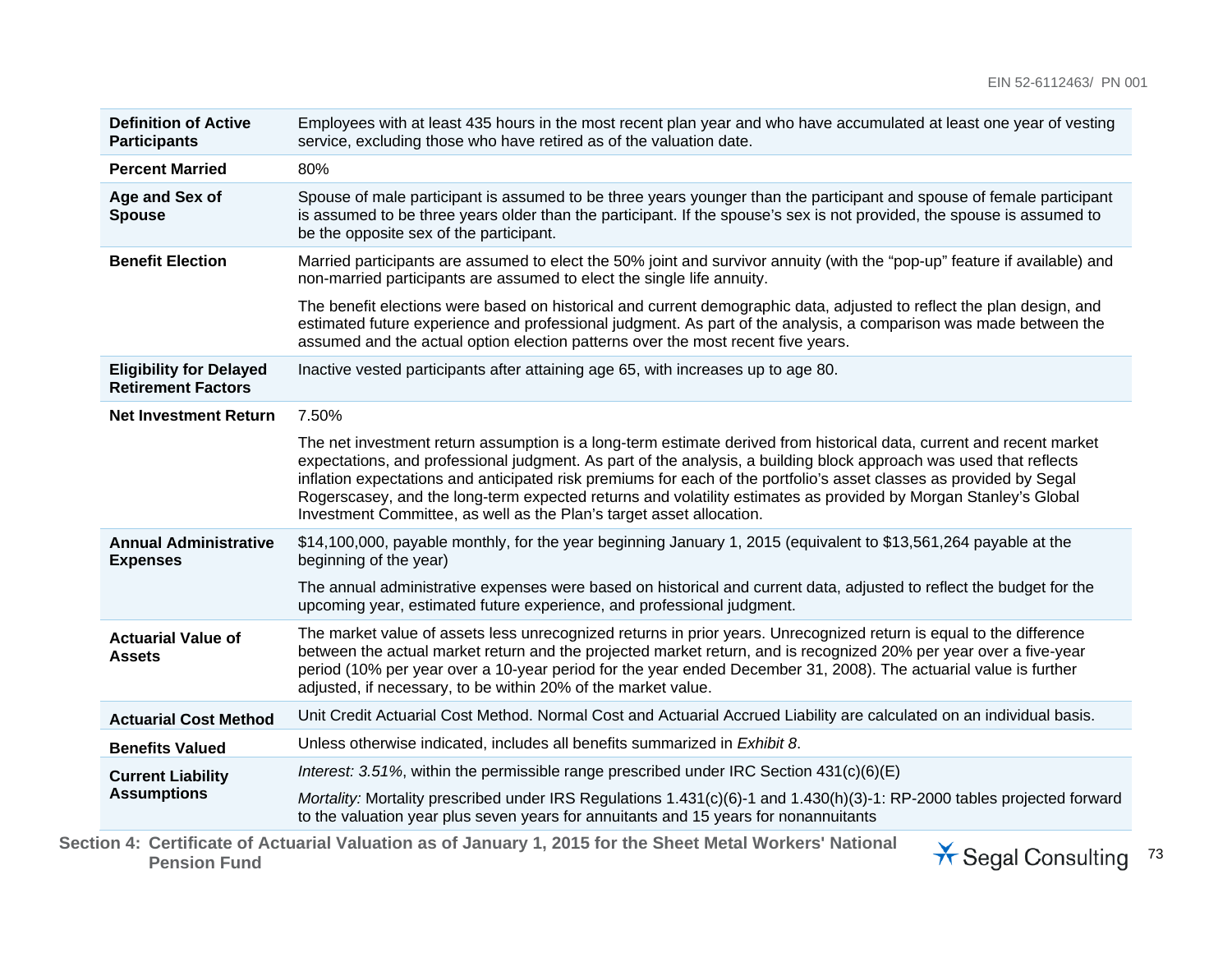| | |
|---|---|
| **Definition of Active Participants** | Employees with at least 435 hours in the most recent plan year and who have accumulated at least one year of vesting service, excluding those who have retired as of the valuation date. |
| **Percent Married** | 80% |
| **Age and Sex of Spouse** | Spouse of male participant is assumed to be three years younger than the participant and spouse of female participant is assumed to be three years older than the participant. If the spouse's sex is not provided, the spouse is assumed to be the opposite sex of the participant. |
| **Benefit Election** | Married participants are assumed to elect the 50% joint and survivor annuity (with the "pop-up" feature if available) and non-married participants are assumed to elect the single life annuity.<br><br>The benefit elections were based on historical and current demographic data, adjusted to reflect the plan design, and estimated future experience and professional judgment. As part of the analysis, a comparison was made between the assumed and the actual option election patterns over the most recent five years. |
| **Eligibility for Delayed Retirement Factors** | Inactive vested participants after attaining age 65, with increases up to age 80. |
| **Net Investment Return** | 7.50%<br><br>The net investment return assumption is a long-term estimate derived from historical data, current and recent market expectations, and professional judgment. As part of the analysis, a building block approach was used that reflects inflation expectations and anticipated risk premiums for each of the portfolio's asset classes as provided by Segal Rogerscasey, and the long-term expected returns and volatility estimates as provided by Morgan Stanley's Global Investment Committee, as well as the Plan's target asset allocation. |
| **Annual Administrative Expenses** | $14,100,000, payable monthly, for the year beginning January 1, 2015 (equivalent to $13,561,264 payable at the beginning of the year)<br><br>The annual administrative expenses were based on historical and current data, adjusted to reflect the budget for the upcoming year, estimated future experience, and professional judgment. |
| **Actuarial Value of Assets** | The market value of assets less unrecognized returns in prior years. Unrecognized return is equal to the difference between the actual market return and the projected market return, and is recognized 20% per year over a five-year period (10% per year over a 10-year period for the year ended December 31, 2008). The actuarial value is further adjusted, if necessary, to be within 20% of the market value. |
| **Actuarial Cost Method** | Unit Credit Actuarial Cost Method. Normal Cost and Actuarial Accrued Liability are calculated on an individual basis. |
| **Benefits Valued** | Unless otherwise indicated, includes all benefits summarized in *Exhibit 8*. |
| **Current Liability Assumptions** | *Interest: 3.51%*, within the permissible range prescribed under IRC Section 431(c)(6)(E)<br><br>*Mortality:* Mortality prescribed under IRS Regulations 1.431(c)(6)-1 and 1.430(h)(3)-1: RP-2000 tables projected forward to the valuation year plus seven years for annuitants and 15 years for nonannuitants |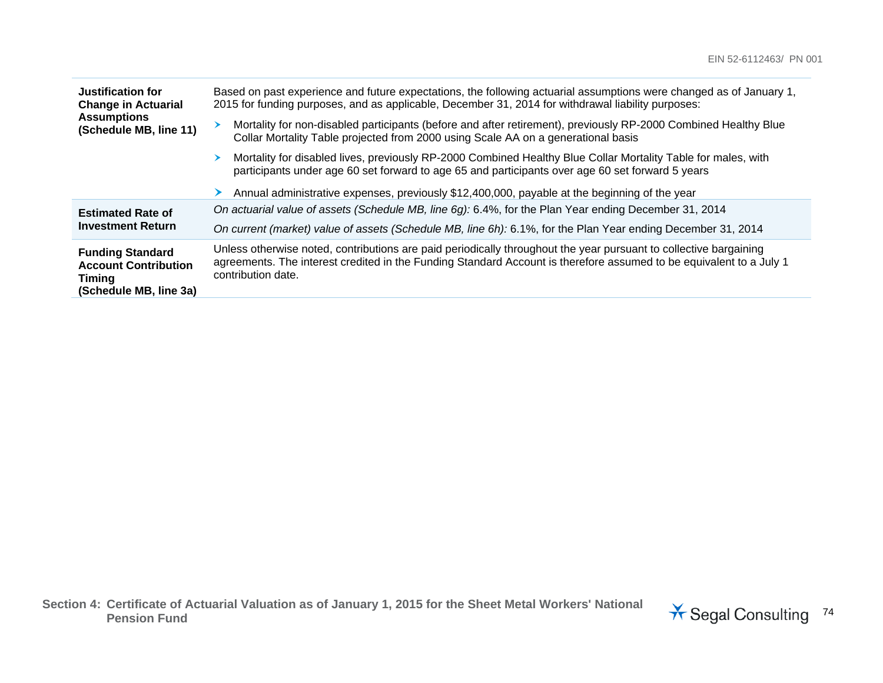| | |
|---|---|
| **Justification for Change in Actuarial Assumptions (Schedule MB, line 11)** | Based on past experience and future expectations, the following actuarial assumptions were changed as of January 1, 2015 for funding purposes, and as applicable, December 31, 2014 for withdrawal liability purposes:<br>➤ Mortality for non-disabled participants (before and after retirement), previously RP-2000 Combined Healthy Blue Collar Mortality Table projected from 2000 using Scale AA on a generational basis<br>➤ Mortality for disabled lives, previously RP-2000 Combined Healthy Blue Collar Mortality Table for males, with participants under age 60 set forward to age 65 and participants over age 60 set forward 5 years<br>➤ Annual administrative expenses, previously $12,400,000, payable at the beginning of the year |
| **Estimated Rate of Investment Return** | *On actuarial value of assets (Schedule MB, line 6g):* 6.4%, for the Plan Year ending December 31, 2014<br>*On current (market) value of assets (Schedule MB, line 6h):* 6.1%, for the Plan Year ending December 31, 2014 |
| **Funding Standard Account Contribution Timing (Schedule MB, line 3a)** | Unless otherwise noted, contributions are paid periodically throughout the year pursuant to collective bargaining agreements. The interest credited in the Funding Standard Account is therefore assumed to be equivalent to a July 1 contribution date. |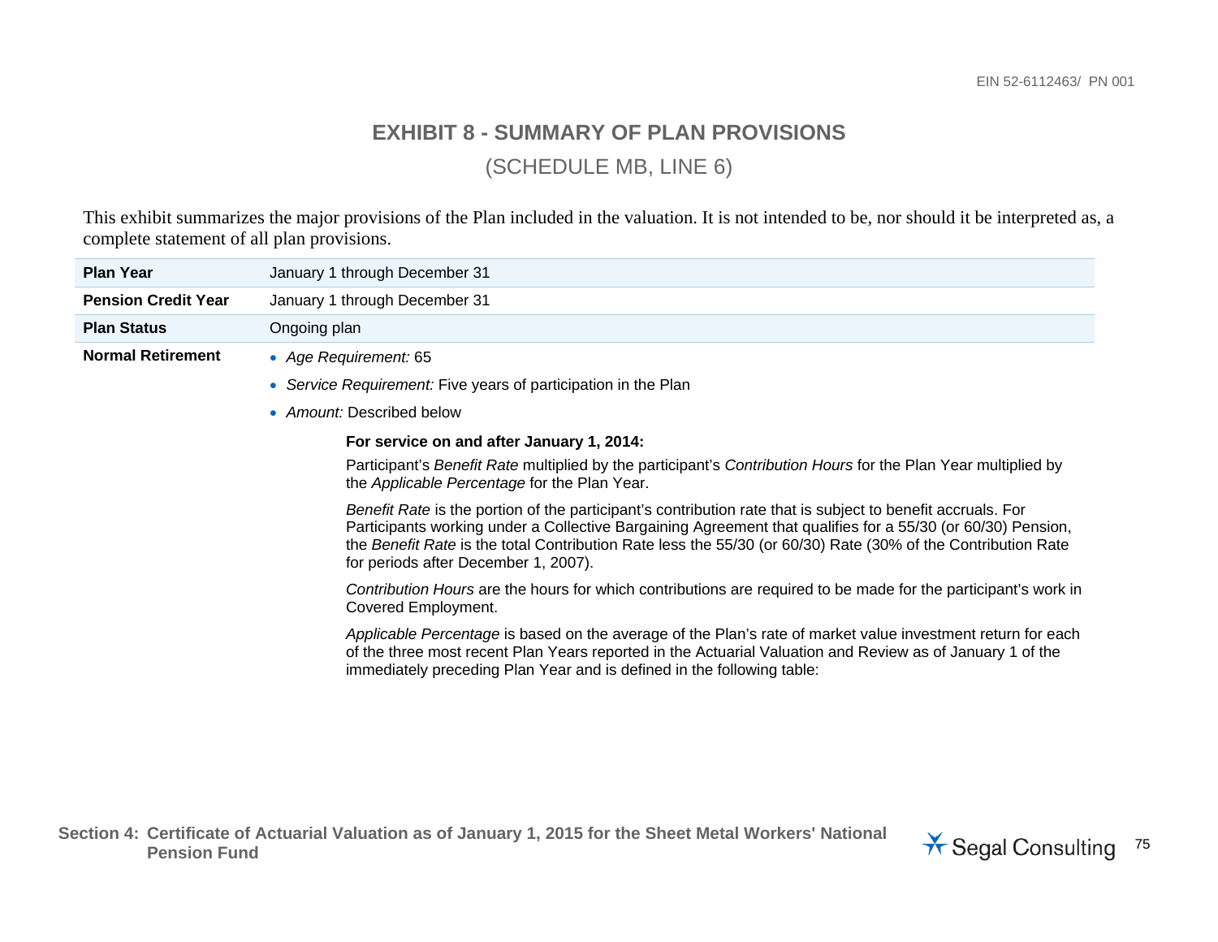# EXHIBIT 8 - SUMMARY OF PLAN PROVISIONS

## (SCHEDULE MB, LINE 6)

This exhibit summarizes the major provisions of the Plan included in the valuation. It is not intended to be, nor should it be interpreted as, a complete statement of all plan provisions.

| | |
|---|---|
| **Plan Year** | January 1 through December 31 |
| **Pension Credit Year** | January 1 through December 31 |
| **Plan Status** | Ongoing plan |

**Normal Retirement**

- *Age Requirement:* 65
- *Service Requirement:* Five years of participation in the Plan
- *Amount:* Described below

**For service on and after January 1, 2014:**

Participant's *Benefit Rate* multiplied by the participant's *Contribution Hours* for the Plan Year multiplied by the *Applicable Percentage* for the Plan Year.

*Benefit Rate* is the portion of the participant's contribution rate that is subject to benefit accruals. For Participants working under a Collective Bargaining Agreement that qualifies for a 55/30 (or 60/30) Pension, the *Benefit Rate* is the total Contribution Rate less the 55/30 (or 60/30) Rate (30% of the Contribution Rate for periods after December 1, 2007).

*Contribution Hours* are the hours for which contributions are required to be made for the participant's work in Covered Employment.

*Applicable Percentage* is based on the average of the Plan's rate of market value investment return for each of the three most recent Plan Years reported in the Actuarial Valuation and Review as of January 1 of the immediately preceding Plan Year and is defined in the following table: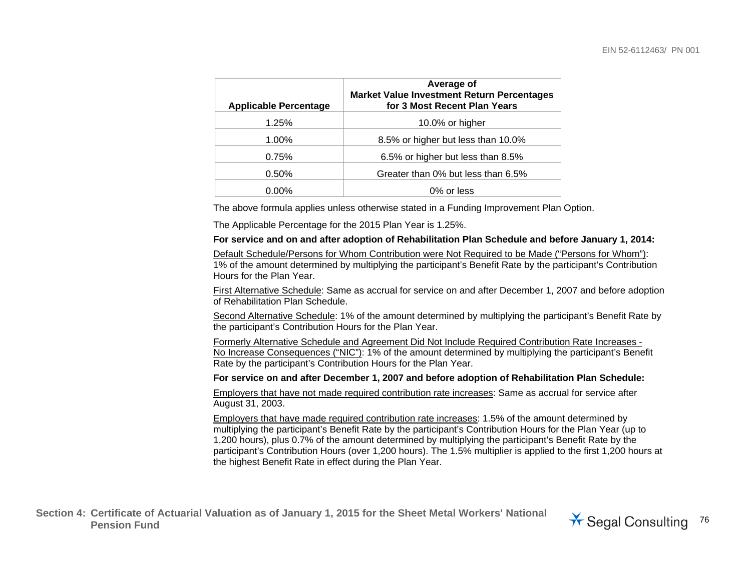| Applicable Percentage | Average of Market Value Investment Return Percentages for 3 Most Recent Plan Years |
|---|---|
| 1.25% | 10.0% or higher |
| 1.00% | 8.5% or higher but less than 10.0% |
| 0.75% | 6.5% or higher but less than 8.5% |
| 0.50% | Greater than 0% but less than 6.5% |
| 0.00% | 0% or less |

The above formula applies unless otherwise stated in a Funding Improvement Plan Option.

The Applicable Percentage for the 2015 Plan Year is 1.25%.

**For service and on and after adoption of Rehabilitation Plan Schedule and before January 1, 2014:**

Default Schedule/Persons for Whom Contribution were Not Required to be Made ("Persons for Whom"): 1% of the amount determined by multiplying the participant's Benefit Rate by the participant's Contribution Hours for the Plan Year.

First Alternative Schedule: Same as accrual for service on and after December 1, 2007 and before adoption of Rehabilitation Plan Schedule.

Second Alternative Schedule: 1% of the amount determined by multiplying the participant's Benefit Rate by the participant's Contribution Hours for the Plan Year.

Formerly Alternative Schedule and Agreement Did Not Include Required Contribution Rate Increases - No Increase Consequences ("NIC"): 1% of the amount determined by multiplying the participant's Benefit Rate by the participant's Contribution Hours for the Plan Year.

**For service on and after December 1, 2007 and before adoption of Rehabilitation Plan Schedule:**

Employers that have not made required contribution rate increases: Same as accrual for service after August 31, 2003.

Employers that have made required contribution rate increases: 1.5% of the amount determined by multiplying the participant's Benefit Rate by the participant's Contribution Hours for the Plan Year (up to 1,200 hours), plus 0.7% of the amount determined by multiplying the participant's Benefit Rate by the participant's Contribution Hours (over 1,200 hours). The 1.5% multiplier is applied to the first 1,200 hours at the highest Benefit Rate in effect during the Plan Year.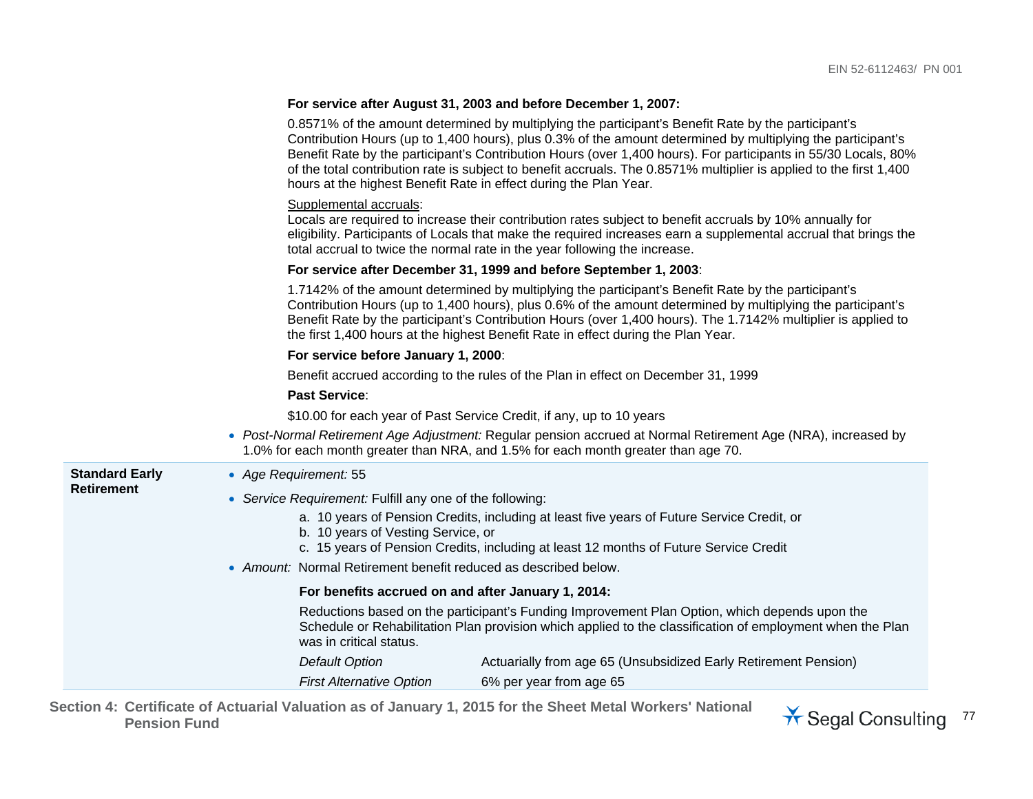**For service after August 31, 2003 and before December 1, 2007:**

0.8571% of the amount determined by multiplying the participant's Benefit Rate by the participant's Contribution Hours (up to 1,400 hours), plus 0.3% of the amount determined by multiplying the participant's Benefit Rate by the participant's Contribution Hours (over 1,400 hours). For participants in 55/30 Locals, 80% of the total contribution rate is subject to benefit accruals. The 0.8571% multiplier is applied to the first 1,400 hours at the highest Benefit Rate in effect during the Plan Year.

Supplemental accruals:
Locals are required to increase their contribution rates subject to benefit accruals by 10% annually for eligibility. Participants of Locals that make the required increases earn a supplemental accrual that brings the total accrual to twice the normal rate in the year following the increase.

**For service after December 31, 1999 and before September 1, 2003**:

1.7142% of the amount determined by multiplying the participant's Benefit Rate by the participant's Contribution Hours (up to 1,400 hours), plus 0.6% of the amount determined by multiplying the participant's Benefit Rate by the participant's Contribution Hours (over 1,400 hours). The 1.7142% multiplier is applied to the first 1,400 hours at the highest Benefit Rate in effect during the Plan Year.

**For service before January 1, 2000**:

Benefit accrued according to the rules of the Plan in effect on December 31, 1999

**Past Service**:

$10.00 for each year of Past Service Credit, if any, up to 10 years

- *Post-Normal Retirement Age Adjustment:* Regular pension accrued at Normal Retirement Age (NRA), increased by 1.0% for each month greater than NRA, and 1.5% for each month greater than age 70.

**Standard Early Retirement**

- *Age Requirement:* 55
- *Service Requirement:* Fulfill any one of the following:
  a. 10 years of Pension Credits, including at least five years of Future Service Credit, or
  b. 10 years of Vesting Service, or
  c. 15 years of Pension Credits, including at least 12 months of Future Service Credit
- *Amount:* Normal Retirement benefit reduced as described below.

**For benefits accrued on and after January 1, 2014:**

Reductions based on the participant's Funding Improvement Plan Option, which depends upon the Schedule or Rehabilitation Plan provision which applied to the classification of employment when the Plan was in critical status.

| | |
|---|---|
| *Default Option* | Actuarially from age 65 (Unsubsidized Early Retirement Pension) |
| *First Alternative Option* | 6% per year from age 65 |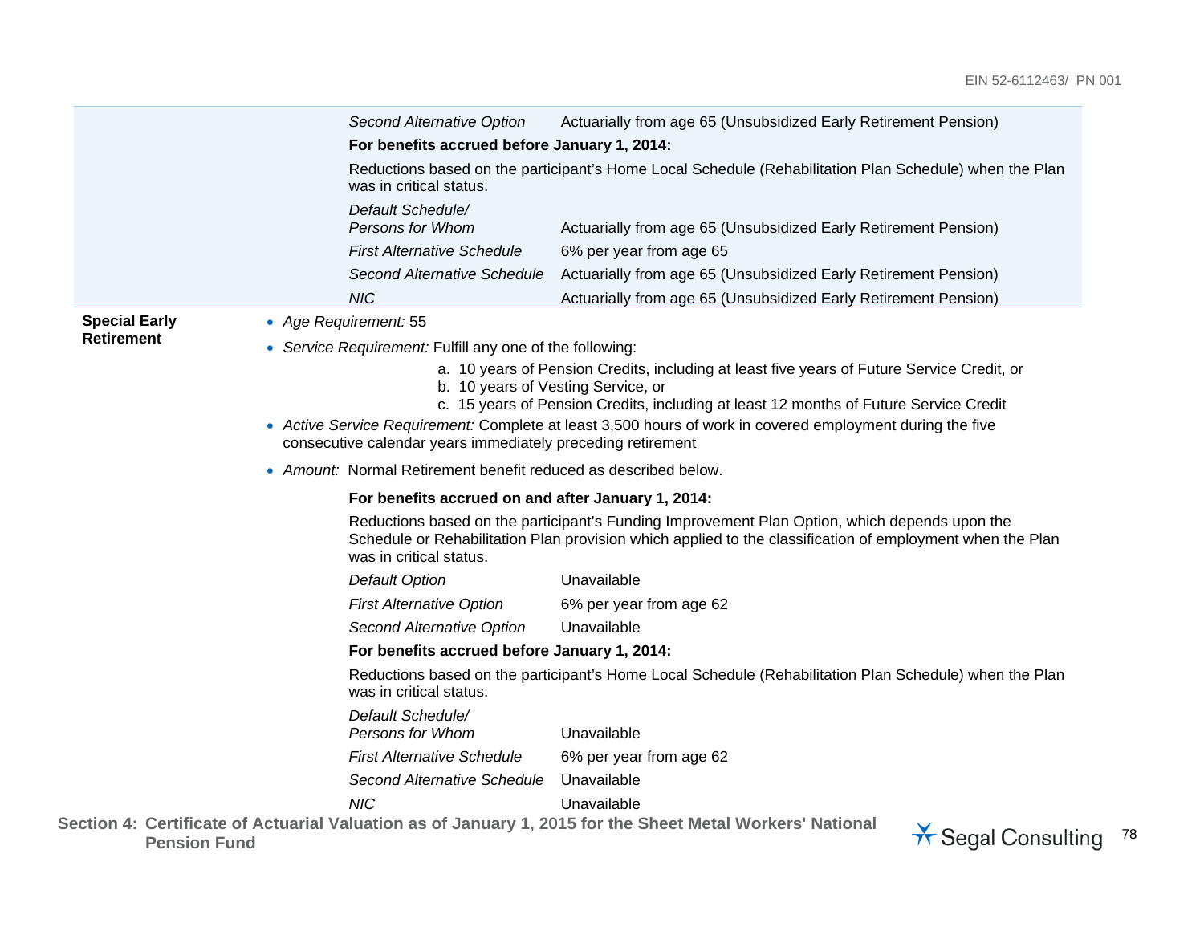| | | |
|---|---|---|
| | *Second Alternative Option* | Actuarially from age 65 (Unsubsidized Early Retirement Pension) |
| | **For benefits accrued before January 1, 2014:** | |
| | Reductions based on the participant's Home Local Schedule (Rehabilitation Plan Schedule) when the Plan was in critical status. | |
| | *Default Schedule/ Persons for Whom* | Actuarially from age 65 (Unsubsidized Early Retirement Pension) |
| | *First Alternative Schedule* | 6% per year from age 65 |
| | *Second Alternative Schedule* | Actuarially from age 65 (Unsubsidized Early Retirement Pension) |
| | *NIC* | Actuarially from age 65 (Unsubsidized Early Retirement Pension) |

**Special Early Retirement**

- *Age Requirement:* 55
- *Service Requirement:* Fulfill any one of the following:
  a. 10 years of Pension Credits, including at least five years of Future Service Credit, or
  b. 10 years of Vesting Service, or
  c. 15 years of Pension Credits, including at least 12 months of Future Service Credit
- *Active Service Requirement:* Complete at least 3,500 hours of work in covered employment during the five consecutive calendar years immediately preceding retirement
- *Amount:* Normal Retirement benefit reduced as described below.

**For benefits accrued on and after January 1, 2014:**

Reductions based on the participant's Funding Improvement Plan Option, which depends upon the Schedule or Rehabilitation Plan provision which applied to the classification of employment when the Plan was in critical status.

| | |
|---|---|
| *Default Option* | Unavailable |
| *First Alternative Option* | 6% per year from age 62 |
| *Second Alternative Option* | Unavailable |

**For benefits accrued before January 1, 2014:**

Reductions based on the participant's Home Local Schedule (Rehabilitation Plan Schedule) when the Plan was in critical status.

| | |
|---|---|
| *Default Schedule/ Persons for Whom* | Unavailable |
| *First Alternative Schedule* | 6% per year from age 62 |
| *Second Alternative Schedule* | Unavailable |
| *NIC* | Unavailable |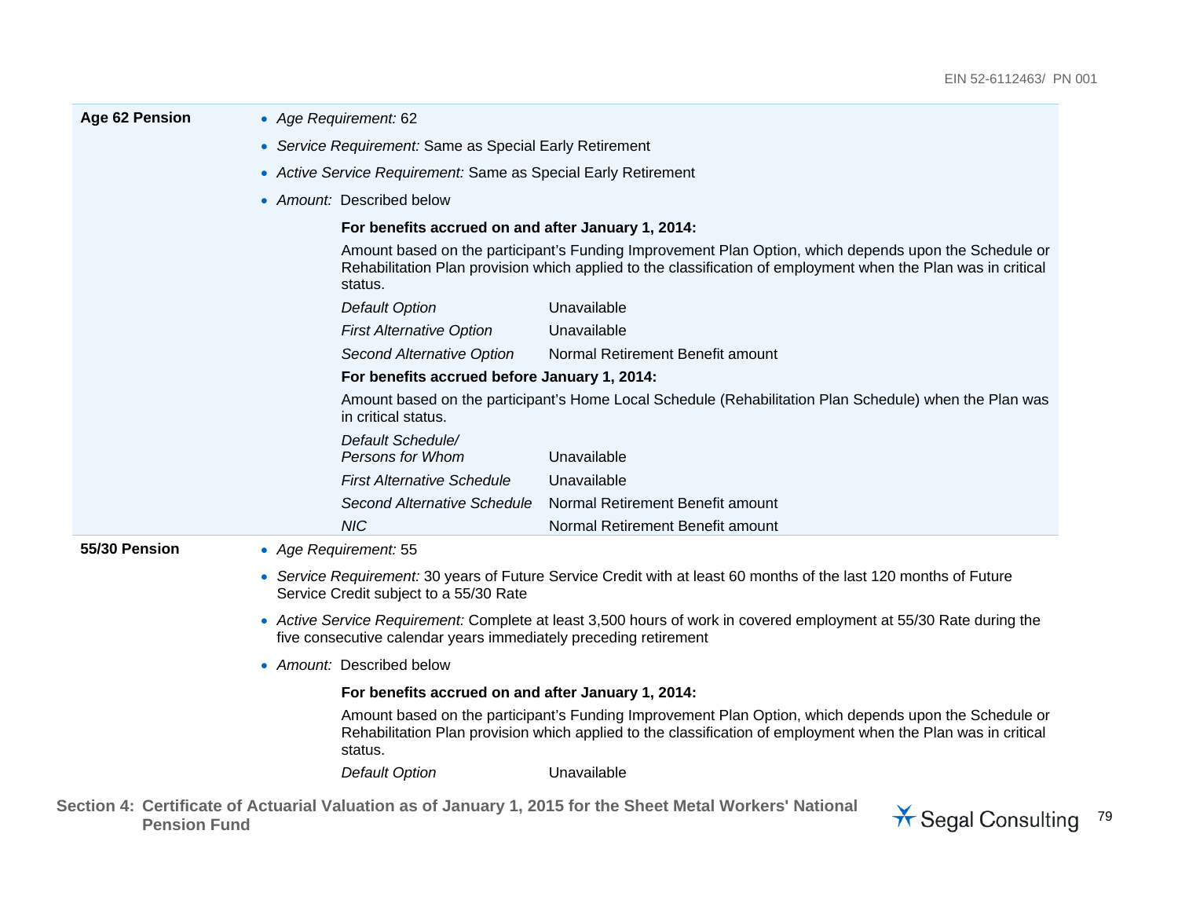**Age 62 Pension**

- *Age Requirement:* 62
- *Service Requirement:* Same as Special Early Retirement
- *Active Service Requirement:* Same as Special Early Retirement
- *Amount:* Described below

**For benefits accrued on and after January 1, 2014:**

Amount based on the participant's Funding Improvement Plan Option, which depends upon the Schedule or Rehabilitation Plan provision which applied to the classification of employment when the Plan was in critical status.

| | |
|---|---|
| *Default Option* | Unavailable |
| *First Alternative Option* | Unavailable |
| *Second Alternative Option* | Normal Retirement Benefit amount |

**For benefits accrued before January 1, 2014:**

Amount based on the participant's Home Local Schedule (Rehabilitation Plan Schedule) when the Plan was in critical status.

| | |
|---|---|
| *Default Schedule/ Persons for Whom* | Unavailable |
| *First Alternative Schedule* | Unavailable |
| *Second Alternative Schedule* | Normal Retirement Benefit amount |
| *NIC* | Normal Retirement Benefit amount |

**55/30 Pension**

- *Age Requirement:* 55
- *Service Requirement:* 30 years of Future Service Credit with at least 60 months of the last 120 months of Future Service Credit subject to a 55/30 Rate
- *Active Service Requirement:* Complete at least 3,500 hours of work in covered employment at 55/30 Rate during the five consecutive calendar years immediately preceding retirement
- *Amount:* Described below

**For benefits accrued on and after January 1, 2014:**

Amount based on the participant's Funding Improvement Plan Option, which depends upon the Schedule or Rehabilitation Plan provision which applied to the classification of employment when the Plan was in critical status.

| | |
|---|---|
| *Default Option* | Unavailable |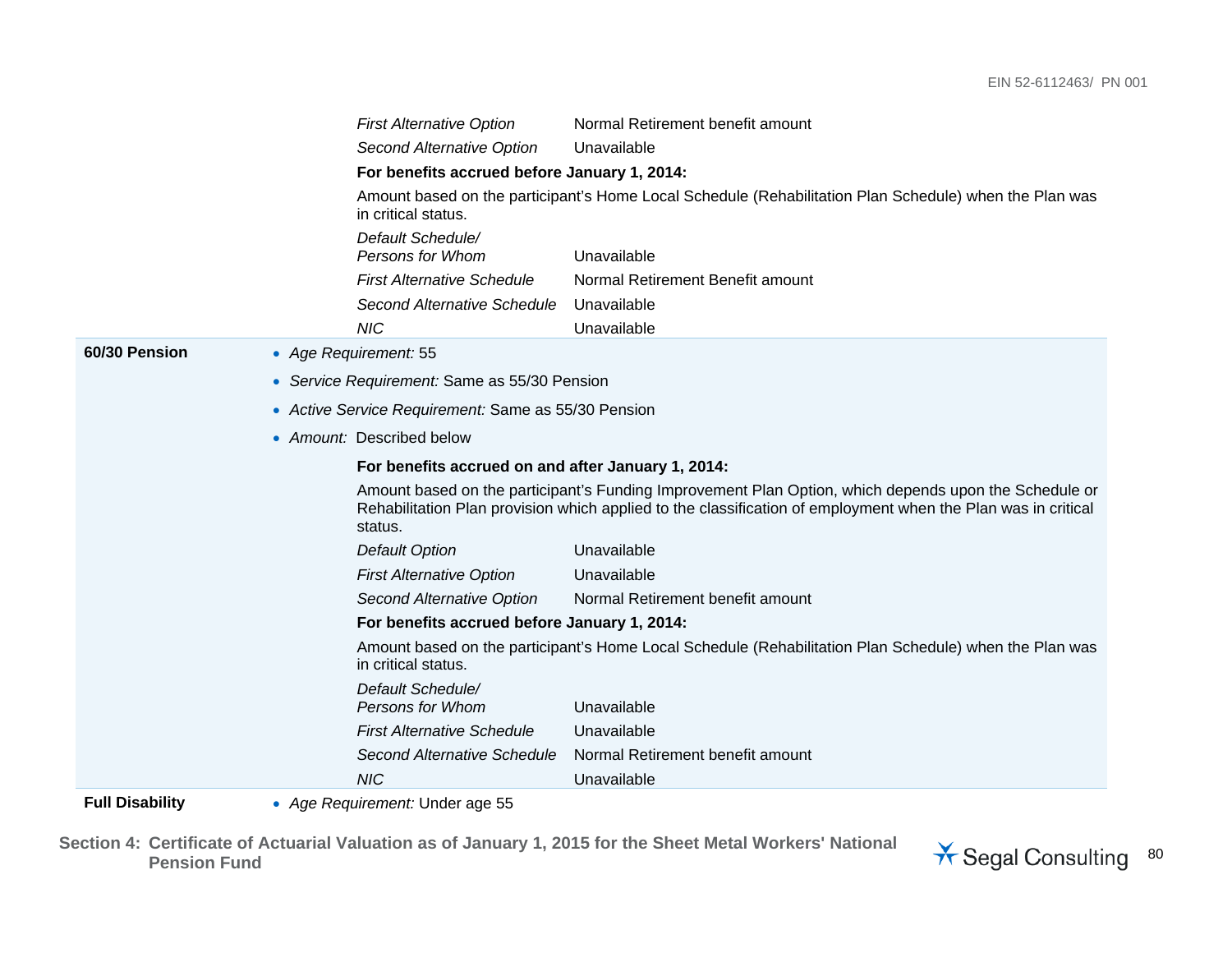| | |
|---|---|
| *First Alternative Option* | Normal Retirement benefit amount |
| *Second Alternative Option* | Unavailable |

**For benefits accrued before January 1, 2014:**

Amount based on the participant's Home Local Schedule (Rehabilitation Plan Schedule) when the Plan was in critical status.

| | |
|---|---|
| *Default Schedule/ Persons for Whom* | Unavailable |
| *First Alternative Schedule* | Normal Retirement Benefit amount |
| *Second Alternative Schedule* | Unavailable |
| *NIC* | Unavailable |

**60/30 Pension**

- *Age Requirement:* 55
- *Service Requirement:* Same as 55/30 Pension
- *Active Service Requirement:* Same as 55/30 Pension
- *Amount:* Described below

**For benefits accrued on and after January 1, 2014:**

Amount based on the participant's Funding Improvement Plan Option, which depends upon the Schedule or Rehabilitation Plan provision which applied to the classification of employment when the Plan was in critical status.

| | |
|---|---|
| *Default Option* | Unavailable |
| *First Alternative Option* | Unavailable |
| *Second Alternative Option* | Normal Retirement benefit amount |

**For benefits accrued before January 1, 2014:**

Amount based on the participant's Home Local Schedule (Rehabilitation Plan Schedule) when the Plan was in critical status.

| | |
|---|---|
| *Default Schedule/ Persons for Whom* | Unavailable |
| *First Alternative Schedule* | Unavailable |
| *Second Alternative Schedule* | Normal Retirement benefit amount |
| *NIC* | Unavailable |

**Full Disability**

- *Age Requirement:* Under age 55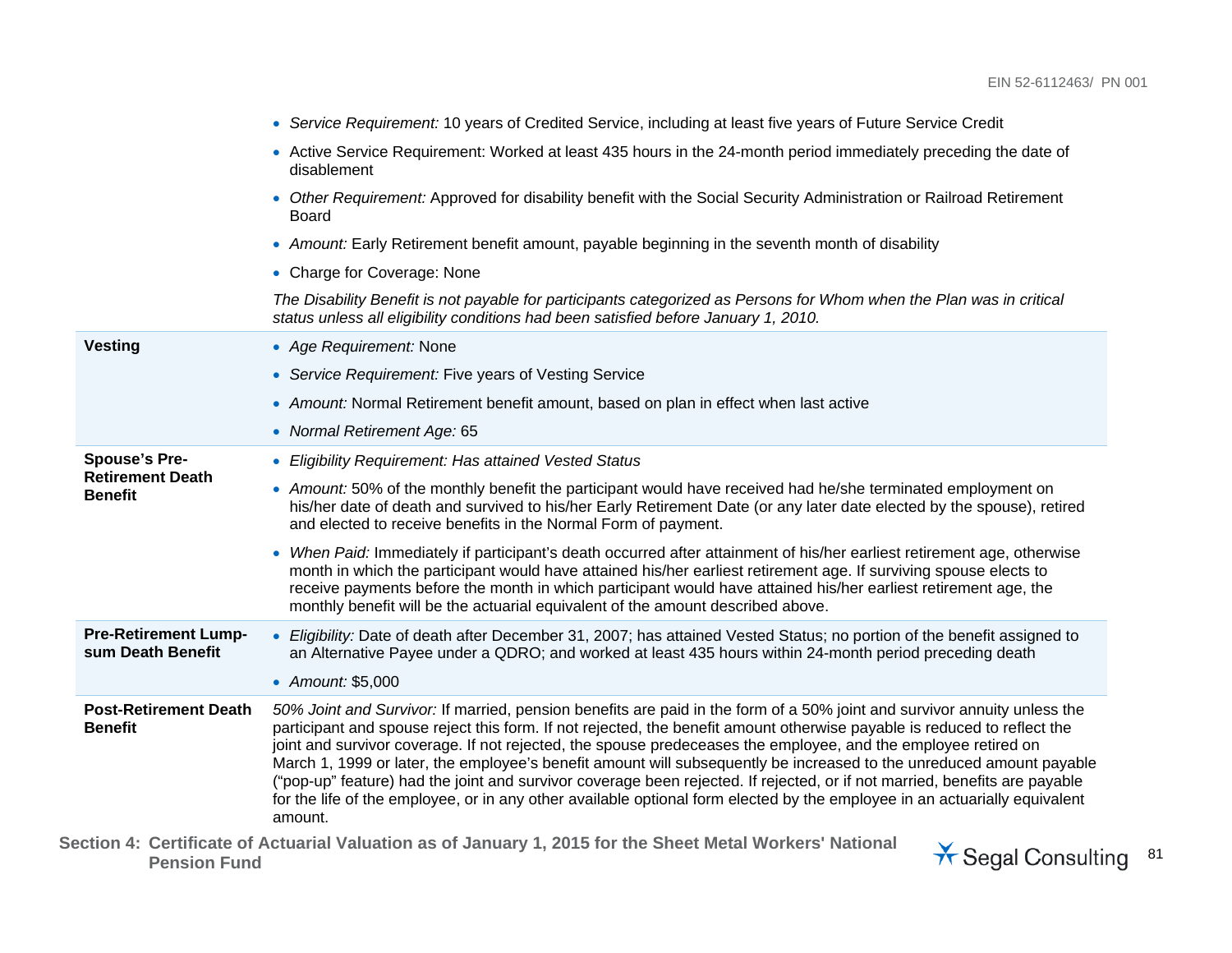| | |
|---|---|
| | • *Service Requirement:* 10 years of Credited Service, including at least five years of Future Service Credit<br>• Active Service Requirement: Worked at least 435 hours in the 24-month period immediately preceding the date of disablement<br>• *Other Requirement:* Approved for disability benefit with the Social Security Administration or Railroad Retirement Board<br>• *Amount:* Early Retirement benefit amount, payable beginning in the seventh month of disability<br>• Charge for Coverage: None<br>*The Disability Benefit is not payable for participants categorized as Persons for Whom when the Plan was in critical status unless all eligibility conditions had been satisfied before January 1, 2010.* |
| **Vesting** | • *Age Requirement:* None<br>• *Service Requirement:* Five years of Vesting Service<br>• *Amount:* Normal Retirement benefit amount, based on plan in effect when last active<br>• *Normal Retirement Age:* 65 |
| **Spouse's Pre-Retirement Death Benefit** | • *Eligibility Requirement: Has attained Vested Status*<br>• *Amount:* 50% of the monthly benefit the participant would have received had he/she terminated employment on his/her date of death and survived to his/her Early Retirement Date (or any later date elected by the spouse), retired and elected to receive benefits in the Normal Form of payment.<br>• *When Paid:* Immediately if participant's death occurred after attainment of his/her earliest retirement age, otherwise month in which the participant would have attained his/her earliest retirement age. If surviving spouse elects to receive payments before the month in which participant would have attained his/her earliest retirement age, the monthly benefit will be the actuarial equivalent of the amount described above. |
| **Pre-Retirement Lump-sum Death Benefit** | • *Eligibility:* Date of death after December 31, 2007; has attained Vested Status; no portion of the benefit assigned to an Alternative Payee under a QDRO; and worked at least 435 hours within 24-month period preceding death<br>• *Amount:* $5,000 |
| **Post-Retirement Death Benefit** | *50% Joint and Survivor:* If married, pension benefits are paid in the form of a 50% joint and survivor annuity unless the participant and spouse reject this form. If not rejected, the benefit amount otherwise payable is reduced to reflect the joint and survivor coverage. If not rejected, the spouse predeceases the employee, and the employee retired on March 1, 1999 or later, the employee's benefit amount will subsequently be increased to the unreduced amount payable ("pop-up" feature) had the joint and survivor coverage been rejected. If rejected, or if not married, benefits are payable for the life of the employee, or in any other available optional form elected by the employee in an actuarially equivalent amount. |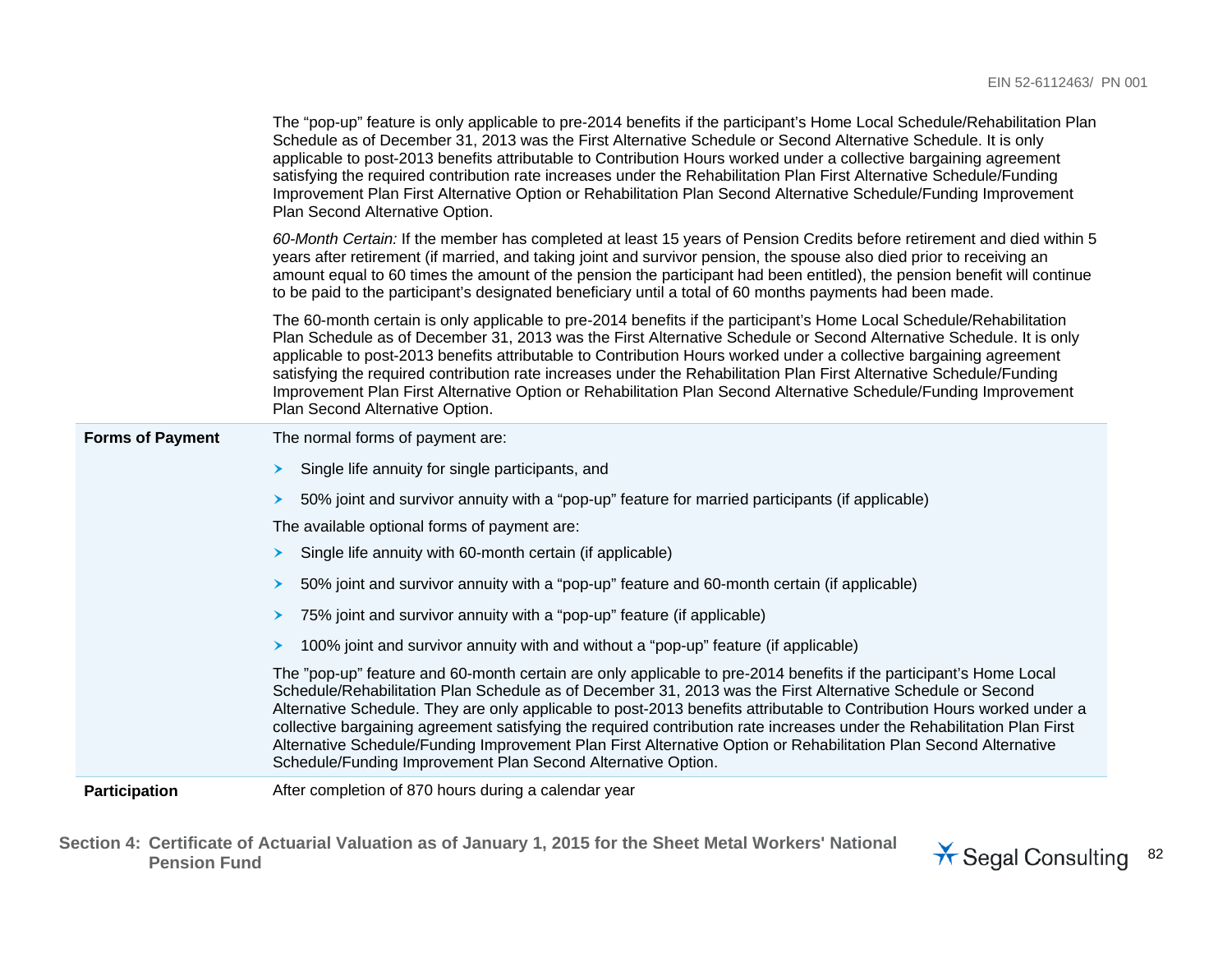The “pop-up” feature is only applicable to pre-2014 benefits if the participant’s Home Local Schedule/Rehabilitation Plan Schedule as of December 31, 2013 was the First Alternative Schedule or Second Alternative Schedule. It is only applicable to post-2013 benefits attributable to Contribution Hours worked under a collective bargaining agreement satisfying the required contribution rate increases under the Rehabilitation Plan First Alternative Schedule/Funding Improvement Plan First Alternative Option or Rehabilitation Plan Second Alternative Schedule/Funding Improvement Plan Second Alternative Option.

*60-Month Certain:* If the member has completed at least 15 years of Pension Credits before retirement and died within 5 years after retirement (if married, and taking joint and survivor pension, the spouse also died prior to receiving an amount equal to 60 times the amount of the pension the participant had been entitled), the pension benefit will continue to be paid to the participant’s designated beneficiary until a total of 60 months payments had been made.

The 60-month certain is only applicable to pre-2014 benefits if the participant’s Home Local Schedule/Rehabilitation Plan Schedule as of December 31, 2013 was the First Alternative Schedule or Second Alternative Schedule. It is only applicable to post-2013 benefits attributable to Contribution Hours worked under a collective bargaining agreement satisfying the required contribution rate increases under the Rehabilitation Plan First Alternative Schedule/Funding Improvement Plan First Alternative Option or Rehabilitation Plan Second Alternative Schedule/Funding Improvement Plan Second Alternative Option.

**Forms of Payment**

The normal forms of payment are:

- Single life annuity for single participants, and
- 50% joint and survivor annuity with a “pop-up” feature for married participants (if applicable)

The available optional forms of payment are:

- Single life annuity with 60-month certain (if applicable)
- 50% joint and survivor annuity with a “pop-up” feature and 60-month certain (if applicable)
- 75% joint and survivor annuity with a “pop-up” feature (if applicable)
- 100% joint and survivor annuity with and without a “pop-up” feature (if applicable)

The ”pop-up” feature and 60-month certain are only applicable to pre-2014 benefits if the participant’s Home Local Schedule/Rehabilitation Plan Schedule as of December 31, 2013 was the First Alternative Schedule or Second Alternative Schedule. They are only applicable to post-2013 benefits attributable to Contribution Hours worked under a collective bargaining agreement satisfying the required contribution rate increases under the Rehabilitation Plan First Alternative Schedule/Funding Improvement Plan First Alternative Option or Rehabilitation Plan Second Alternative Schedule/Funding Improvement Plan Second Alternative Option.

**Participation**

After completion of 870 hours during a calendar year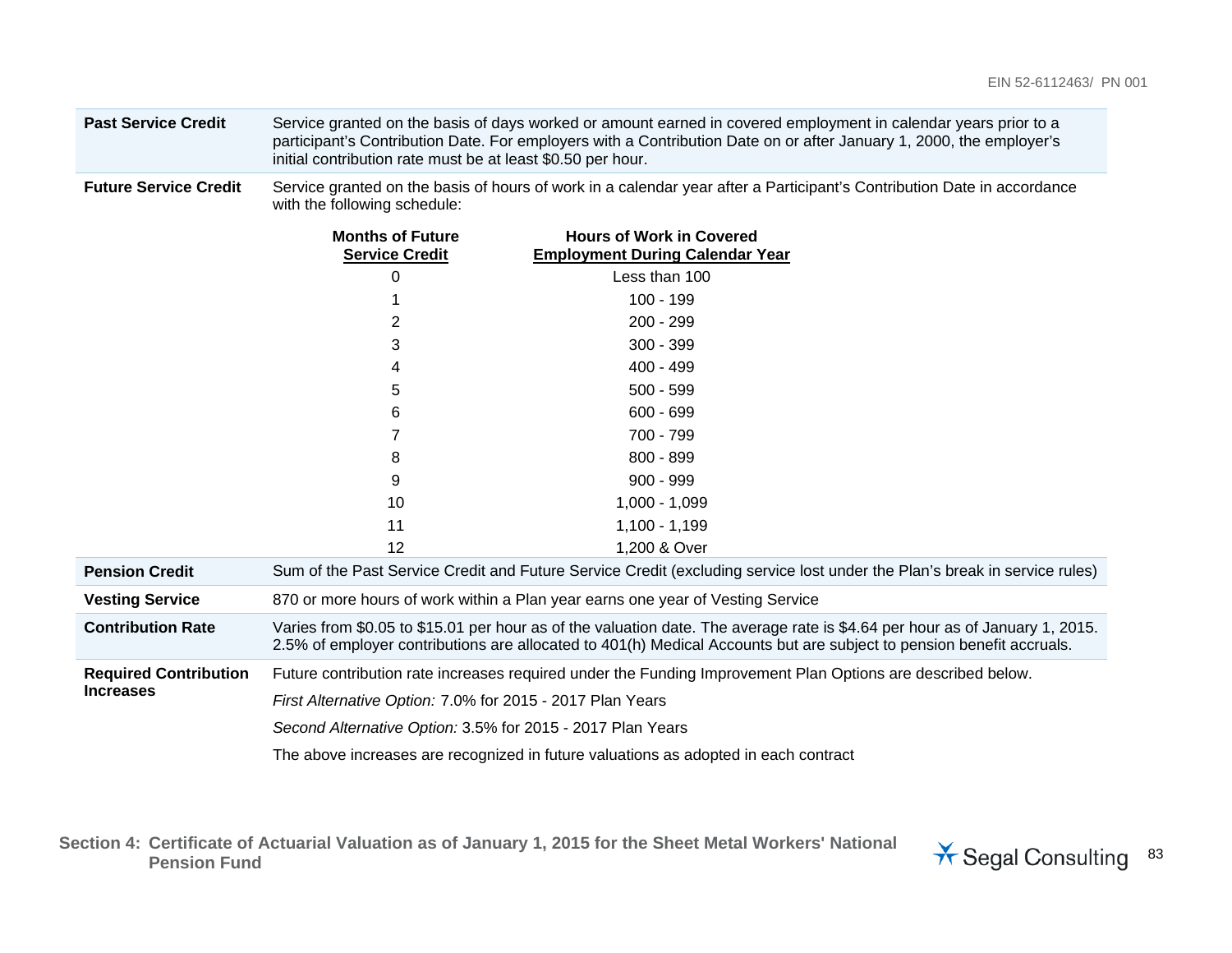| | |
|---|---|
| **Past Service Credit** | Service granted on the basis of days worked or amount earned in covered employment in calendar years prior to a participant's Contribution Date. For employers with a Contribution Date on or after January 1, 2000, the employer's initial contribution rate must be at least $0.50 per hour. |
| **Future Service Credit** | Service granted on the basis of hours of work in a calendar year after a Participant's Contribution Date in accordance with the following schedule: |

| Months of Future Service Credit | Hours of Work in Covered Employment During Calendar Year |
|---|---|
| 0 | Less than 100 |
| 1 | 100 - 199 |
| 2 | 200 - 299 |
| 3 | 300 - 399 |
| 4 | 400 - 499 |
| 5 | 500 - 599 |
| 6 | 600 - 699 |
| 7 | 700 - 799 |
| 8 | 800 - 899 |
| 9 | 900 - 999 |
| 10 | 1,000 - 1,099 |
| 11 | 1,100 - 1,199 |
| 12 | 1,200 & Over |

| | |
|---|---|
| **Pension Credit** | Sum of the Past Service Credit and Future Service Credit (excluding service lost under the Plan's break in service rules) |
| **Vesting Service** | 870 or more hours of work within a Plan year earns one year of Vesting Service |
| **Contribution Rate** | Varies from $0.05 to $15.01 per hour as of the valuation date. The average rate is $4.64 per hour as of January 1, 2015. 2.5% of employer contributions are allocated to 401(h) Medical Accounts but are subject to pension benefit accruals. |
| **Required Contribution Increases** | Future contribution rate increases required under the Funding Improvement Plan Options are described below. |
| | *First Alternative Option:* 7.0% for 2015 - 2017 Plan Years |
| | *Second Alternative Option:* 3.5% for 2015 - 2017 Plan Years |
| | The above increases are recognized in future valuations as adopted in each contract |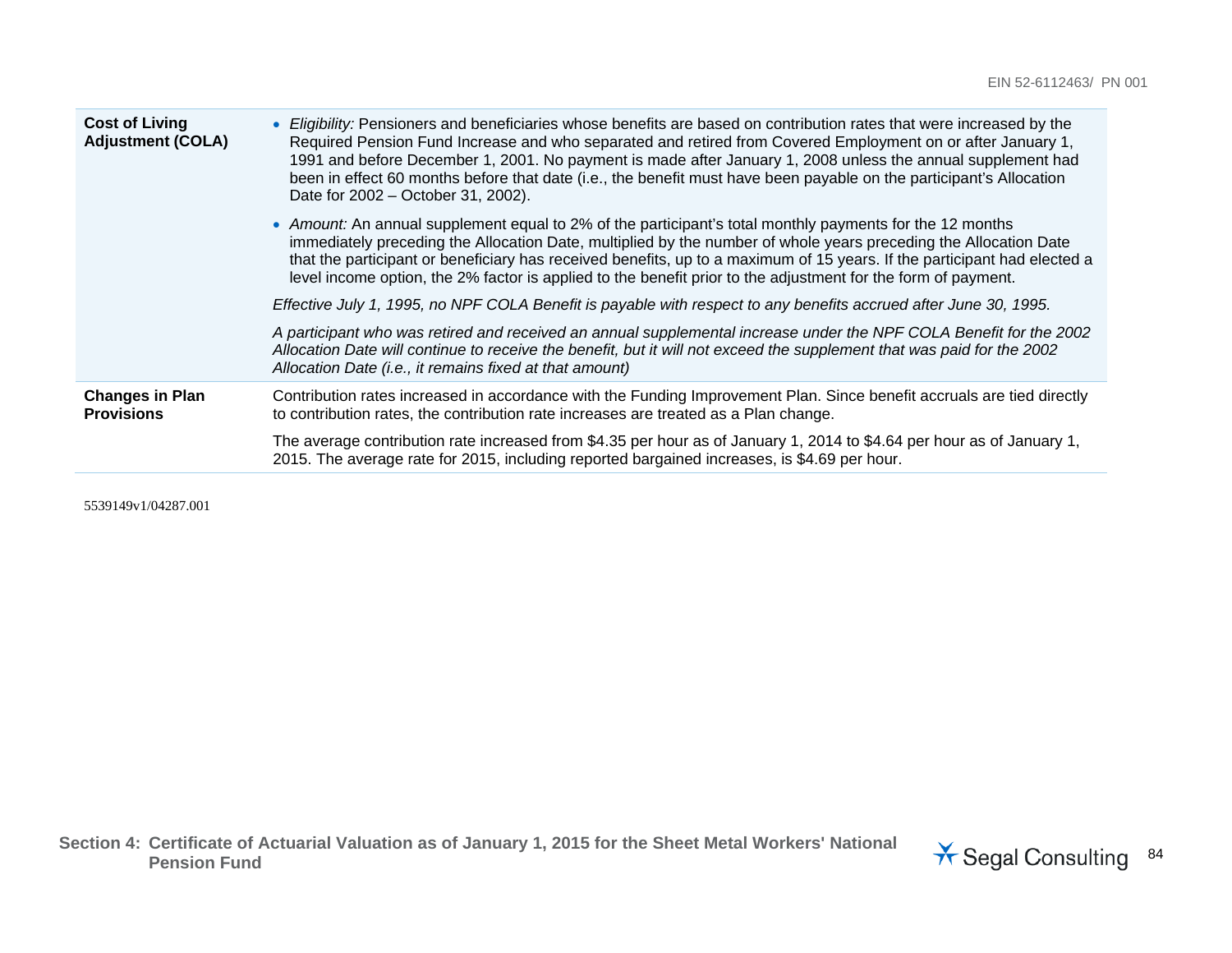| | |
|---|---|
| **Cost of Living Adjustment (COLA)** | • *Eligibility:* Pensioners and beneficiaries whose benefits are based on contribution rates that were increased by the Required Pension Fund Increase and who separated and retired from Covered Employment on or after January 1, 1991 and before December 1, 2001. No payment is made after January 1, 2008 unless the annual supplement had been in effect 60 months before that date (i.e., the benefit must have been payable on the participant's Allocation Date for 2002 – October 31, 2002).<br><br>• *Amount:* An annual supplement equal to 2% of the participant's total monthly payments for the 12 months immediately preceding the Allocation Date, multiplied by the number of whole years preceding the Allocation Date that the participant or beneficiary has received benefits, up to a maximum of 15 years. If the participant had elected a level income option, the 2% factor is applied to the benefit prior to the adjustment for the form of payment.<br><br>*Effective July 1, 1995, no NPF COLA Benefit is payable with respect to any benefits accrued after June 30, 1995.*<br><br>*A participant who was retired and received an annual supplemental increase under the NPF COLA Benefit for the 2002 Allocation Date will continue to receive the benefit, but it will not exceed the supplement that was paid for the 2002 Allocation Date (i.e., it remains fixed at that amount)* |
| **Changes in Plan Provisions** | Contribution rates increased in accordance with the Funding Improvement Plan. Since benefit accruals are tied directly to contribution rates, the contribution rate increases are treated as a Plan change.<br><br>The average contribution rate increased from $4.35 per hour as of January 1, 2014 to $4.64 per hour as of January 1, 2015. The average rate for 2015, including reported bargained increases, is $4.69 per hour. |

5539149v1/04287.001